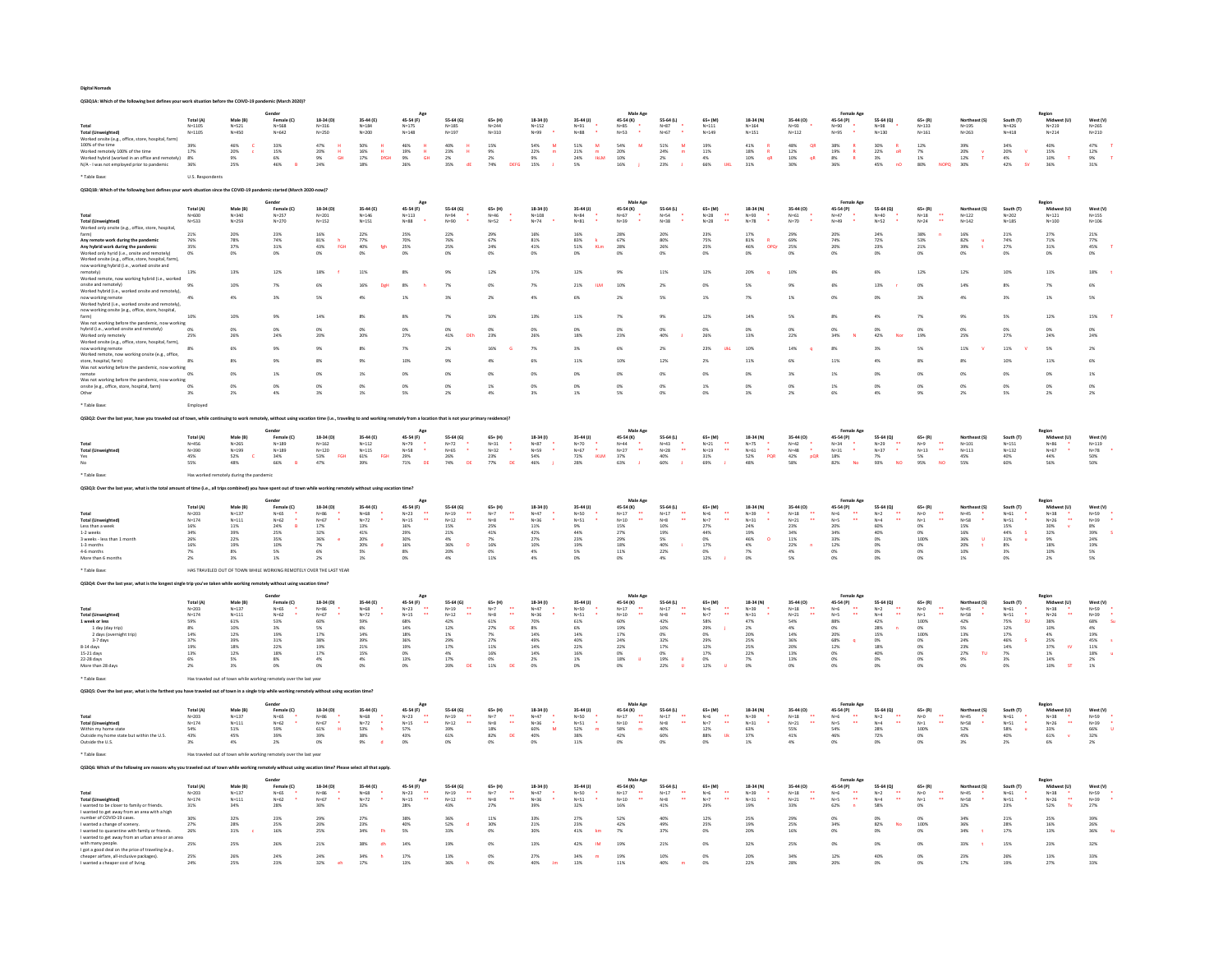**Digital Nomads**

**QS1Q1A: Which of the following best defines your work situation before the COVID-19 pandemic (March 2020)?**

| | | Gender | | Age | | | | | Male Age | | | | | Female Age | | | | | Region | | | |
|---|---|---|---|---|---|---|---|---|---|---|---|---|---|---|---|---|---|---|---|---|---|---|
| | Total (A) | Male (B) | Female (C) | 18-34 (D) | 35-44 (E) | 45-54 (F) | 55-64 (G) | 65+ (H) | 18-34 (I) | 35-44 (J) | 45-54 (K) | 55-64 (L) | 65+ (M) | 18-34 (N) | 35-44 (O) | 45-54 (P) | 55-64 (Q) | 65+ (R) | Northeast (S) | South (T) | Midwest (U) | West (V) |
| Total | N=1105 | N=521 | N=568 | N=316 | N=184 | N=175 | N=185 | N=244 | N=152 | N=91 * | N=85 * | N=87 * | N=111 | N=164 | N=93 * | N=90 * | N=98 * | N=133 | N=195 | N=426 | N=219 | N=265 |
| Total (Unweighted) | N=1105 | N=450 | N=642 | N=250 | N=200 | N=148 | N=197 | N=310 | N=99 * | N=88 * | N=53 * | N=67 * | N=149 | N=151 | N=112 | N=95 * | N=130 | N=161 | N=263 | N=418 | N=214 | N=210 |
| Worked onsite only (e.g., office, store, hospital, farm) 100% of the time | 39% | 46% C | 33% | 47% H | 50% H | 46% H | 40% H | 15% | 54% M | 51% M | 54% M | 51% M | 19% | 41% R | 48% QR | 38% R | 30% R | 12% | 39% | 34% | 40% | 47% T |
| Worked remotely 100% of the time | 17% | 20% c | 15% | 20% H | 16% H | 19% H | 23% H | 9% | 22% m | 21% m | 20% | 24% m | 11% | 18% R | 12% | 19% R | 22% oR | 7% | 20% v | 20% V | 15% | 12% |
| Worked hybrid (worked in an office and remotely) | 8% | 9% | 6% | 9% GH | 17% DfGH | 9% GH | 2% | 2% | 9% | 24% IkLM | 10% | 2% | 4% | 10% qR | 10% qR | 8% R | 3% | 1% | 12% T | 4% | 10% T | 9% T |
| N/A - I was not employed prior to pandemic | 36% | 25% | 46% B | 24% | 18% | 26% | 35% dE | 74% DEFG | 15% | 5% | 16% j | 23% J | 66% IJKL | 31% | 30% | 36% | 45% nO | 80% NOPQ | 30% | 42% SV | 36% | 31% |

* Table Base: U.S. Respondents

**QS1Q1B: Which of the following best defines your work situation since the COVID-19 pandemic started (March 2020-now)?**

| | | Gender | | Age | | | | | Male Age | | | | | Female Age | | | | | Region | | | |
|---|---|---|---|---|---|---|---|---|---|---|---|---|---|---|---|---|---|---|---|---|---|---|
| | Total (A) | Male (B) | Female (C) | 18-34 (D) | 35-44 (E) | 45-54 (F) | 55-64 (G) | 65+ (H) | 18-34 (I) | 35-44 (J) | 45-54 (K) | 55-64 (L) | 65+ (M) | 18-34 (N) | 35-44 (O) | 45-54 (P) | 55-64 (Q) | 65+ (R) | Northeast (S) | South (T) | Midwest (U) | West (V) |
| Total | N=600 | N=340 | N=257 | N=201 | N=146 | N=113 | N=94 * | N=46 * | N=108 | N=84 * | N=67 * | N=54 * | N=28 ** | N=93 * | N=61 * | N=47 * | N=40 * | N=18 ** | N=122 | N=202 | N=121 | N=155 |
| Total (Unweighted) | N=533 | N=259 | N=270 | N=152 | N=151 | N=88 * | N=90 * | N=52 * | N=74 * | N=81 * | N=39 * | N=38 * | N=28 ** | N=78 * | N=70 * | N=49 * | N=52 * | N=24 ** | N=142 | N=185 | N=100 | N=106 |
| Worked only onsite (e.g., office, store, hospital, farm) | 21% | 20% | 23% | 16% | 22% | 25% | 22% | 29% | 16% | 16% | 28% | 20% | 23% | 17% | 29% | 20% | 24% | 38% n | 16% | 21% | 27% | 21% |
| Any remote work during the pandemic | 76% | 78% | 74% | 81% h | 77% | 70% | 76% | 67% | 81% | 83% k | 67% | 80% | 75% | 81% R | 69% | 74% | 72% | 53% | 82% u | 74% | 71% | 77% |
| Any hybrid work during the pandemic | 35% | 37% | 31% | 43% FGH | 40% fgh | 25% | 25% | 24% | 41% | 51% KLm | 28% | 26% | 25% | 46% OPQr | 25% | 20% | 23% | 21% | 39% t | 27% | 31% | 45% T |
| Worked only hybrid (i.e., onsite and remotely) | 0% | 0% | 0% | 0% | 0% | 0% | 0% | 0% | 0% | 0% | 0% | 0% | 0% | 0% | 0% | 0% | 0% | 0% | 0% | 0% | 0% | 0% |
| Worked onsite (e.g., office, store, hospital, farm), now working hybrid (i.e., worked onsite and remotely) | 13% | 13% | 12% | 18% f | 11% | 8% | 9% | 12% | 17% | 12% | 9% | 11% | 12% | 20% q | 10% | 8% | 6% | 12% | 12% | 10% | 13% | 18% t |
| Worked remote, now working hybrid (i.e., worked onsite and remotely) | 9% | 10% | 7% | 6% | 16% DgH | 8% h | 7% | 0% | 7% | 21% IJLM | 10% | 2% | 0% | 5% | 9% | 6% | 13% r | 0% | 14% | 8% | 7% | 6% |
| Worked hybrid (i.e., worked onsite and remotely), now working remote | 4% | 4% | 3% | 5% | 4% | 1% | 3% | 2% | 4% | 6% | 2% | 5% | 1% | 7% | 1% | 0% | 0% | 3% | 4% | 3% | 1% | 5% |
| Worked hybrid (i.e., worked onsite and remotely), now working onsite (e.g., office, store, hospital, farm) | 10% | 10% | 9% | 14% | 8% | 8% | 7% | 10% | 13% | 11% | 7% | 9% | 12% | 14% | 5% | 8% | 4% | 7% | 9% | 5% | 12% | 15% T |
| Was not working before the pandemic, now working hybrid (i.e., worked onsite and remotely) | 0% | 0% | 0% | 0% | 0% | 0% | 0% | 0% | 0% | 0% | 0% | 0% | 0% | 0% | 0% | 0% | 0% | 0% | 0% | 0% | 0% | 0% |
| Worked only remotely | 25% | 26% | 24% | 20% | 20% | 27% | 41% DEh | 23% | 26% | 18% | 23% | 40% J | 26% | 13% | 22% | 34% N | 42% Nor | 19% | 25% | 27% | 24% | 24% |
| Worked onsite (e.g., office, store, hospital, farm), now working remote | 8% | 6% | 9% | 9% | 8% | 7% | 2% | 16% G | 7% | 3% | 6% | 2% | 23% IJkL | 10% | 14% q | 8% | 3% | 5% | 11% V | 11% V | 5% | 2% |
| Worked remote, now working onsite (e.g., office, store, hospital, farm) | 8% | 8% | 9% | 8% | 8% | 10% | 9% | 4% | 6% | 11% | 10% | 12% | 2% | 11% | 6% | 11% | 4% | 8% | 8% | 10% | 11% | 6% |
| Was not working before the pandemic, now working remote | 0% | 0% | 1% | 0% | 1% | 0% | 0% | 0% | 0% | 0% | 0% | 0% | 0% | 0% | 3% | 1% | 0% | 0% | 0% | 0% | 0% | 1% |
| Was not working before the pandemic, now working onsite (e.g., office, store, hospital, farm) | 0% | 0% | 0% | 0% | 0% | 0% | 0% | 1% | 0% | 0% | 0% | 0% | 1% | 0% | 0% | 1% | 0% | 0% | 0% | 0% | 0% | 0% |
| Other | 3% | 2% | 4% | 3% | 1% | 5% | 2% | 4% | 3% | 1% | 5% | 0% | 0% | 3% | 2% | 6% | 4% | 9% | 2% | 5% | 2% | 2% |

* Table Base: Employed

**QS1Q2: Over the last year, have you traveled out of town, while continuing to work remotely, without using vacation time (i.e., traveling to and working remotely from a location that is not your primary residence)?**

| | | Gender | | Age | | | | | Male Age | | | | | Female Age | | | | | Region | | | |
|---|---|---|---|---|---|---|---|---|---|---|---|---|---|---|---|---|---|---|---|---|---|---|
| | Total (A) | Male (B) | Female (C) | 18-34 (D) | 35-44 (E) | 45-54 (F) | 55-64 (G) | 65+ (H) | 18-34 (I) | 35-44 (J) | 45-54 (K) | 55-64 (L) | 65+ (M) | 18-34 (N) | 35-44 (O) | 45-54 (P) | 55-64 (Q) | 65+ (R) | Northeast (S) | South (T) | Midwest (U) | West (V) |
| Total | N=456 | N=265 | N=189 | N=162 | N=112 | N=79 * | N=72 * | N=31 * | N=87 * | N=70 * | N=44 * | N=43 * | N=21 ** | N=75 * | N=42 * | N=34 * | N=29 ** | N=9 ** | N=101 | N=151 | N=86 * | N=119 |
| Total (Unweighted) | N=390 | N=199 | N=189 | N=120 | N=115 | N=58 * | N=65 * | N=32 * | N=59 * | N=67 * | N=27 ** | N=28 ** | N=19 ** | N=61 * | N=48 * | N=31 * | N=37 * | N=13 ** | N=113 | N=132 | N=67 * | N=78 * |
| Yes | 45% | 52% C | 34% | 53% FGH | 61% FGH | 29% | 26% | 23% | 54% | 72% IKLM | 37% | 40% | 31% | 52% PQR | 42% pQR | 18% | 7% | 5% | 45% | 40% | 44% | 50% |
| No | 55% | 48% | 66% B | 47% | 39% | 71% DE | 74% DE | 77% DE | 46% | 28% | 63% J | 60% J | 69% j | 48% | 58% | 82% No | 93% NO | 95% NO | 55% | 60% | 56% | 50% |

* Table Base: Has worked remotely during the pandemic

**QS1Q3: Over the last year, what is the total amount of time (i.e., all trips combined) you have spent out of town while working remotely without using vacation time?**

| | | Gender | | Age | | | | | Male Age | | | | | Female Age | | | | | Region | | | |
|---|---|---|---|---|---|---|---|---|---|---|---|---|---|---|---|---|---|---|---|---|---|---|
| | Total (A) | Male (B) | Female (C) | 18-34 (D) | 35-44 (E) | 45-54 (F) | 55-64 (G) | 65+ (H) | 18-34 (I) | 35-44 (J) | 45-54 (K) | 55-64 (L) | 65+ (M) | 18-34 (N) | 35-44 (O) | 45-54 (P) | 55-64 (Q) | 65+ (R) | Northeast (S) | South (T) | Midwest (U) | West (V) |
| Total | N=203 | N=137 | N=65 * | N=86 * | N=68 * | N=23 ** | N=19 ** | N=7 ** | N=47 * | N=50 * | N=17 ** | N=17 ** | N=6 ** | N=39 * | N=18 ** | N=6 ** | N=2 ** | N=0 ** | N=45 * | N=61 * | N=38 * | N=59 * |
| Total (Unweighted) | N=174 | N=111 | N=62 * | N=67 * | N=72 * | N=15 ** | N=12 ** | N=8 ** | N=36 * | N=51 * | N=10 ** | N=8 ** | N=7 ** | N=31 * | N=21 ** | N=5 ** | N=4 ** | N=1 ** | N=58 * | N=51 * | N=26 ** | N=39 * |
| Less than a week | 16% | 11% | 24% B | 17% | 13% | 16% | 15% | 25% | 11% | 9% | 15% | 10% | 27% | 24% | 23% | 20% | 60% | 0% | 15% | 15% | 30% v | 8% |
| 1-2 weeks | 34% | 39% | 25% | 32% | 41% | 29% | 21% | 41% | 42% | 44% | 27% | 19% | 44% | 19% | 34% | 34% | 40% | 0% | 16% | 44% S | 32% | 39% S |
| 3 weeks - less than 1 month | 26% | 22% | 35% | 36% e | 20% | 30% | 4% | 7% | 27% | 23% | 29% | 5% | 0% | 46% O | 11% | 33% | 0% | 100% | 36% U | 31% u | 9% | 24% |
| 1-3 months | 16% | 19% | 10% | 7% | 20% d | 16% | 36% D | 16% | 10% | 19% | 18% | 40% i | 17% | 4% | 22% n | 12% | 0% | 0% | 20% t | 8% | 18% | 19% |
| 4-6 months | 7% | 8% | 5% | 6% | 5% | 8% | 20% | 0% | 4% | 5% | 11% | 22% | 0% | 7% | 4% | 0% | 0% | 0% | 10% | 3% | 10% | 5% |
| More than 6 months | 2% | 3% | 1% | 2% | 1% | 0% | 4% | 11% | 4% | 0% | 0% | 4% | 12% j | 0% | 5% | 0% | 0% | 0% | 1% | 0% | 2% | 5% |

* Table Base: HAS TRAVELED OUT OF TOWN WHILE WORKING REMOTELY OVER THE LAST YEAR

**QS1Q4: Over the last year, what is the longest single trip you've taken while working remotely without using vacation time?**

| | | Gender | | Age | | | | | Male Age | | | | | Female Age | | | | | Region | | | |
|---|---|---|---|---|---|---|---|---|---|---|---|---|---|---|---|---|---|---|---|---|---|---|
| | Total (A) | Male (B) | Female (C) | 18-34 (D) | 35-44 (E) | 45-54 (F) | 55-64 (G) | 65+ (H) | 18-34 (I) | 35-44 (J) | 45-54 (K) | 55-64 (L) | 65+ (M) | 18-34 (N) | 35-44 (O) | 45-54 (P) | 55-64 (Q) | 65+ (R) | Northeast (S) | South (T) | Midwest (U) | West (V) |
| Total | N=203 | N=137 | N=65 * | N=86 * | N=68 * | N=23 ** | N=19 ** | N=7 ** | N=47 * | N=50 * | N=17 ** | N=17 ** | N=6 ** | N=39 * | N=18 ** | N=6 ** | N=2 ** | N=0 ** | N=45 * | N=61 * | N=38 * | N=59 * |
| Total (Unweighted) | N=174 | N=111 | N=62 * | N=67 * | N=72 * | N=15 ** | N=12 ** | N=8 ** | N=36 * | N=51 * | N=10 ** | N=8 ** | N=7 ** | N=31 * | N=21 ** | N=5 ** | N=4 ** | N=1 ** | N=58 * | N=51 * | N=26 ** | N=39 * |
| 1 week or less | 59% | 61% | 53% | 60% | 59% | 68% | 42% | 61% | 70% | 61% | 60% | 42% | 58% | 47% | 54% | 88% | 42% | 100% | 42% | 75% SU | 38% | 68% Su |
| 1 day (day trip) | 8% | 10% | 3% | 5% | 6% | 14% | 12% | 27% DE | 8% | 7% | 19% | 10% | 29% j | 2% | 4% | 0% | 28% n | 0% | 5% | 12% | 10% | 4% |
| 2 days (overnight trip) | 14% | 12% | 19% | 17% | 14% | 18% | 1% | 7% | 14% | 14% | 17% | 0% | 0% | 20% | 14% | 20% | 15% | 0% | 13% | 17% | 4% | 19% |
| 3-7 days | 37% | 39% | 31% | 38% | 39% | 36% | 29% | 27% | 49% | 40% | 24% | 32% | 29% | 25% | 36% | 68% q | 0% | 100% | 24% | 46% S | 25% | 45% s |
| 8-14 days | 19% | 18% | 22% | 19% | 21% | 19% | 17% | 11% | 14% | 22% | 22% | 17% | 12% | 25% | 20% | 12% | 18% | 0% | 23% | 14% | 37% tV | 11% |
| 15-21 days | 13% | 12% | 18% | 17% | 15% | 0% | 4% | 16% | 14% | 16% | 0% | 0% | 17% | 22% | 13% | 0% | 40% | 0% | 27% TU | 7% | 1% | 18% u |
| 22-28 days | 6% | 5% | 8% | 4% | 4% | 13% | 17% | 0% | 2% | 1% | 18% i | 19% ij | 0% | 7% | 13% | 0% | 0% | 0% | 9% | 3% | 14% | 2% |
| More than 28 days | 2% | 3% | 0% | 0% | 0% | 0% | 20% DE | 11% DE | 0% | 0% | 0% | 22% IJ | 12% iJ | 0% | 0% | 0% | 0% | 0% | 0% | 0% | 10% ST | 1% |

* Table Base: Has traveled out of town while working remotely over the last year

**QS1Q5: Over the last year, what is the farthest you have traveled out of town in a single trip while working remotely without using vacation time?**

| | | Gender | | Age | | | | | Male Age | | | | | Female Age | | | | | Region | | | |
|---|---|---|---|---|---|---|---|---|---|---|---|---|---|---|---|---|---|---|---|---|---|---|
| | Total (A) | Male (B) | Female (C) | 18-34 (D) | 35-44 (E) | 45-54 (F) | 55-64 (G) | 65+ (H) | 18-34 (I) | 35-44 (J) | 45-54 (K) | 55-64 (L) | 65+ (M) | 18-34 (N) | 35-44 (O) | 45-54 (P) | 55-64 (Q) | 65+ (R) | Northeast (S) | South (T) | Midwest (U) | West (V) |
| Total | N=203 | N=137 | N=65 * | N=86 * | N=68 * | N=23 ** | N=19 ** | N=7 ** | N=47 * | N=50 * | N=17 ** | N=17 ** | N=6 ** | N=39 * | N=18 ** | N=6 ** | N=2 ** | N=0 ** | N=45 * | N=61 * | N=38 * | N=59 * |
| Total (Unweighted) | N=174 | N=111 | N=62 * | N=67 * | N=72 * | N=15 ** | N=12 ** | N=8 ** | N=36 * | N=51 * | N=10 ** | N=8 ** | N=7 ** | N=31 * | N=21 ** | N=5 ** | N=4 ** | N=1 ** | N=58 * | N=51 * | N=26 ** | N=39 * |
| Within my home state | 54% | 51% | 59% | 61% H | 53% h | 57% | 39% | 18% | 60% M | 52% m | 58% m | 40% | 12% | 63% | 55% | 54% | 28% | 100% | 52% | 58% u | 33% | 66% U |
| Outside my home state but within the U.S. | 43% | 45% | 39% | 39% | 38% | 43% | 61% | 82% DE | 40% | 38% | 42% | 60% | 88% IJk | 37% | 41% | 46% | 72% | 0% | 45% | 40% | 61% v | 32% |
| Outside the U.S. | 3% | 4% | 2% | 0% | 9% d | 0% | 0% | 0% | 0% | 11% | 0% | 0% | 0% | 0% | 4% | 0% | 0% | 0% | 3% | 2% | 6% | 2% |

* Table Base: Has traveled out of town while working remotely over the last year

**QS1Q6: Which of the following are reasons why you traveled out of town while working remotely without using vacation time? Please select all that apply.**

| | | Gender | | Age | | | | | Male Age | | | | | Female Age | | | | | Region | | | |
|---|---|---|---|---|---|---|---|---|---|---|---|---|---|---|---|---|---|---|---|---|---|---|
| | Total (A) | Male (B) | Female (C) | 18-34 (D) | 35-44 (E) | 45-54 (F) | 55-64 (G) | 65+ (H) | 18-34 (I) | 35-44 (J) | 45-54 (K) | 55-64 (L) | 65+ (M) | 18-34 (N) | 35-44 (O) | 45-54 (P) | 55-64 (Q) | 65+ (R) | Northeast (S) | South (T) | Midwest (U) | West (V) |
| Total | N=203 | N=137 | N=65 * | N=86 * | N=68 * | N=23 ** | N=19 ** | N=7 ** | N=47 * | N=50 * | N=17 ** | N=17 ** | N=6 ** | N=39 * | N=18 ** | N=6 ** | N=2 ** | N=0 ** | N=45 * | N=61 * | N=38 * | N=59 * |
| Total (Unweighted) | N=174 | N=111 | N=62 * | N=67 * | N=72 * | N=15 ** | N=12 ** | N=8 ** | N=36 * | N=51 * | N=10 ** | N=8 ** | N=7 ** | N=31 * | N=21 ** | N=5 ** | N=4 ** | N=1 ** | N=58 * | N=51 * | N=26 ** | N=39 * |
| I wanted to be closer to family or friends. | 31% | 34% | 28% | 30% | 32% | 28% | 43% | 27% | 39% | 32% | 16% | 41% | 29% | 19% | 33% | 62% n | 58% | 0% | 32% | 23% | 52% Ts | 27% |
| I wanted to get away from an area with a high number of COVID-19 cases. | 30% | 32% | 23% | 29% | 27% | 38% | 36% | 11% | 33% | 27% | 52% | 40% | 12% | 25% | 29% | 0% | 0% | 0% | 34% | 21% | 25% | 39% |
| I wanted a change of scenery. | 27% | 28% | 25% | 20% | 23% | 40% | 52% d | 30% | 21% | 23% | 42% | 49% | 25% | 19% | 25% | 34% | 82% No | 100% | 36% | 28% | 16% | 26% |
| I wanted to quarantine with family or friends. | 26% | 31% c | 16% | 25% | 34% Fh | 5% | 33% | 0% | 30% | 41% km | 7% | 37% | 0% | 20% | 16% | 0% | 0% | 0% | 34% t | 17% | 13% | 36% tu |
| I wanted to get away from an urban area or an area with many people. | 25% | 25% | 26% | 21% | 38% dh | 14% | 19% | 0% | 13% | 42% IM | 19% | 21% | 0% | 32% | 25% | 0% | 0% | 0% | 33% t | 15% | 23% | 32% |
| I got a good deal on the price of traveling (e.g., cheaper airfare, all-inclusive packages). | 25% | 26% | 24% | 24% | 34% h | 17% | 13% | 0% | 27% | 34% m | 19% | 10% | 0% | 20% | 34% | 12% | 40% | 0% | 23% | 28% | 13% | 33% |
| I wanted a cheaper cost of living. | 24% | 25% | 23% | 32% eh | 17% | 13% | 36% h | 0% | 40% Jm | 13% | 11% | 40% m | 0% | 22% | 28% | 20% | 0% | 0% | 17% | 19% | 27% | 33% |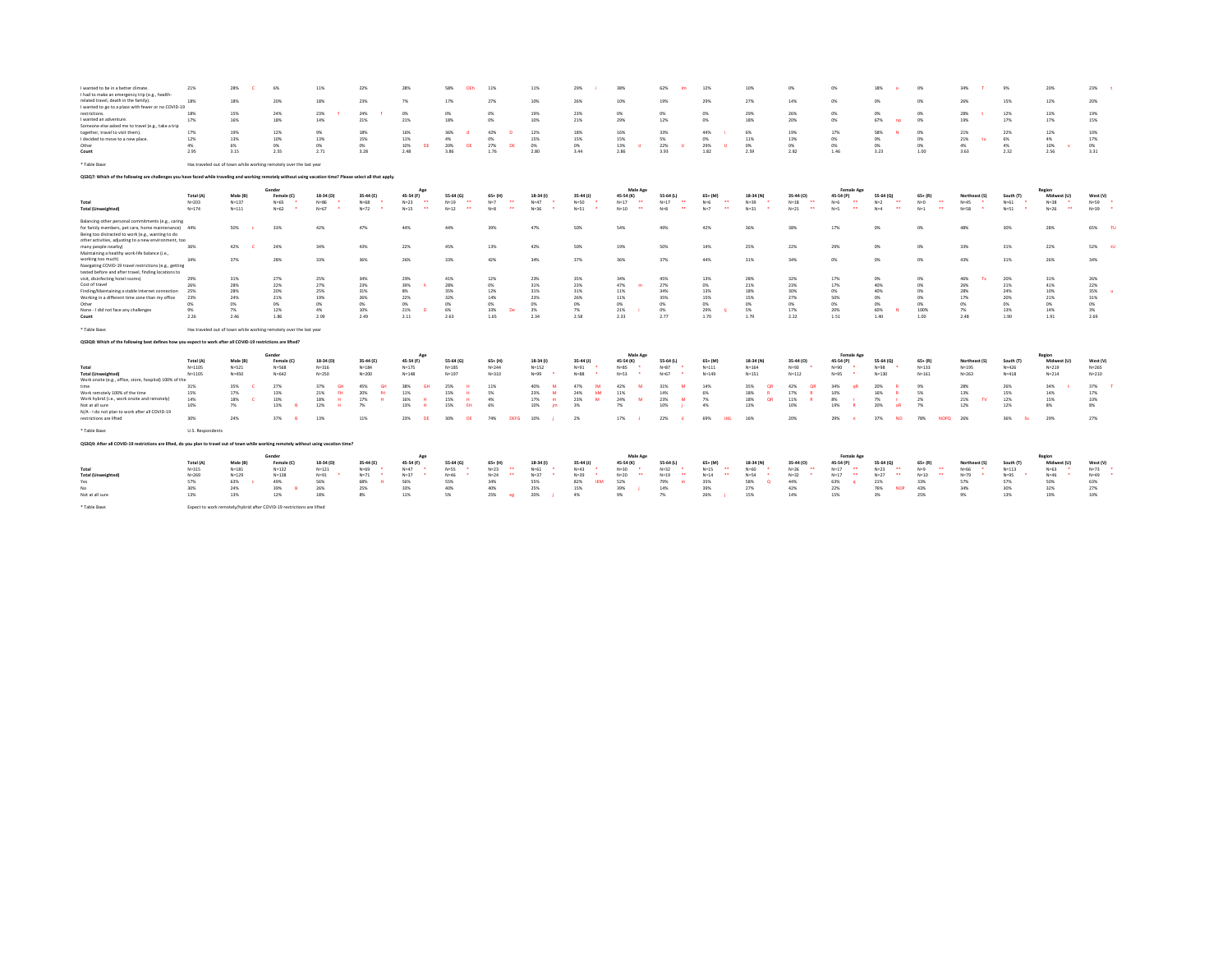| | Total (A) | Male (B) | Female (C) | 18-34 (D) | 35-44 (E) | 45-54 (F) | 55-64 (G) | 65+ (H) | Male 18-34 (I) | Male 35-44 (J) | Male 45-54 (K) | Male 55-64 (L) | Male 65+ (M) | Female 18-34 (N) | Female 35-44 (O) | Female 45-54 (P) | Female 55-64 (Q) | Female 65+ (R) | Northeast (S) | South (T) | Midwest (U) | West (V) |
|---|---|---|---|---|---|---|---|---|---|---|---|---|---|---|---|---|---|---|---|---|---|---|
| I wanted to be in a better climate. | 21% | 28% C | 6% | 11% | 22% | 28% | 58% DEh | 11% | 11% | 29% i | 38% | 62% lm | 12% | 10% | 0% | 0% | 18% o | 0% | 34% T | 9% | 20% | 23% t |
| I had to make an emergency trip (e.g., health-related travel, death in the family). | 18% | 18% | 20% | 18% | 23% | 7% | 17% | 27% | 10% | 26% | 10% | 19% | 29% | 27% | 14% | 0% | 0% | 0% | 26% | 15% | 12% | 20% |
| I wanted to go to a place with fewer or no COVID-19 restrictions. | 18% | 15% | 24% | 23% f | 24% f | 0% | 0% | 0% | 19% | 23% | 0% | 0% | 0% | 29% | 26% | 0% | 0% | 0% | 28% t | 12% | 13% | 19% |
| I wanted an adventure. | 17% | 16% | 18% | 14% | 21% | 21% | 18% | 0% | 10% | 21% | 29% | 12% | 0% | 18% | 20% | 0% | 67% np | 0% | 19% | 17% | 17% | 15% |
| Someone else asked me to travel (e.g., take a trip together, travel to visit them). | 17% | 19% | 12% | 9% | 18% | 16% | 36% d | 42% D | 12% | 18% | 16% | 33% | 44% i | 6% | 19% | 17% | 58% N | 0% | 21% | 23% | 12% | 10% |
| I decided to move to a new place. | 12% | 13% | 10% | 13% | 15% | 11% | 4% | 0% | 15% | 15% | 15% | 5% | 0% | 11% | 13% | 0% | 0% | 0% | 21% tu | 6% | 4% | 17% |
| Other | 4% | 6% | 0% | 0% | 0% | 10% DE | 20% DE | 27% DE | 0% | 0% | 13% il | 22% il | 29% il | 0% | 0% | 0% | 0% | 0% | 4% | 4% | 10% v | 0% |
| Count | 2.95 | 3.15 | 2.55 | 2.71 | 3.28 | 2.48 | 3.86 | 1.76 | 2.80 | 3.44 | 2.86 | 3.93 | 1.82 | 2.59 | 2.82 | 1.46 | 3.23 | 1.00 | 3.63 | 2.32 | 2.56 | 3.31 |

* Table Base: Has traveled out of town while working remotely over the last year

**Q53Q7: Which of the following are challenges you have faced while traveling and working remotely without using vacation time? Please select all that apply.**

| | | Gender | | Age | | | | | Male Age | | | | | Female Age | | | | | Region | | | |
|---|---|---|---|---|---|---|---|---|---|---|---|---|---|---|---|---|---|---|---|---|---|---|
| | Total (A) | Male (B) | Female (C) | 18-34 (D) | 35-44 (E) | 45-54 (F) | 55-64 (G) | 65+ (H) | 18-34 (I) | 35-44 (J) | 45-54 (K) | 55-64 (L) | 65+ (M) | 18-34 (N) | 35-44 (O) | 45-54 (P) | 55-64 (Q) | 65+ (R) | Northeast (S) | South (T) | Midwest (U) | West (V) |
| Total | N=203 | N=137 | N=65 * | N=86 * | N=68 * | N=23 ** | N=19 ** | N=7 ** | N=47 * | N=50 * | N=17 ** | N=17 ** | N=6 ** | N=39 * | N=18 ** | N=6 ** | N=2 ** | N=0 ** | N=45 * | N=61 * | N=38 * | N=59 * |
| Total (Unweighted) | N=174 | N=111 | N=62 * | N=67 * | N=72 * | N=15 ** | N=12 ** | N=8 ** | N=36 * | N=51 * | N=10 ** | N=8 ** | N=7 ** | N=31 * | N=21 ** | N=5 ** | N=4 ** | N=1 ** | N=58 * | N=51 * | N=26 ** | N=39 * |
| Balancing other personal commitments (e.g., caring for family members, pet care, home maintenance) | 44% | 50% c | 33% | 42% | 47% | 44% | 44% | 39% | 47% | 50% | 54% | 49% | 42% | 36% | 38% | 17% | 0% | 0% | 48% | 30% | 28% | 65% TU |
| Being too distracted to work (e.g., wanting to do other activities, adjusting to a new environment, too many people nearby) | 36% | 42% C | 24% | 34% | 43% | 22% | 45% | 13% | 42% | 50% | 19% | 50% | 14% | 25% | 22% | 29% | 0% | 0% | 33% | 31% | 22% | 52% tU |
| Maintaining a healthy work-life balance (i.e., working too much) | 34% | 37% | 28% | 33% | 36% | 26% | 33% | 42% | 34% | 37% | 36% | 37% | 44% | 31% | 34% | 0% | 0% | 0% | 43% | 31% | 26% | 34% |
| Navigating COVID-19 travel restrictions (e.g., getting tested before and after travel, finding locations to visit, disinfecting hotel rooms) | 29% | 31% | 27% | 25% | 34% | 29% | 41% | 12% | 23% | 35% | 34% | 45% | 13% | 28% | 32% | 17% | 0% | 0% | 46% Tv | 20% | 31% | 26% |
| Cost of travel | 26% | 28% | 22% | 27% | 23% | 39% h | 28% | 0% | 31% | 23% | 47% m | 27% | 0% | 21% | 23% | 17% | 40% | 0% | 26% | 21% | 41% | 22% |
| Finding/Maintaining a stable internet connection | 25% | 28% | 20% | 25% | 31% | 8% | 35% | 12% | 31% | 31% | 11% | 34% | 13% | 18% | 30% | 0% | 40% | 0% | 28% | 24% | 10% | 35% u |
| Working in a different time zone than my office | 23% | 24% | 21% | 19% | 26% | 22% | 32% | 14% | 23% | 26% | 11% | 35% | 15% | 15% | 27% | 50% | 0% | 0% | 17% | 20% | 21% | 31% |
| Other | 0% | 0% | 0% | 0% | 0% | 0% | 0% | 0% | 0% | 0% | 0% | 0% | 0% | 0% | 0% | 0% | 0% | 0% | 0% | 0% | 0% | 0% |
| None - I did not face any challenges | 9% | 7% | 12% | 4% | 10% | 21% D | 6% | 33% De | 3% | 7% | 21% i | 0% | 29% ij | 5% | 17% | 20% | 60% N | 100% | 7% | 13% | 14% | 3% |
| Count | 2.26 | 2.46 | 1.86 | 2.09 | 2.49 | 2.11 | 2.63 | 1.65 | 2.34 | 2.58 | 2.33 | 2.77 | 1.70 | 1.79 | 2.22 | 1.51 | 1.40 | 1.00 | 2.48 | 1.90 | 1.91 | 2.69 |

* Table Base: Has traveled out of town while working remotely over the last year

**Q53Q8: Which of the following best defines how you expect to work after all COVID-19 restrictions are lifted?**

| | | Gender | | Age | | | | | Male Age | | | | | Female Age | | | | | Region | | | |
|---|---|---|---|---|---|---|---|---|---|---|---|---|---|---|---|---|---|---|---|---|---|---|
| | Total (A) | Male (B) | Female (C) | 18-34 (D) | 35-44 (E) | 45-54 (F) | 55-64 (G) | 65+ (H) | 18-34 (I) | 35-44 (J) | 45-54 (K) | 55-64 (L) | 65+ (M) | 18-34 (N) | 35-44 (O) | 45-54 (P) | 55-64 (Q) | 65+ (R) | Northeast (S) | South (T) | Midwest (U) | West (V) |
| Total | N=1105 | N=521 | N=568 | N=316 | N=184 | N=175 | N=185 | N=244 | N=152 | N=91 * | N=85 * | N=87 * | N=111 | N=164 | N=93 * | N=90 * | N=98 * | N=133 | N=195 | N=426 | N=219 | N=265 |
| Total (Unweighted) | N=1105 | N=450 | N=642 | N=250 | N=200 | N=148 | N=197 | N=310 | N=99 * | N=88 * | N=53 * | N=67 * | N=149 | N=151 | N=112 | N=95 * | N=130 | N=161 | N=263 | N=418 | N=214 | N=210 |
| Work onsite (e.g., office, store, hospital) 100% of the time | 31% | 35% C | 27% | 37% GH | 45% GH | 38% GH | 25% H | 11% | 40% M | 47% lM | 42% M | 31% M | 14% | 35% QR | 42% QR | 34% qR | 20% R | 9% | 28% | 26% | 34% t | 37% T |
| Work remotely 100% of the time | 15% | 17% | 13% | 21% FH | 20% fH | 11% | 15% H | 5% | 23% M | 24% kM | 11% | 14% | 6% | 18% R | 17% R | 10% | 16% R | 5% | 13% | 15% | 14% | 17% |
| Work hybrid (i.e., work onsite and remotely) | 14% | 18% C | 10% | 18% H | 17% H | 16% H | 15% H | 4% | 17% m | 23% M | 24% M | 23% M | 7% | 18% QR | 17% R | 8% r | 7% r | 2% | 21% TV | 12% | 15% | 10% |
| Not at all sure | 10% | 7% | 13% B | 12% H | 7% | 13% H | 15% EH | 6% | 10% jm | 3% | 7% | 10% j | 4% | 13% | 10% | 19% R | 20% oR | 7% | 12% | 12% | 8% | 8% |
| N/A - I do not plan to work after all COVID-19 restrictions are lifted | 30% | 24% | 37% B | 13% | 11% | 23% DE | 30% DE | 74% DEFG | 10% j | 2% | 17% J | 22% iJ | 69% IJKL | 16% | 20% | 29% n | 37% NO | 78% NOPQ | 26% | 36% Sv | 29% | 27% |

* Table Base: U.S. Respondents

**Q53Q9: After all COVID-19 restrictions are lifted, do you plan to travel out of town while working remotely without using vacation time?**

| | | Gender | | Age | | | | | Male Age | | | | | Female Age | | | | | Region | | | |
|---|---|---|---|---|---|---|---|---|---|---|---|---|---|---|---|---|---|---|---|---|---|---|
| | Total (A) | Male (B) | Female (C) | 18-34 (D) | 35-44 (E) | 45-54 (F) | 55-64 (G) | 65+ (H) | 18-34 (I) | 35-44 (J) | 45-54 (K) | 55-64 (L) | 65+ (M) | 18-34 (N) | 35-44 (O) | 45-54 (P) | 55-64 (Q) | 65+ (R) | Northeast (S) | South (T) | Midwest (U) | West (V) |
| Total | N=315 | N=181 | N=132 | N=121 | N=69 * | N=47 * | N=55 * | N=23 ** | N=61 * | N=43 * | N=30 ** | N=32 * | N=15 ** | N=60 * | N=26 ** | N=17 ** | N=23 ** | N=9 ** | N=66 * | N=113 | N=63 * | N=73 * |
| Total (Unweighted) | N=269 | N=129 | N=138 | N=91 * | N=71 * | N=37 * | N=46 * | N=24 ** | N=37 * | N=39 * | N=20 ** | N=19 ** | N=14 ** | N=54 * | N=32 * | N=17 ** | N=27 ** | N=10 ** | N=79 * | N=95 * | N=46 * | N=49 * |
| Yes | 57% | 63% c | 49% | 56% | 68% H | 56% | 55% | 34% | 55% | 82% IKM | 52% | 79% m | 35% | 58% Q | 44% | 63% q | 21% | 33% | 57% | 57% | 50% | 63% |
| No | 30% | 24% | 39% B | 26% | 25% | 33% | 40% | 40% | 25% | 15% | 39% j | 14% | 39% | 27% | 42% | 22% | 76% NOP | 43% | 34% | 30% | 32% | 27% |
| Not at all sure | 13% | 13% | 12% | 18% | 8% | 11% | 5% | 25% eg | 20% j | 4% | 9% | 7% | 26% j | 15% | 14% | 15% | 3% | 25% | 9% | 13% | 19% | 10% |

* Table Base: Expect to work remotely/hybrid after COVID-19 restrictions are lifted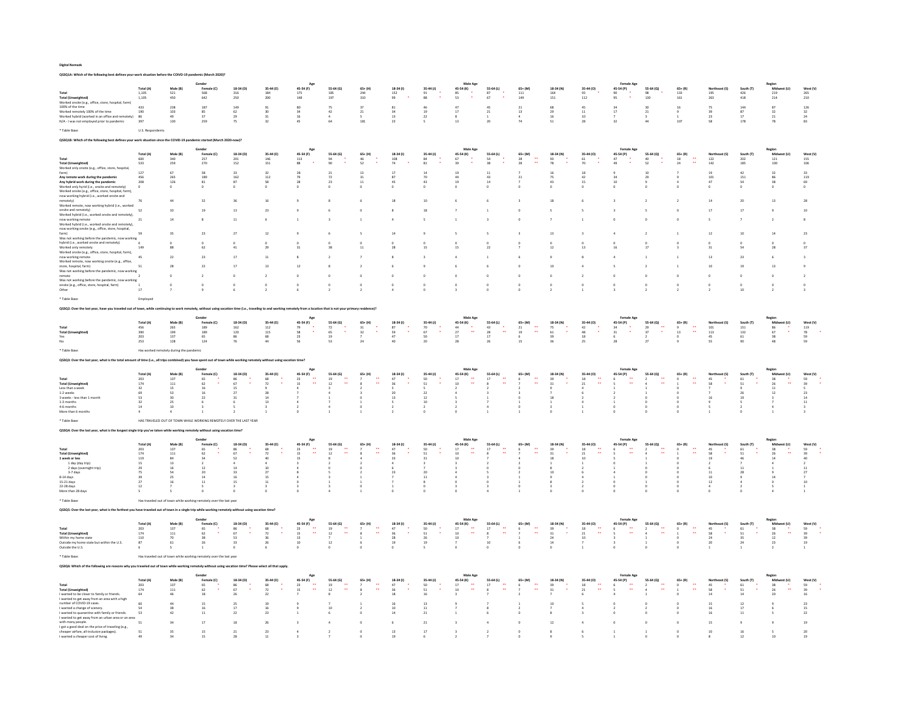**Digital Nomads**

**QS3Q1A: Which of the following best defines your work situation before the COVID-19 pandemic (March 2020)?**

| | | Gender | | Age | | | | | Male Age | | | | | Female Age | | | | | Region | | | |
|---|---|---|---|---|---|---|---|---|---|---|---|---|---|---|---|---|---|---|---|---|---|---|
| | Total (A) | Male (B) | Female (C) | 18-34 (D) | 35-44 (E) | 45-54 (F) | 55-64 (G) | 65+ (H) | 18-34 (I) | 35-44 (J) | 45-54 (K) | 55-64 (L) | 65+ (M) | 18-34 (N) | 35-44 (O) | 45-54 (P) | 55-64 (Q) | 65+ (R) | Northeast (S) | South (T) | Midwest (U) | West (V) |
| **Total** | 1,105 | 521 | 568 | 316 | 184 | 175 | 185 | 244 | 152 | 91 * | 85 * | 87 * | 111 | 164 | 93 * | 90 * | 98 * | 133 | 195 | 426 | 219 | 265 |
| **Total (Unweighted)** | 1,105 | 450 | 642 | 250 | 200 | 148 | 197 | 310 | 99 * | 88 * | 53 * | 67 * | 149 | 151 | 112 | 95 * | 130 | 161 | 263 | 418 | 214 | 210 |
| Worked onsite (e.g., office, store, hospital, farm) 100% of the time | 433 | 238 | 187 | 149 | 91 | 80 | 75 | 37 | 81 | 46 | 47 | 45 | 21 | 68 | 45 | 34 | 30 | 16 | 75 | 144 | 87 | 126 |
| Worked remotely 100% of the time | 190 | 103 | 85 | 62 | 30 | 34 | 42 | 21 | 34 | 19 | 17 | 21 | 13 | 29 | 11 | 17 | 21 | 9 | 39 | 87 | 32 | 32 |
| Worked hybrid (worked in an office and remotely) | 86 | 49 | 37 | 29 | 31 | 16 | 4 | 5 | 13 | 22 | 8 | 1 | 4 | 16 | 10 | 7 | 3 | 1 | 23 | 17 | 21 | 24 |
| N/A - I was not employed prior to pandemic | 397 | 130 | 259 | 75 | 32 | 45 | 64 | 181 | 23 | 5 | 13 | 20 | 74 | 51 | 28 | 32 | 44 | 107 | 58 | 178 | 78 | 83 |

\* Table Base: U.S. Respondents

**QS3Q1B: Which of the following best defines your work situation since the COVID-19 pandemic started (March 2020-now)?**

| | | Gender | | Age | | | | | Male Age | | | | | Female Age | | | | | Region | | | |
|---|---|---|---|---|---|---|---|---|---|---|---|---|---|---|---|---|---|---|---|---|---|---|
| | Total (A) | Male (B) | Female (C) | 18-34 (D) | 35-44 (E) | 45-54 (F) | 55-64 (G) | 65+ (H) | 18-34 (I) | 35-44 (J) | 45-54 (K) | 55-64 (L) | 65+ (M) | 18-34 (N) | 35-44 (O) | 45-54 (P) | 55-64 (Q) | 65+ (R) | Northeast (S) | South (T) | Midwest (U) | West (V) |
| **Total** | 600 | 340 | 257 | 201 | 146 | 113 | 94 * | 46 * | 108 | 84 * | 67 * | 54 * | 28 ** | 93 * | 61 * | 47 * | 40 * | 18 ** | 122 | 202 | 121 | 155 |
| **Total (Unweighted)** | 533 | 259 | 270 | 152 | 151 | 88 * | 90 * | 52 * | 74 * | 81 * | 39 * | 38 * | 28 ** | 78 * | 70 * | 49 * | 52 * | 24 ** | 142 | 185 | 100 | 106 |
| Worked only onsite (e.g., office, store, hospital, farm) | 127 | 67 | 58 | 33 | 32 | 28 | 21 | 13 | 17 | 14 | 19 | 11 | 7 | 16 | 18 | 9 | 10 | 7 | 19 | 42 | 32 | 33 |
| **Any remote work during the pandemic** | 456 | 265 | 189 | 162 | 112 | 79 | 72 | 31 | 87 | 70 | 44 | 43 | 21 | 75 | 42 | 34 | 29 | 9 | 101 | 151 | 86 | 119 |
| **Any hybrid work during the pandemic** | 208 | 126 | 81 | 87 | 58 | 28 | 23 | 11 | 45 | 43 | 19 | 14 | 7 | 43 | 15 | 10 | 9 | 4 | 47 | 54 | 38 | 69 |
| Worked only hybrid (i.e., onsite and remotely) | 0 | 0 | 0 | 0 | 0 | 0 | 0 | 0 | 0 | 0 | 0 | 0 | 0 | 0 | 0 | 0 | 0 | 0 | 0 | 0 | 0 | 0 |
| Worked onsite (e.g., office, store, hospital, farm), now working hybrid (i.e., worked onsite and remotely) | 76 | 44 | 32 | 36 | 16 | 9 | 8 | 6 | 18 | 10 | 6 | 6 | 3 | 18 | 6 | 3 | 2 | 2 | 14 | 20 | 13 | 28 |
| Worked remote, now working hybrid (i.e., worked onsite and remotely) | 52 | 33 | 19 | 13 | 23 | 9 | 6 | 0 | 8 | 18 | 7 | 1 | 0 | 5 | 5 | 3 | 5 | 0 | 17 | 17 | 9 | 10 |
| Worked hybrid (i.e., worked onsite and remotely), now working remote | 21 | 14 | 8 | 11 | 6 | 1 | 3 | 1 | 4 | 5 | 1 | 3 | 0 | 7 | 1 | 0 | 0 | 0 | 5 | 7 | 2 | 8 |
| Worked hybrid (i.e., worked onsite and remotely), now working onsite (e.g., office, store, hospital, farm) | 59 | 35 | 23 | 27 | 12 | 9 | 6 | 5 | 14 | 9 | 5 | 5 | 3 | 13 | 3 | 4 | 2 | 1 | 12 | 10 | 14 | 23 |
| Was not working before the pandemic, now working hybrid (i.e., worked onsite and remotely) | 0 | 0 | 0 | 0 | 0 | 0 | 0 | 0 | 0 | 0 | 0 | 0 | 0 | 0 | 0 | 0 | 0 | 0 | 0 | 0 | 0 | 0 |
| Worked only remotely | 149 | 88 | 62 | 41 | 29 | 31 | 38 | 11 | 28 | 15 | 15 | 22 | 7 | 12 | 13 | 16 | 17 | 3 | 31 | 54 | 28 | 37 |
| Worked onsite (e.g., office, store, hospital, farm), now working remote | 45 | 22 | 23 | 17 | 11 | 8 | 2 | 7 | 8 | 3 | 4 | 1 | 6 | 9 | 8 | 4 | 1 | 1 | 13 | 23 | 6 | 3 |
| Worked remote, now working onsite (e.g., office, store, hospital, farm) | 51 | 28 | 22 | 17 | 13 | 12 | 8 | 2 | 6 | 9 | 6 | 6 | 0 | 10 | 4 | 5 | 2 | 1 | 10 | 19 | 13 | 9 |
| Was not working before the pandemic, now working remote | 2 | 0 | 2 | 0 | 2 | 0 | 0 | 0 | 0 | 0 | 0 | 0 | 0 | 0 | 2 | 0 | 0 | 0 | 0 | 0 | 0 | 2 |
| Was not working before the pandemic, now working onsite (e.g., office, store, hospital, farm) | 1 | 0 | 0 | 0 | 0 | 0 | 0 | 0 | 0 | 0 | 0 | 0 | 0 | 0 | 0 | 0 | 0 | 0 | 0 | 0 | 0 | 0 |
| Other | 17 | 7 | 9 | 6 | 2 | 6 | 2 | 2 | 4 | 0 | 3 | 0 | 0 | 2 | 1 | 3 | 2 | 2 | 2 | 10 | 2 | 3 |

\* Table Base: Employed

**QS3Q2: Over the last year, have you traveled out of town, while continuing to work remotely, without using vacation time (i.e., traveling to and working remotely from a location that is not your primary residence)?**

| | | Gender | | Age | | | | | Male Age | | | | | Female Age | | | | | Region | | | |
|---|---|---|---|---|---|---|---|---|---|---|---|---|---|---|---|---|---|---|---|---|---|---|
| | Total (A) | Male (B) | Female (C) | 18-34 (D) | 35-44 (E) | 45-54 (F) | 55-64 (G) | 65+ (H) | 18-34 (I) | 35-44 (J) | 45-54 (K) | 55-64 (L) | 65+ (M) | 18-34 (N) | 35-44 (O) | 45-54 (P) | 55-64 (Q) | 65+ (R) | Northeast (S) | South (T) | Midwest (U) | West (V) |
| **Total** | 456 | 265 | 189 | 162 | 112 | 79 * | 72 * | 31 * | 87 * | 70 * | 44 * | 43 * | 21 ** | 75 * | 42 * | 34 * | 29 ** | 9 ** | 101 | 151 | 86 * | 119 |
| **Total (Unweighted)** | 390 | 199 | 189 | 120 | 115 | 58 * | 65 * | 32 * | 59 * | 67 * | 27 ** | 28 ** | 19 ** | 61 * | 48 * | 31 * | 37 * | 13 ** | 113 | 132 | 67 * | 78 * |
| Yes | 203 | 137 | 65 | 86 | 68 | 23 | 19 | 7 | 47 | 50 | 17 | 17 | 6 | 39 | 18 | 6 | 2 | 0 | 45 | 61 | 38 | 59 |
| No | 253 | 128 | 124 | 76 | 44 | 56 | 53 | 24 | 40 | 20 | 26 | 26 | 15 | 36 | 25 | 28 | 27 | 9 | 55 | 90 | 48 | 59 |

\* Table Base: Has worked remotely during the pandemic

**QS3Q3: Over the last year, what is the total amount of time (i.e., all trips combined) you have spent out of town while working remotely without using vacation time?**

| | | Gender | | Age | | | | | Male Age | | | | | Female Age | | | | | Region | | | |
|---|---|---|---|---|---|---|---|---|---|---|---|---|---|---|---|---|---|---|---|---|---|---|
| | Total (A) | Male (B) | Female (C) | 18-34 (D) | 35-44 (E) | 45-54 (F) | 55-64 (G) | 65+ (H) | 18-34 (I) | 35-44 (J) | 45-54 (K) | 55-64 (L) | 65+ (M) | 18-34 (N) | 35-44 (O) | 45-54 (P) | 55-64 (Q) | 65+ (R) | Northeast (S) | South (T) | Midwest (U) | West (V) |
| **Total** | 203 | 137 | 65 * | 86 * | 68 * | 23 ** | 19 ** | 7 ** | 47 * | 50 * | 17 ** | 17 ** | 6 ** | 39 * | 18 ** | 6 ** | 2 ** | 0 ** | 45 * | 61 * | 38 * | 59 * |
| **Total (Unweighted)** | 174 | 111 | 62 * | 67 * | 72 * | 15 ** | 12 ** | 8 ** | 36 * | 51 * | 10 ** | 8 ** | 7 ** | 31 * | 21 ** | 5 ** | 4 ** | 1 ** | 58 * | 51 * | 26 ** | 39 * |
| Less than a week | 32 | 15 | 16 | 15 | 9 | 4 | 3 | 2 | 5 | 5 | 2 | 2 | 2 | 9 | 4 | 1 | 1 | 0 | 7 | 9 | 11 | 5 |
| 1-2 weeks | 69 | 53 | 16 | 27 | 28 | 7 | 4 | 3 | 20 | 22 | 4 | 3 | 3 | 7 | 6 | 2 | 1 | 0 | 7 | 26 | 12 | 23 |
| 3 weeks - less than 1 month | 53 | 30 | 22 | 31 | 14 | 7 | 1 | 0 | 13 | 12 | 5 | 1 | 0 | 18 | 2 | 2 | 0 | 0 | 16 | 19 | 3 | 14 |
| 1-3 months | 32 | 25 | 6 | 6 | 13 | 4 | 7 | 1 | 5 | 10 | 3 | 7 | 1 | 1 | 4 | 1 | 0 | 0 | 9 | 5 | 7 | 11 |
| 4-6 months | 14 | 10 | 3 | 5 | 3 | 2 | 4 | 0 | 2 | 2 | 2 | 4 | 0 | 3 | 1 | 0 | 0 | 0 | 5 | 2 | 4 | 3 |
| More than 6 months | 4 | 4 | 1 | 2 | 1 | 0 | 1 | 1 | 2 | 0 | 0 | 1 | 1 | 0 | 1 | 0 | 0 | 0 | 1 | 0 | 1 | 3 |

\* Table Base: HAS TRAVELED OUT OF TOWN WHILE WORKING REMOTELY OVER THE LAST YEAR

**QS3Q4: Over the last year, what is the longest single trip you've taken while working remotely without using vacation time?**

| | | Gender | | Age | | | | | Male Age | | | | | Female Age | | | | | Region | | | |
|---|---|---|---|---|---|---|---|---|---|---|---|---|---|---|---|---|---|---|---|---|---|---|
| | Total (A) | Male (B) | Female (C) | 18-34 (D) | 35-44 (E) | 45-54 (F) | 55-64 (G) | 65+ (H) | 18-34 (I) | 35-44 (J) | 45-54 (K) | 55-64 (L) | 65+ (M) | 18-34 (N) | 35-44 (O) | 45-54 (P) | 55-64 (Q) | 65+ (R) | Northeast (S) | South (T) | Midwest (U) | West (V) |
| **Total** | 203 | 137 | 65 * | 86 * | 68 * | 23 ** | 19 ** | 7 ** | 47 * | 50 * | 17 ** | 17 ** | 6 ** | 39 * | 18 ** | 6 ** | 2 ** | 0 ** | 45 * | 61 * | 38 * | 59 * |
| **Total (Unweighted)** | 174 | 111 | 62 * | 67 * | 72 * | 15 ** | 12 ** | 8 ** | 36 * | 51 * | 10 ** | 8 ** | 7 ** | 31 * | 21 ** | 5 ** | 4 ** | 1 ** | 58 * | 51 * | 26 ** | 39 * |
| **1 week or less** | 119 | 84 | 34 | 52 | 40 | 15 | 8 | 4 | 33 | 31 | 10 | 7 | 4 | 18 | 10 | 5 | 1 | 0 | 19 | 46 | 14 | 40 |
| 1 day (day trip) | 15 | 13 | 2 | 4 | 4 | 3 | 2 | 2 | 4 | 3 | 3 | 2 | 2 | 1 | 1 | 0 | 0 | 0 | 2 | 7 | 4 | 2 |
| 2 days (overnight trip) | 29 | 16 | 12 | 14 | 10 | 4 | 0 | 0 | 6 | 7 | 3 | 0 | 0 | 8 | 2 | 1 | 0 | 0 | 6 | 11 | 1 | 11 |
| 3-7 days | 75 | 54 | 20 | 33 | 27 | 8 | 5 | 2 | 23 | 20 | 4 | 5 | 2 | 10 | 6 | 4 | 0 | 0 | 11 | 28 | 9 | 27 |
| 8-14 days | 39 | 25 | 14 | 16 | 15 | 4 | 3 | 1 | 7 | 11 | 4 | 2 | 1 | 9 | 4 | 1 | 0 | 0 | 10 | 9 | 14 | 7 |
| 15-21 days | 27 | 16 | 11 | 15 | 11 | 0 | 1 | 1 | 7 | 8 | 0 | 0 | 1 | 8 | 2 | 0 | 1 | 0 | 12 | 4 | 0 | 10 |
| 22-28 days | 12 | 7 | 5 | 3 | 3 | 3 | 3 | 0 | 1 | 0 | 3 | 3 | 0 | 3 | 2 | 0 | 0 | 0 | 4 | 2 | 5 | 1 |
| More than 28 days | 5 | 5 | 0 | 0 | 0 | 0 | 4 | 1 | 0 | 0 | 0 | 4 | 1 | 0 | 0 | 0 | 0 | 0 | 0 | 0 | 4 | 1 |

\* Table Base: Has traveled out of town while working remotely over the last year

**QS3Q5: Over the last year, what is the farthest you have traveled out of town in a single trip while working remotely without using vacation time?**

| | | Gender | | Age | | | | | Male Age | | | | | Female Age | | | | | Region | | | |
|---|---|---|---|---|---|---|---|---|---|---|---|---|---|---|---|---|---|---|---|---|---|---|
| | Total (A) | Male (B) | Female (C) | 18-34 (D) | 35-44 (E) | 45-54 (F) | 55-64 (G) | 65+ (H) | 18-34 (I) | 35-44 (J) | 45-54 (K) | 55-64 (L) | 65+ (M) | 18-34 (N) | 35-44 (O) | 45-54 (P) | 55-64 (Q) | 65+ (R) | Northeast (S) | South (T) | Midwest (U) | West (V) |
| **Total** | 203 | 137 | 65 * | 86 * | 68 * | 23 ** | 19 ** | 7 ** | 47 * | 50 * | 17 ** | 17 ** | 6 ** | 39 * | 18 ** | 6 ** | 2 ** | 0 ** | 45 * | 61 * | 38 * | 59 * |
| **Total (Unweighted)** | 174 | 111 | 62 * | 67 * | 72 * | 15 ** | 12 ** | 8 ** | 36 * | 51 * | 10 ** | 8 ** | 7 ** | 31 * | 21 ** | 5 ** | 4 ** | 1 ** | 58 * | 51 * | 26 ** | 39 * |
| Within my home state | 110 | 70 | 38 | 53 | 36 | 13 | 7 | 1 | 28 | 26 | 10 | 7 | 1 | 24 | 10 | 3 | 1 | 0 | 24 | 35 | 12 | 39 |
| Outside my home state but within the U.S. | 87 | 61 | 26 | 33 | 26 | 10 | 12 | 6 | 19 | 19 | 7 | 10 | 6 | 14 | 7 | 3 | 1 | 0 | 20 | 24 | 23 | 19 |
| Outside the U.S. | 6 | 5 | 1 | 0 | 6 | 0 | 0 | 0 | 0 | 5 | 0 | 0 | 0 | 0 | 1 | 0 | 0 | 0 | 1 | 1 | 2 | 1 |

\* Table Base: Has traveled out of town while working remotely over the last year

**QS3Q6: Which of the following are reasons why you traveled out of town while working remotely without using vacation time? Please select all that apply.**

| | | Gender | | Age | | | | | Male Age | | | | | Female Age | | | | | Region | | | |
|---|---|---|---|---|---|---|---|---|---|---|---|---|---|---|---|---|---|---|---|---|---|---|
| | Total (A) | Male (B) | Female (C) | 18-34 (D) | 35-44 (E) | 45-54 (F) | 55-64 (G) | 65+ (H) | 18-34 (I) | 35-44 (J) | 45-54 (K) | 55-64 (L) | 65+ (M) | 18-34 (N) | 35-44 (O) | 45-54 (P) | 55-64 (Q) | 65+ (R) | Northeast (S) | South (T) | Midwest (U) | West (V) |
| **Total** | 203 | 137 | 65 * | 86 * | 68 * | 23 ** | 19 ** | 7 ** | 47 * | 50 * | 17 ** | 17 ** | 6 ** | 39 * | 18 ** | 6 ** | 2 ** | 0 ** | 45 * | 61 * | 38 * | 59 * |
| **Total (Unweighted)** | 174 | 111 | 62 * | 67 * | 72 * | 15 ** | 12 ** | 8 ** | 36 * | 51 * | 10 ** | 8 ** | 7 ** | 31 * | 21 ** | 5 ** | 4 ** | 1 ** | 58 * | 51 * | 26 ** | 39 * |
| I wanted to be closer to family or friends. | 64 | 46 | 18 | 26 | 22 | 7 | 8 | 2 | 18 | 16 | 3 | 7 | 2 | 7 | 6 | 4 | 1 | 0 | 14 | 14 | 20 | 16 |
| I wanted to get away from an area with a high number of COVID-19 cases. | 60 | 44 | 15 | 25 | 19 | 9 | 7 | 1 | 16 | 13 | 9 | 7 | 1 | 10 | 5 | 0 | 0 | 0 | 15 | 12 | 9 | 23 |
| I wanted a change of scenery. | 54 | 38 | 16 | 17 | 16 | 9 | 10 | 2 | 10 | 11 | 7 | 8 | 2 | 7 | 4 | 2 | 2 | 0 | 16 | 17 | 6 | 15 |
| I wanted to quarantine with family or friends. | 53 | 42 | 11 | 22 | 23 | 1 | 6 | 0 | 14 | 21 | 1 | 6 | 0 | 8 | 3 | 0 | 0 | 0 | 16 | 11 | 5 | 22 |
| I wanted to get away from an urban area or an area with many people. | 51 | 34 | 17 | 18 | 26 | 3 | 4 | 0 | 6 | 21 | 3 | 4 | 0 | 12 | 4 | 0 | 0 | 0 | 15 | 9 | 9 | 19 |
| I got a good deal on the price of traveling (e.g., cheaper airfare, all-inclusive packages). | 51 | 35 | 15 | 21 | 23 | 4 | 2 | 0 | 13 | 17 | 3 | 2 | 0 | 8 | 6 | 1 | 1 | 0 | 10 | 16 | 5 | 20 |
| I wanted a cheaper cost of living. | 49 | 34 | 15 | 28 | 11 | 3 | 7 | 0 | 19 | 6 | 2 | 7 | 0 | 9 | 5 | 1 | 0 | 0 | 8 | 12 | 10 | 19 |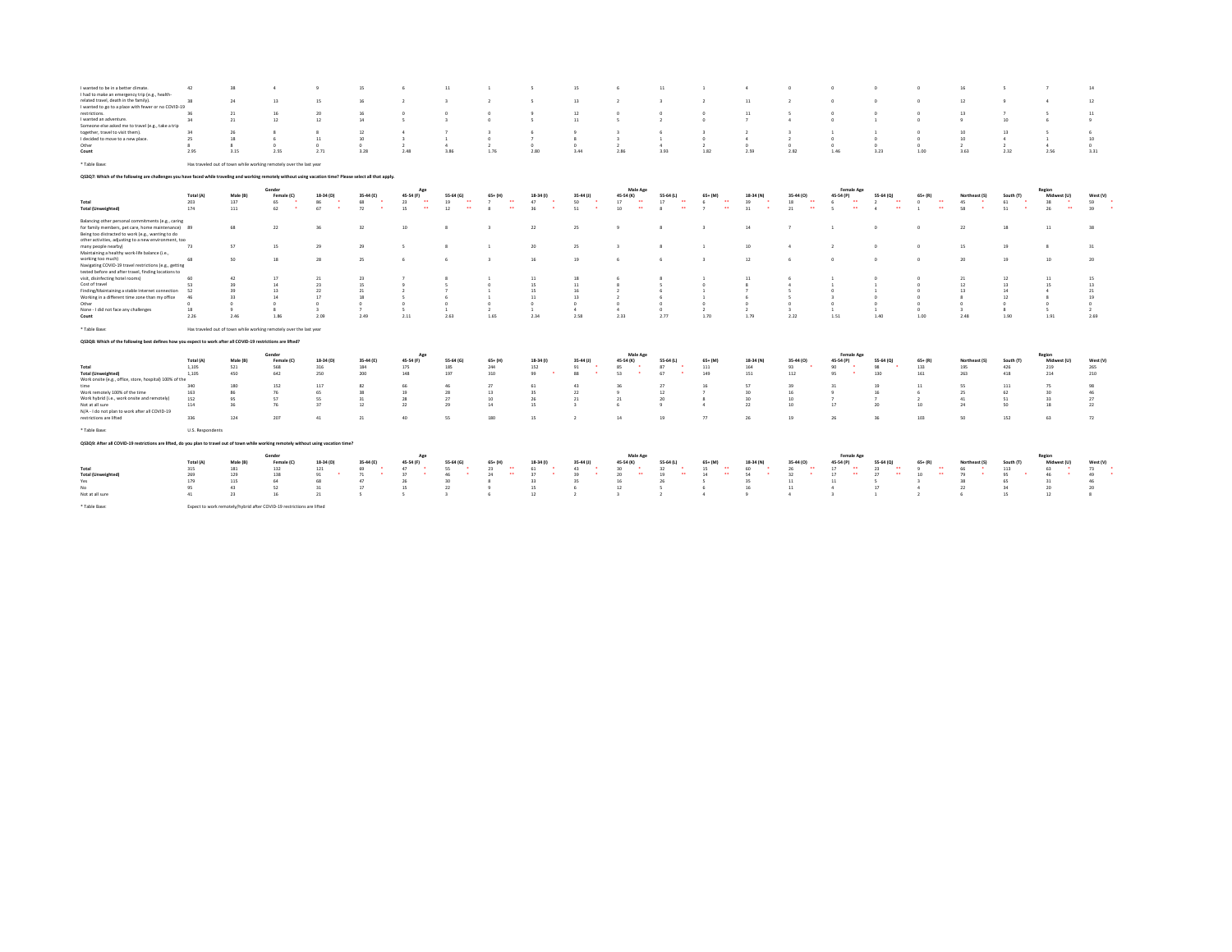| | Total (A) | Male (B) | Female (C) | 18-34 (D) | 35-44 (E) | 45-54 (F) | 55-64 (G) | 65+ (H) | 18-34 (I) | 35-44 (J) | 45-54 (K) | 55-64 (L) | 65+ (M) | 18-34 (N) | 35-44 (O) | 45-54 (P) | 55-64 (Q) | 65+ (R) | Northeast (S) | South (T) | Midwest (U) | West (V) |
|---|---|---|---|---|---|---|---|---|---|---|---|---|---|---|---|---|---|---|---|---|---|---|
| I wanted to be in a better climate. | 42 | 38 | 4 | 9 | 15 | 6 | 11 | 1 | 5 | 15 | 6 | 11 | 1 | 4 | 0 | 0 | 0 | 0 | 16 | 5 | 7 | 14 |
| I had to make an emergency trip (e.g., health-related travel, death in the family). | 38 | 24 | 13 | 15 | 16 | 2 | 3 | 2 | 5 | 13 | 2 | 3 | 2 | 11 | 2 | 0 | 0 | 0 | 12 | 9 | 4 | 12 |
| I wanted to go to a place with fewer or no COVID-19 restrictions. | 36 | 21 | 16 | 20 | 16 | 0 | 0 | 0 | 9 | 12 | 0 | 0 | 0 | 11 | 5 | 0 | 0 | 0 | 13 | 7 | 5 | 11 |
| I wanted an adventure. | 34 | 21 | 12 | 12 | 14 | 5 | 3 | 0 | 5 | 11 | 5 | 2 | 0 | 7 | 4 | 0 | 1 | 0 | 9 | 10 | 6 | 9 |
| Someone else asked me to travel (e.g., take a trip together, travel to visit them). | 34 | 26 | 8 | 8 | 12 | 4 | 7 | 3 | 6 | 9 | 3 | 6 | 3 | 2 | 3 | 1 | 1 | 0 | 10 | 13 | 5 | 6 |
| I decided to move to a new place. | 25 | 18 | 6 | 11 | 10 | 3 | 1 | 0 | 7 | 8 | 3 | 1 | 0 | 4 | 2 | 0 | 0 | 0 | 10 | 4 | 1 | 10 |
| Other | 8 | 8 | 0 | 0 | 2 | 2 | 4 | 2 | 0 | 0 | 2 | 4 | 2 | 0 | 0 | 0 | 0 | 0 | 2 | 2 | 4 | 0 |
| **Count** | 2.95 | 3.15 | 2.55 | 2.71 | 3.28 | 2.48 | 3.86 | 1.76 | 2.80 | 3.44 | 2.86 | 3.93 | 1.82 | 2.59 | 2.82 | 1.46 | 3.23 | 1.00 | 3.63 | 2.32 | 2.56 | 3.31 |

* Table Base: Has traveled out of town while working remotely over the last year

**QS3Q7: Which of the following are challenges you have faced while traveling and working remotely without using vacation time? Please select all that apply.**

| | | Gender | | Age | | | | | Male Age | | | | | Female Age | | | | | Region | | | |
|---|---|---|---|---|---|---|---|---|---|---|---|---|---|---|---|---|---|---|---|---|---|---|
| | Total (A) | Male (B) | Female (C) | 18-34 (D) | 35-44 (E) | 45-54 (F) | 55-64 (G) | 65+ (H) | 18-34 (I) | 35-44 (J) | 45-54 (K) | 55-64 (L) | 65+ (M) | 18-34 (N) | 35-44 (O) | 45-54 (P) | 55-64 (Q) | 65+ (R) | Northeast (S) | South (T) | Midwest (U) | West (V) |
| **Total** | 203 | 137 | 65 * | 86 * | 68 * | 23 ** | 19 ** | 7 ** | 47 * | 50 * | 17 ** | 17 ** | 6 ** | 39 * | 18 ** | 6 ** | 2 ** | 0 ** | 45 * | 61 * | 38 * | 59 * |
| **Total (Unweighted)** | 174 | 111 | 62 * | 67 * | 72 * | 15 ** | 12 ** | 8 ** | 36 * | 51 * | 10 ** | 8 ** | 7 ** | 31 * | 21 ** | 5 ** | 4 ** | 1 ** | 58 * | 51 * | 26 ** | 39 * |
| Balancing other personal commitments (e.g., caring for family members, pet care, home maintenance) | 89 | 68 | 22 | 36 | 32 | 10 | 8 | 3 | 22 | 25 | 9 | 8 | 3 | 14 | 7 | 1 | 0 | 0 | 22 | 18 | 11 | 38 |
| Being too distracted to work (e.g., wanting to do other activities, adjusting to a new environment, too many people nearby) | 73 | 57 | 15 | 29 | 29 | 5 | 8 | 1 | 20 | 25 | 3 | 8 | 1 | 10 | 4 | 2 | 0 | 0 | 15 | 19 | 8 | 31 |
| Maintaining a healthy work-life balance (i.e., working too much) | 68 | 50 | 18 | 28 | 25 | 6 | 6 | 3 | 16 | 19 | 6 | 6 | 3 | 12 | 6 | 0 | 0 | 0 | 20 | 19 | 10 | 20 |
| Navigating COVID-19 travel restrictions (e.g., getting tested before and after travel, finding locations to visit, disinfecting hotel rooms) | 60 | 42 | 17 | 21 | 23 | 7 | 8 | 1 | 11 | 18 | 6 | 8 | 1 | 11 | 6 | 1 | 0 | 0 | 21 | 12 | 11 | 15 |
| Cost of travel | 53 | 39 | 14 | 23 | 15 | 9 | 5 | 0 | 15 | 11 | 8 | 5 | 0 | 8 | 4 | 1 | 1 | 0 | 12 | 13 | 15 | 13 |
| Finding/Maintaining a stable Internet connection | 52 | 39 | 13 | 22 | 21 | 2 | 7 | 1 | 15 | 16 | 2 | 6 | 1 | 7 | 5 | 0 | 1 | 0 | 13 | 14 | 4 | 21 |
| Working in a different time zone than my office | 46 | 33 | 14 | 17 | 18 | 5 | 6 | 1 | 11 | 13 | 2 | 6 | 1 | 6 | 5 | 3 | 0 | 0 | 8 | 12 | 8 | 19 |
| Other | 0 | 0 | 0 | 0 | 0 | 0 | 0 | 0 | 0 | 0 | 0 | 0 | 0 | 0 | 0 | 0 | 0 | 0 | 0 | 0 | 0 | 0 |
| None - I did not face any challenges | 18 | 9 | 8 | 3 | 7 | 5 | 1 | 2 | 1 | 4 | 4 | 0 | 2 | 2 | 3 | 1 | 1 | 0 | 3 | 8 | 5 | 2 |
| **Count** | 2.26 | 2.46 | 1.86 | 2.09 | 2.49 | 2.11 | 2.63 | 1.65 | 2.34 | 2.58 | 2.33 | 2.77 | 1.70 | 1.79 | 2.22 | 1.51 | 1.40 | 1.00 | 2.48 | 1.90 | 1.91 | 2.69 |

* Table Base: Has traveled out of town while working remotely over the last year

**QS3Q8: Which of the following best defines how you expect to work after all COVID-19 restrictions are lifted?**

| | | Gender | | Age | | | | | Male Age | | | | | Female Age | | | | | Region | | | |
|---|---|---|---|---|---|---|---|---|---|---|---|---|---|---|---|---|---|---|---|---|---|---|
| | Total (A) | Male (B) | Female (C) | 18-34 (D) | 35-44 (E) | 45-54 (F) | 55-64 (G) | 65+ (H) | 18-34 (I) | 35-44 (J) | 45-54 (K) | 55-64 (L) | 65+ (M) | 18-34 (N) | 35-44 (O) | 45-54 (P) | 55-64 (Q) | 65+ (R) | Northeast (S) | South (T) | Midwest (U) | West (V) |
| **Total** | 1,105 | 521 | 568 | 316 | 184 | 175 | 185 | 244 | 152 | 91 * | 85 * | 87 * | 111 | 164 | 93 * | 90 * | 98 * | 133 | 195 | 426 | 219 | 265 |
| **Total (Unweighted)** | 1,105 | 450 | 642 | 250 | 200 | 148 | 197 | 310 | 99 * | 88 * | 53 * | 67 * | 149 | 151 | 112 | 95 * | 130 | 161 | 263 | 418 | 214 | 210 |
| Work onsite (e.g., office, store, hospital) 100% of the time | 340 | 180 | 152 | 117 | 82 | 66 | 46 | 27 | 61 | 43 | 36 | 27 | 16 | 57 | 39 | 31 | 19 | 11 | 55 | 111 | 75 | 98 |
| Work remotely 100% of the time | 163 | 86 | 76 | 65 | 38 | 19 | 28 | 13 | 35 | 22 | 9 | 12 | 7 | 30 | 16 | 9 | 16 | 6 | 25 | 62 | 30 | 46 |
| Work hybrid (i.e., work onsite and remotely) | 152 | 95 | 57 | 55 | 31 | 28 | 27 | 10 | 26 | 21 | 21 | 20 | 8 | 30 | 10 | 7 | 7 | 2 | 41 | 51 | 33 | 27 |
| Not at all sure | 114 | 36 | 76 | 37 | 12 | 22 | 29 | 14 | 15 | 3 | 6 | 9 | 4 | 22 | 10 | 17 | 20 | 10 | 24 | 50 | 18 | 22 |
| N/A - I do not plan to work after all COVID-19 restrictions are lifted | 336 | 124 | 207 | 41 | 21 | 40 | 55 | 180 | 15 | 2 | 14 | 19 | 77 | 26 | 19 | 26 | 36 | 103 | 50 | 152 | 63 | 72 |

* Table Base: U.S. Respondents

**QS3Q9: After all COVID-19 restrictions are lifted, do you plan to travel out of town while working remotely without using vacation time?**

| | | Gender | | Age | | | | | Male Age | | | | | Female Age | | | | | Region | | | |
|---|---|---|---|---|---|---|---|---|---|---|---|---|---|---|---|---|---|---|---|---|---|---|
| | Total (A) | Male (B) | Female (C) | 18-34 (D) | 35-44 (E) | 45-54 (F) | 55-64 (G) | 65+ (H) | 18-34 (I) | 35-44 (J) | 45-54 (K) | 55-64 (L) | 65+ (M) | 18-34 (N) | 35-44 (O) | 45-54 (P) | 55-64 (Q) | 65+ (R) | Northeast (S) | South (T) | Midwest (U) | West (V) |
| **Total** | 315 | 181 | 132 | 121 | 69 * | 47 * | 55 * | 23 ** | 61 * | 43 * | 30 * | 32 * | 15 ** | 60 * | 26 ** | 17 ** | 23 ** | 9 ** | 66 * | 113 | 63 * | 73 * |
| **Total (Unweighted)** | 269 | 129 | 138 | 91 * | 71 * | 37 * | 46 * | 24 ** | 37 * | 39 * | 20 ** | 19 ** | 14 ** | 54 * | 32 * | 17 ** | 27 ** | 10 ** | 79 * | 95 * | 46 * | 49 * |
| Yes | 179 | 115 | 64 | 68 | 47 | 26 | 30 | 8 | 33 | 35 | 16 | 26 | 5 | 35 | 11 | 11 | 5 | 3 | 38 | 65 | 31 | 46 |
| No | 95 | 43 | 52 | 31 | 17 | 15 | 22 | 9 | 15 | 6 | 12 | 5 | 6 | 16 | 11 | 4 | 17 | 4 | 22 | 34 | 20 | 20 |
| Not at all sure | 41 | 23 | 16 | 21 | 5 | 5 | 3 | 6 | 12 | 2 | 3 | 2 | 4 | 9 | 4 | 3 | 1 | 2 | 6 | 15 | 12 | 8 |

* Table Base: Expect to work remotely/hybrid after COVID-19 restrictions are lifted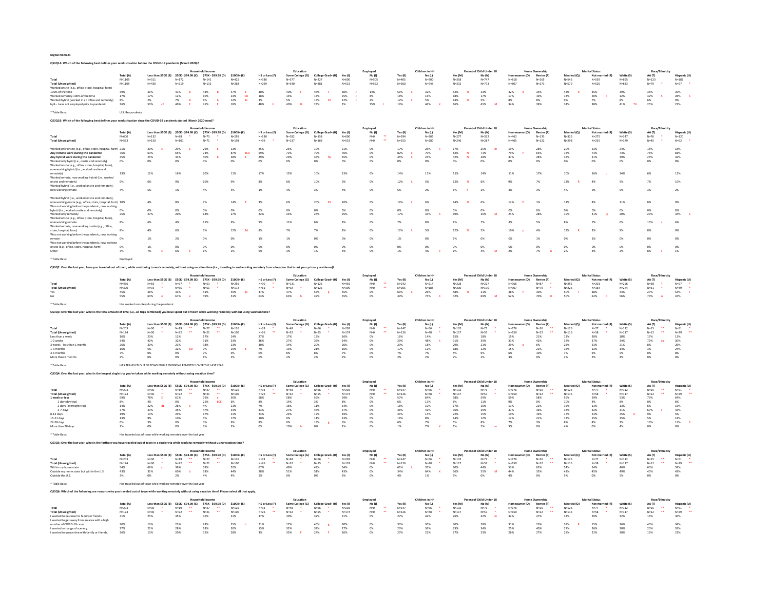Digital Nomads

**QS3Q1A: Which of the following best defines your work situation before the COVID-19 pandemic (March 2020)?**

| | Total (A) | Household Income: Less than $50K (B) | $50K - $74.9K (C) | $75K - $99.9K (D) | $100K+ (E) | Education: HS or Less (F) | Some College (G) | College Grad+ (H) | Employed: Yes (I) | No (J) | Children in HH: Yes (K) | No (L) | Parent of Child Under 18: Yes (M) | No (N) | Home Ownership: Homeowner (O) | Renter (P) | Marital Status: Married (Q) | Not married (R) | Race/Ethnicity: White (S) | AA (T) | Hispanic (U) |
|---|---|---|---|---|---|---|---|---|---|---|---|---|---|---|---|---|---|---|---|---|---|
| Total | N=1105 | N=311 | N=172 | N=141 | N=425 | N=336 | N=377 | N=227 | N=600 | N=505 | N=405 | N=700 | N=358 | N=747 | N=818 | N=265 | N=546 | N=559 | N=695 | N=123 | N=182 |
| Total (Unweighted) | N=1105 | N=430 | N=219 | N=132 | N=268 | N=299 | N=340 | N=281 | N=533 | N=572 | N=360 | N=745 | N=332 | N=773 | N=807 | N=273 | N=579 | N=526 | N=833 | N=79 * | N=97 * |
| Worked onsite (e.g., office, store, hospital, farm) 100% of the time | 39% | 31% | 41% B | 43% B | 47% B | 30% | 40% F | 46% F | 60% J | 14% | 51% L | 32% | 42% N | 33% | 42% p | 34% | 43% R | 35% | 39% | 36% | 39% |
| Worked remotely 100% of the time | 17% | 17% | 12% | 10% | 23% CD | 18% | 14% | 18% | 25% J | 8% | 18% | 16% | 18% | 17% | 17% | 19% | 14% | 20% q | 12% | 32% S | 28% S |
| Worked hybrid (worked in an office and remotely) | 8% | 2% | 7% B | 6% b | 12% Bc | 3% | 5% | 13% FG | 12% J | 2% | 12% L | 5% | 14% N | 5% | 8% | 8% | 9% | 7% | 8% | 6% | 9% |
| N/A - I was not employed prior to pandemic | 36% | 50% cE | 40% E | 41% E | 18% | 48% H | 40% H | 23% | 3% | 75% I | 19% | 46% K | 16% | 45% M | 34% | 39% | 34% | 38% | 41% TU | 25% | 23% |

* Table Base: U.S. Respondents

**QS3Q1B: Which of the following best defines your work situation since the COVID-19 pandemic started (March 2020-now)?**

| | Total (A) | Less than $50K (B) | $50K - $74.9K (C) | $75K - $99.9K (D) | $100K+ (E) | HS or Less (F) | Some College (G) | College Grad+ (H) | Yes (I) | No (J) | Yes (K) | No (L) | Yes (M) | No (N) | Homeowner (O) | Renter (P) | Married (Q) | Not married (R) | White (S) | AA (T) | Hispanic (U) |
|---|---|---|---|---|---|---|---|---|---|---|---|---|---|---|---|---|---|---|---|---|---|
| Total | N=600 | N=132 | N=88 * | N=73 * | N=295 | N=130 | N=182 | N=158 | N=600 | N=0 ** | N=294 | N=305 | N=277 | N=322 | N=462 | N=133 | N=325 | N=275 | N=347 | N=76 * | N=120 |
| Total (Unweighted) | N=533 | N=150 | N=101 | N=71 * | N=198 | N=99 * | N=137 | N=163 | N=533 | N=0 ** | N=253 | N=280 | N=246 | N=287 | N=405 | N=122 | N=298 | N=235 | N=379 | N=45 * | N=62 * |
| Worked only onsite (e.g., office, store, hospital, farm) | 21% | 30% E | 29% E | 26% E | 13% | 25% | 25% | 19% | 21% | 0% | 17% | 25% k | 17% | 25% m | 19% | 28% | 20% | 23% | 24% | 16% | 18% |
| **Any remote work during the pandemic** | 76% | 63% | 65% | 73% | 87% BCD | 69% | 72% | 79% | 76% | 0% | 82% L | 70% | 82% N | 71% | 79% P | 65% | 78% | 73% | 74% | 76% | 81% |
| **Any hybrid work during the pandemic** | 35% | 25% | 34% | 40% b | 38% B | 29% | 29% | 43% fG | 35% | 0% | 45% L | 24% | 42% N | 28% | 37% | 28% | 38% | 31% | 39% | 24% | 32% |
| Worked only hyrid (i.e., onsite and remotely) | 0% | 0% | 0% | 0% | 0% | 0% | 0% | 0% | 0% | 0% | 0% | 0% | 0% | 0% | 0% | 0% | 0% | 0% | 0% | 0% | 0% |
| Worked onsite (e.g., office, store, hospital, farm), now working hybrid (i.e., worked onsite and remotely) | 13% | 11% | 16% | 20% | 11% | 17% | 13% | 10% | 13% | 0% | 14% | 11% | 13% | 14% | 11% | 17% | 10% | 16% q | 14% | 6% | 12% |
| Worked remote, now working hybrid (i.e., worked onsite and remotely) | 9% | 6% | 9% | 10% | 9% | 8% | 6% | 10% | 9% | 0% | 12% L | 5% | 12% N | 6% | 9% | 7% | 13% R | 4% | 9% | 7% | 10% |
| Worked hybrid (i.e., worked onsite and remotely), now working remote | 4% | 5% | 1% | 4% | 4% | 1% | 4% | 3% | 4% | 0% | 5% | 2% | 6% n | 2% | 4% | 3% | 4% | 3% | 5% | 3% | 2% |
| Worked hybrid (i.e., worked onsite and remotely), now working onsite (e.g., office, store, hospital, farm) | 10% | 4% | 8% | 7% | 14% B | 3% | 6% | 20% FG | 10% | 0% | 14% L | 6% | 14% N | 6% | 12% P | 1% | 11% | 8% | 11% | 8% | 9% |
| Was not working before the pandemic, now working hybrid (i.e., worked onsite and remotely) | 0% | 0% | 0% | 0% | 0% | 0% | 0% | 0% | 0% | 0% | 0% | 0% | 0% | 0% | 0% | 0% | 0% | 0% | 0% | 0% | 0% |
| Worked only remotely | 25% | 27% | 20% | 18% | 27% | 22% | 24% | 24% | 25% | 0% | 17% | 33% K | 19% | 30% M | 24% | 28% | 19% | 31% Q | 20% | 29% | 34% S |
| Worked onsite (e.g., office, store, hospital, farm), now working remote | 8% | 6% | 4% | 11% | 9% | 9% | 11% | 6% | 8% | 0% | 7% | 8% | 8% | 7% | 8% | 5% | 8% | 7% | 6% | 15% s | 6% |
| Worked remote, now working onsite (e.g., office, store, hospital, farm) | 8% | 4% | 6% | 3% | 12% Bd | 8% | 7% | 7% | 8% | 0% | 12% L | 5% | 12% N | 5% | 10% p | 4% | 13% R | 3% | 9% | 8% | 9% |
| Was not working before the pandemic, now working remote | 0% | 1% | 2% | 0% | 0% | 1% | 1% | 0% | 0% | 0% | 1% | 0% | 1% | 0% | 0% | 1% | 0% | 1% | 0% | 0% | 0% |
| Was not working before the pandemic, now working onsite (e.g., office, store, hospital, farm) | 0% | 1% | 0% | 0% | 0% | 0% | 0% | 0% | 0% | 0% | 0% | 0% | 0% | 0% | 0% | 0% | 0% | 0% | 0% | 0% | 0% |
| Other | 3% | 7% E | 6% E | 1% | 1% | 6% | 3% | 1% | 3% | 0% | 1% | 4% k | 1% | 4% M | 2% | 7% O | 2% | 4% | 2% | 8% s | 1% |

* Table Base: Employed

**QS3Q2: Over the last year, have you traveled out of town, while continuing to work remotely, without using vacation time (i.e., traveling to and working remotely from a location that is not your primary residence)?**

| | Total (A) | Less than $50K (B) | $50K - $74.9K (C) | $75K - $99.9K (D) | $100K+ (E) | HS or Less (F) | Some College (G) | College Grad+ (H) | Yes (I) | No (J) | Yes (K) | No (L) | Yes (M) | No (N) | Homeowner (O) | Renter (P) | Married (Q) | Not married (R) | White (S) | AA (T) | Hispanic (U) |
|---|---|---|---|---|---|---|---|---|---|---|---|---|---|---|---|---|---|---|---|---|---|
| Total | N=456 | N=83 * | N=57 * | N=53 * | N=256 | N=90 * | N=131 | N=125 | N=456 | N=0 ** | N=242 | N=214 | N=228 | N=227 | N=366 | N=87 * | N=255 | N=201 | N=256 | N=58 * | N=97 * |
| Total (Unweighted) | N=390 | N=93 * | N=65 * | N=51 * | N=172 | N=61 * | N=92 * | N=125 | N=390 | N=0 ** | N=205 | N=185 | N=200 | N=190 | N=307 | N=79 * | N=226 | N=164 | N=274 | N=31 * | N=49 * |
| Yes | 45% | 36% | 33% | 51% | 49% bc | 37% | 37% | 53% g | 45% | 0% | 61% L | 26% | 58% N | 31% | 48% P | 30% | 50% r | 38% | 44% | 27% | 53% t |
| No | 55% | 64% e | 67% e | 49% | 51% | 63% | 63% h | 47% | 55% | 0% | 39% | 74% K | 42% | 69% M | 52% | 70% O | 50% | 62% q | 56% | 73% u | 47% |

* Table Base: Has worked remotely during the pandemic

**QS3Q3: Over the last year, what is the total amount of time (i.e., all trips combined) you have spent out of town while working remotely without using vacation time?**

| | Total (A) | Less than $50K (B) | $50K - $74.9K (C) | $75K - $99.9K (D) | $100K+ (E) | HS or Less (F) | Some College (G) | College Grad+ (H) | Yes (I) | No (J) | Yes (K) | No (L) | Yes (M) | No (N) | Homeowner (O) | Renter (P) | Married (Q) | Not married (R) | White (S) | AA (T) | Hispanic (U) |
|---|---|---|---|---|---|---|---|---|---|---|---|---|---|---|---|---|---|---|---|---|---|
| Total | N=203 | N=30 * | N=19 ** | N=27 ** | N=126 | N=33 * | N=48 * | N=66 * | N=203 | N=0 ** | N=147 | N=56 * | N=132 | N=71 * | N=176 | N=26 ** | N=126 | N=77 * | N=112 | N=15 ** | N=51 * |
| Total (Unweighted) | N=174 | N=30 * | N=22 ** | N=21 ** | N=100 | N=26 ** | N=32 * | N=55 * | N=174 | N=0 ** | N=126 | N=48 * | N=117 | N=57 * | N=150 | N=22 ** | N=116 | N=58 * | N=117 | N=12 ** | N=29 ** |
| Less than a week | 16% | 23% | 12% | 17% | 14% | 27% | 17% | 13% | 16% | 0% | 16% | 14% | 15% | 18% | 15% | 21% | 13% | 20% | 18% | 17% | 13% |
| 1-2 weeks | 34% | 42% | 32% | 31% | 33% | 36% | 27% | 36% | 34% | 0% | 29% | 48% k | 31% | 39% | 33% | 42% | 32% | 37% | 34% | 72% su | 30% |
| 3 weeks - less than 1 month | 26% | 30% | 23% | 38% | 23% | 30% | 34% | 20% | 26% | 0% | 29% | 18% | 29% | 21% | 29% p | 6% | 28% | 23% | 21% | 8% | 26% |
| 1-3 months | 16% | 5% | 32% BD | 0% | 19% d | 7% | 13% | 21% | 16% | 0% | 17% | 12% | 18% | 12% | 15% | 21% | 18% | 12% | 14% | 3% | 24% |
| 4-6 months | 7% | 0% | 0% | 7% | 9% | 0% | 8% | 8% | 7% | 0% | 7% | 7% | 5% | 9% | 6% | 10% | 7% | 6% | 9% | 0% | 8% |
| More than 6 months | 2% | 0% | 0% | 8% | 2% | 0% | 2% | 2% | 2% | 0% | 2% | 2% | 2% | 2% | 3% | 0% | 2% | 2% | 4% | 0% | 0% |

* Table Base: HAS TRAVELED OUT OF TOWN WHILE WORKING REMOTELY OVER THE LAST YEAR

**QS3Q4: Over the last year, what is the longest single trip you've taken while working remotely without using vacation time?**

| | Total (A) | Less than $50K (B) | $50K - $74.9K (C) | $75K - $99.9K (D) | $100K+ (E) | HS or Less (F) | Some College (G) | College Grad+ (H) | Yes (I) | No (J) | Yes (K) | No (L) | Yes (M) | No (N) | Homeowner (O) | Renter (P) | Married (Q) | Not married (R) | White (S) | AA (T) | Hispanic (U) |
|---|---|---|---|---|---|---|---|---|---|---|---|---|---|---|---|---|---|---|---|---|---|
| Total | N=203 | N=30 * | N=19 ** | N=27 ** | N=126 | N=33 * | N=48 * | N=66 * | N=203 | N=0 ** | N=147 | N=56 * | N=132 | N=71 * | N=176 | N=26 ** | N=126 | N=77 * | N=112 | N=15 ** | N=51 * |
| Total (Unweighted) | N=174 | N=30 * | N=22 ** | N=21 ** | N=100 | N=26 ** | N=32 * | N=55 * | N=174 | N=0 ** | N=126 | N=48 * | N=117 | N=57 * | N=150 | N=22 ** | N=116 | N=58 * | N=117 | N=12 ** | N=29 ** |
| **1 week or less** | 59% | 78% E | 61% | 76% e | 50% | 58% | 58% | 59% | 59% | 0% | 57% | 64% | 58% | 59% | 59% | 58% | 59% | 59% | 53% | 73% | 64% |
| 1 day (day trip) | 8% | 4% | 0% | 25% bCE | 6% | 8% | 14% | 3% | 8% | 0% | 6% | 13% | 6% | 11% | 9% | 0% | 10% | 4% | 8% | 0% | 6% |
| 2 days (overnight trip) | 14% | 32% dE | 26% e | 4% | 11% | 7% | 16% | 11% | 14% | 0% | 16% | 10% | 17% | 10% | 13% | 21% | 15% | 13% | 13% | 6% | 16% |
| 3-7 days | 37% | 43% | 35% | 47% | 34% | 43% | 27% | 45% | 37% | 0% | 36% | 41% | 36% | 39% | 37% | 36% | 34% | 42% | 31% | 67% s | 43% |
| 8-14 days | 19% | 10% | 29% | 17% | 21% | 24% | 24% | 17% | 19% | 0% | 21% | 14% | 22% | 15% | 19% | 19% | 17% | 23% | 25% U | 9% | 5% |
| 15-21 days | 13% | 9% | 10% | 4% | 17% | 10% | 9% | 11% | 13% | 0% | 16% | 8% | 14% | 12% | 12% | 21% | 13% | 15% | 15% | 5% | 18% |
| 22-28 days | 6% | 3% | 0% | 0% | 9% | 8% | 0% | 13% g | 6% | 0% | 6% | 7% | 5% | 8% | 7% | 3% | 8% | 4% | 3% | 13% | 13% S |
| More than 28 days | 2% | 0% | 0% | 3% | 3% | 0% | 10% h | 0% | 2% | 0% | 1% | 7% K | 1% | 5% m | 3% | 0% | 4% | 0% | 4% | 0% | 0% |

* Table Base: Has traveled out of town while working remotely over the last year

**QS3Q5: Over the last year, what is the farthest you have traveled out of town in a single trip while working remotely without using vacation time?**

| | Total (A) | Less than $50K (B) | $50K - $74.9K (C) | $75K - $99.9K (D) | $100K+ (E) | HS or Less (F) | Some College (G) | College Grad+ (H) | Yes (I) | No (J) | Yes (K) | No (L) | Yes (M) | No (N) | Homeowner (O) | Renter (P) | Married (Q) | Not married (R) | White (S) | AA (T) | Hispanic (U) |
|---|---|---|---|---|---|---|---|---|---|---|---|---|---|---|---|---|---|---|---|---|---|
| Total | N=203 | N=30 * | N=19 ** | N=27 ** | N=126 | N=33 * | N=48 * | N=66 * | N=203 | N=0 ** | N=147 | N=56 * | N=132 | N=71 * | N=176 | N=26 ** | N=126 | N=77 * | N=112 | N=15 ** | N=51 * |
| Total (Unweighted) | N=174 | N=30 * | N=22 ** | N=21 ** | N=100 | N=26 ** | N=32 * | N=55 * | N=174 | N=0 ** | N=126 | N=48 * | N=117 | N=57 * | N=150 | N=22 ** | N=116 | N=58 * | N=117 | N=12 ** | N=29 ** |
| Within my home state | 54% | 69% c | 39% | 58% | 52% | 67% | 49% | 49% | 54% | 0% | 61% L | 35% | 60% | 44% | 53% | 65% | 54% | 54% | 46% | 60% | 59% |
| Outside my home state but within the U.S. | 43% | 31% | 60% b | 38% | 44% | 28% | 51% | 51% | 43% | 0% | 34% | 64% K | 36% | 55% M | 44% | 35% | 41% | 45% | 49% | 40% | 41% |
| Outside the U.S. | 3% | 0% | 2% | 4% | 4% | 5% | 0% | 0% | 3% | 0% | 4% | 1% | 5% | 0% | 4% | 0% | 5% | 0% | 5% | 0% | 0% |

* Table Base: Has traveled out of town while working remotely over the last year

**QS3Q6: Which of the following are reasons why you traveled out of town while working remotely without using vacation time? Please select all that apply.**

| | Total (A) | Less than $50K (B) | $50K - $74.9K (C) | $75K - $99.9K (D) | $100K+ (E) | HS or Less (F) | Some College (G) | College Grad+ (H) | Yes (I) | No (J) | Yes (K) | No (L) | Yes (M) | No (N) | Homeowner (O) | Renter (P) | Married (Q) | Not married (R) | White (S) | AA (T) | Hispanic (U) |
|---|---|---|---|---|---|---|---|---|---|---|---|---|---|---|---|---|---|---|---|---|---|
| Total | N=203 | N=30 * | N=19 ** | N=27 ** | N=126 | N=33 * | N=48 * | N=66 * | N=203 | N=0 ** | N=147 | N=56 * | N=132 | N=71 * | N=176 | N=26 ** | N=126 | N=77 * | N=112 | N=15 ** | N=51 * |
| Total (Unweighted) | N=174 | N=30 * | N=22 ** | N=21 ** | N=100 | N=26 ** | N=32 * | N=55 * | N=174 | N=0 ** | N=126 | N=48 * | N=117 | N=57 * | N=150 | N=22 ** | N=116 | N=58 * | N=117 | N=12 ** | N=29 ** |
| I wanted to be closer to family or friends. | 31% | 25% | 35% | 36% | 31% | 37% | 30% | 32% | 31% | 0% | 27% | 42% | 26% | 41% m | 32% | 27% | 33% | 29% | 32% | 16% | 36% |
| I wanted to get away from an area with a high number of COVID-19 cases. | 30% | 13% | 23% | 28% | 35% b | 21% | 17% | 40% g | 30% | 0% | 30% | 30% | 30% | 28% | 31% | 23% | 38% R | 15% | 26% | 40% | 34% |
| I wanted a change of scenery. | 27% | 21% | 28% | 18% | 30% | 15% | 32% | 32% | 27% | 0% | 23% | 36% | 23% | 34% | 25% | 40% | 27% | 26% | 30% | 20% | 33% |
| I wanted to quarantine with family or friends. | 26% | 13% | 20% | 35% | 28% | 3% | 35% F | 24% F | 26% | 0% | 27% | 22% | 27% | 23% | 26% | 27% | 28% | 22% | 30% | 13% | 21% |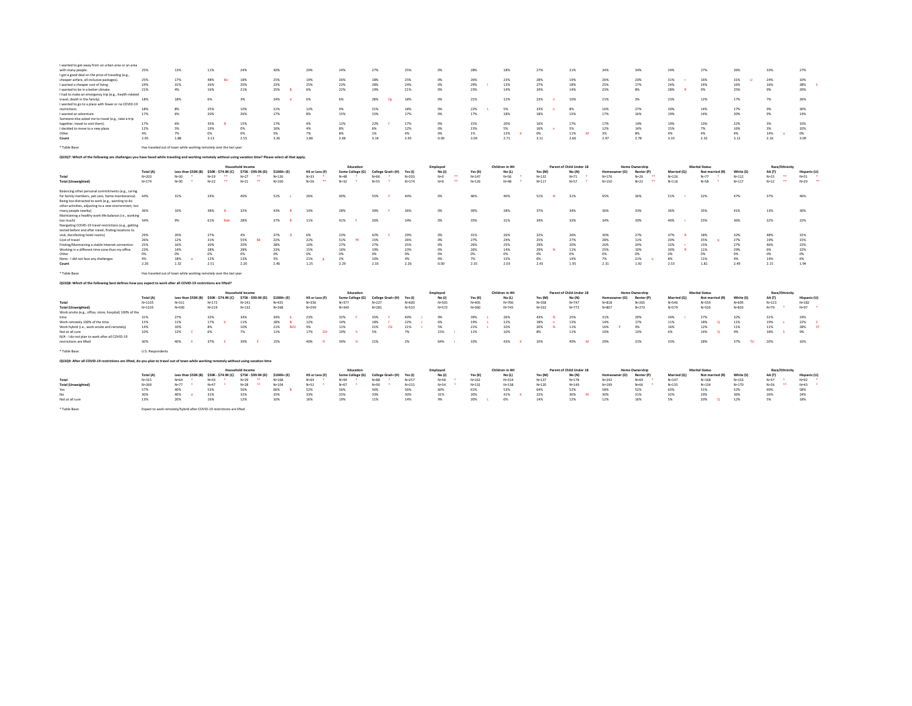| | Total (A) | Less than $50K (B) | $50K - $74.9K (C) | $75K - $99.9K (D) | $100K+ (E) | HS or Less (F) | Some College (G) | College Grad+ (H) | Yes (I) | No (J) | Yes (K) | No (L) | Yes (M) | No (N) | Homeowner (O) | Renter (P) | Married (Q) | Not married (R) | White (S) | AA (T) | Hispanic (U) |
|---|---|---|---|---|---|---|---|---|---|---|---|---|---|---|---|---|---|---|---|---|---|
| I wanted to get away from an urban area or an area with many people. | 25% | 13% | 11% | 24% | 30% | 20% | 24% | 27% | 25% | 0% | 28% | 18% | 27% | 21% | 24% | 34% | 24% | 27% | 26% | 33% | 27% |
| I got a good deal on the price of traveling (e.g., cheaper airfare, all-inclusive packages). | 25% | 17% | 48% Be | 18% | 25% | 19% | 26% | 18% | 25% | 0% | 26% | 23% | 28% | 19% | 26% | 20% | 31% r | 16% | 31% U | 24% | 10% |
| I wanted a cheaper cost of living. | 24% | 31% | 26% | 20% | 23% | 25% | 22% | 28% | 24% | 0% | 29% l | 13% | 27% | 18% | 25% | 17% | 24% | 24% | 16% | 16% | 38% S |
| I wanted to be in a better climate. | 21% | 4% | 16% | 21% | 25% B | 6% | 22% | 19% | 21% | 0% | 23% | 14% | 24% | 14% | 23% | 8% | 28% R | 9% | 25% | 9% | 20% |
| I had to make an emergency trip (e.g., health-related travel, death in the family). | 18% | 18% | 6% | 3% | 24% d | 6% | 6% | 28% Fg | 18% | 0% | 21% | 12% | 23% n | 10% | 21% | 3% | 23% | 12% | 17% | 7% | 26% |
| I wanted to go to a place with fewer or no COVID-19 restrictions. | 18% | 8% | 25% | 10% | 21% | 12% | 9% | 21% | 18% | 0% | 22% L | 5% | 23% n | 8% | 16% | 27% | 20% | 14% | 17% | 9% | 30% |
| I wanted an adventure. | 17% | 6% | 20% | 26% | 17% | 8% | 15% | 15% | 17% | 0% | 17% | 18% | 18% | 15% | 17% | 16% | 19% | 14% | 20% | 9% | 14% |
| Someone else asked me to travel (e.g., take a trip together, travel to visit them). | 17% | 6% | 35% B | 15% | 17% | 4% | 12% | 22% f | 17% | 0% | 15% | 20% | 16% | 17% | 17% | 14% | 19% | 13% | 22% | 3% | 10% |
| I decided to move to a new place. | 12% | 5% | 19% | 0% | 16% | 4% | 8% | 6% | 12% | 0% | 15% | 5% | 16% n | 5% | 12% | 14% | 15% | 7% | 16% | 3% | 10% |
| Other | 4% | 7% | 0% | 5% | 7% | 8% | 1% | 4% | 0% | 1% | 12% K | 0% | 11% M | 3% | 8% | 4% | 4% | 4% | 14% u | 0% | |
| Count | 2.95 | 1.88 | 3.13 | 2.55 | 3.26 | 1.86 | 2.66 | 3.14 | 2.95 | 0.00 | 3.04 | 2.71 | 3.11 | 2.66 | 2.97 | 2.78 | 3.33 | 2.32 | 3.12 | 2.16 | 3.09 |

* Table Base: Has traveled out of town while working remotely over the last year

**QS3Q7: Which of the following are challenges you have faced while traveling and working remotely without using vacation time? Please select all that apply.**

| | Total (A) | Less than $50K (B) | $50K - $74.9K (C) | $75K - $99.9K (D) | $100K+ (E) | HS or Less (F) | Some College (G) | College Grad+ (H) | Yes (I) | No (J) | Yes (K) | No (L) | Yes (M) | No (N) | Homeowner (O) | Renter (P) | Married (Q) | Not married (R) | White (S) | AA (T) | Hispanic (U) |
|---|---|---|---|---|---|---|---|---|---|---|---|---|---|---|---|---|---|---|---|---|---|
| | | Household Income | | | | Education | | | Employed | | Children in HH | | Parent of Child Under 18 | | Home Ownership | | Marital Status | | Race/Ethnicity | | |
| Total | N=203 | N=30 * | N=19 ** | N=27 ** | N=126 | N=33 * | N=48 * | N=66 * | N=203 | N=0 ** | N=147 | N=56 * | N=132 | N=71 * | N=176 | N=26 ** | N=126 | N=77 * | N=112 | N=15 ** | N=51 * |
| Total (Unweighted) | N=174 | N=30 * | N=22 ** | N=21 ** | N=100 | N=26 ** | N=32 * | N=55 * | N=174 | N=0 ** | N=126 | N=48 * | N=117 | N=57 * | N=150 | N=22 ** | N=116 | N=58 * | N=117 | N=12 ** | N=29 ** |
| Balancing other personal commitments (e.g., caring for family members, pet care, home maintenance) | 44% | 31% | 24% | 40% | 51% c | 26% | 40% | 55% F | 44% | 0% | 46% | 40% | 51% N | 31% | 45% | 36% | 51% r | 32% | 47% | 37% | 46% |
| Being too distracted to work (e.g., wanting to do other activities, adjusting to a new environment, too many people nearby) | 36% | 10% | 38% B | 32% | 43% B | 14% | 28% | 39% f | 36% | 0% | 39% | 28% | 37% | 34% | 36% | 33% | 36% | 35% | 41% | 13% | 30% |
| Maintaining a healthy work-life balance (i.e., working too much) | 34% | 9% | 61% Bde | 28% | 37% B | 11% | 41% F | 26% | 34% | 0% | 35% | 31% | 34% | 33% | 34% | 30% | 40% r | 23% | 36% | 32% | 22% |
| Navigating COVID-19 travel restrictions (e.g., getting tested before and after travel, finding locations to visit, disinfecting hotel rooms) | 29% | 20% | 27% | 4% | 37% D | 6% | 23% | 42% F | 29% | 0% | 31% | 26% | 32% | 26% | 30% | 27% | 37% R | 18% | 32% | 48% | 31% |
| Cost of travel | 26% | 12% | 31% | 55% BE | 22% | 22% | 51% fH | 15% | 26% | 0% | 27% | 24% | 25% | 27% | 28% | 11% | 20% | 35% q | 27% | 19% | 15% |
| Finding/Maintaining a stable Internet connection | 25% | 16% | 30% | 20% | 28% | 10% | 27% | 27% | 25% | 0% | 26% | 25% | 29% | 20% | 26% | 24% | 32% r | 15% | 27% | 46% | 22% |
| Working in a different time zone than my office | 23% | 14% | 28% | 28% | 23% | 15% | 16% | 19% | 23% | 0% | 26% | 14% | 29% N | 11% | 25% | 10% | 30% R | 11% | 29% | 6% | 22% |
| Other | 0% | 0% | 0% | 0% | 0% | 0% | 0% | 0% | 0% | 0% | 0% | 0% | 0% | 0% | 0% | 0% | 0% | 0% | 0% | 0% | 0% |
| None - I did not face any challenges | 9% | 18% e | 12% | 13% | 5% | 21% g | 2% | 10% | 9% | 0% | 7% | 15% | 6% | 14% | 7% | 21% o | 8% | 11% | 9% | 14% | 6% |
| Count | 2.26 | 1.32 | 2.51 | 2.20 | 2.46 | 1.25 | 2.29 | 2.33 | 2.26 | 0.00 | 2.35 | 2.03 | 2.43 | 1.95 | 2.31 | 1.92 | 2.53 | 1.81 | 2.49 | 2.15 | 1.94 |

* Table Base: Has traveled out of town while working remotely over the last year

**QS3Q8: Which of the following best defines how you expect to work after all COVID-19 restrictions are lifted?**

| | Total (A) | Less than $50K (B) | $50K - $74.9K (C) | $75K - $99.9K (D) | $100K+ (E) | HS or Less (F) | Some College (G) | College Grad+ (H) | Yes (I) | No (J) | Yes (K) | No (L) | Yes (M) | No (N) | Homeowner (O) | Renter (P) | Married (Q) | Not married (R) | White (S) | AA (T) | Hispanic (U) |
|---|---|---|---|---|---|---|---|---|---|---|---|---|---|---|---|---|---|---|---|---|---|
| | | Household Income | | | | Education | | | Employed | | Children in HH | | Parent of Child Under 18 | | Home Ownership | | Marital Status | | Race/Ethnicity | | |
| Total | N=1105 | N=311 | N=172 | N=141 | N=425 | N=336 | N=377 | N=227 | N=600 | N=505 | N=405 | N=700 | N=358 | N=747 | N=818 | N=265 | N=546 | N=559 | N=695 | N=123 | N=182 |
| Total (Unweighted) | N=1105 | N=430 | N=219 | N=132 | N=268 | N=299 | N=340 | N=281 | N=533 | N=572 | N=360 | N=745 | N=332 | N=773 | N=807 | N=273 | N=579 | N=526 | N=833 | N=79 * | N=97 * |
| Work onsite (e.g., office, store, hospital) 100% of the time | 31% | 27% | 32% | 34% | 34% b | 23% | 32% F | 35% F | 49% J | 9% | 39% L | 26% | 43% N | 25% | 31% | 29% | 34% r | 27% | 32% | 31% | 24% |
| Work remotely 100% of the time | 15% | 11% | 17% b | 11% | 18% B | 12% | 14% | 18% f | 22% J | 6% | 19% L | 12% | 18% n | 13% | 14% | 17% | 11% | 18% Q | 11% | 19% s | 22% S |
| Work hybrid (i.e., work onsite and remotely) | 14% | 10% | 8% | 10% | 21% BCD | 9% | 11% | 21% FG | 21% J | 5% | 21% L | 10% | 20% N | 11% | 16% P | 9% | 16% | 12% | 11% | 11% | 28% ST |
| Not at all sure | 10% | 12% C | 6% | 7% | 11% | 17% GH | 10% h | 5% | 7% | 15% I | 11% | 10% | 8% | 11% | 10% | 13% | 6% | 14% Q | 9% | 18% S | 9% |
| N/A - I do not plan to work after all COVID-19 restrictions are lifted | 30% | 40% E | 37% E | 39% E | 15% | 40% H | 34% H | 21% | 2% | 64% I | 10% | 43% K | 10% | 40% M | 29% | 31% | 33% | 28% | 37% TU | 20% | 16% |

* Table Base: U.S. Respondents

**QS3Q9: After all COVID-19 restrictions are lifted, do you plan to travel out of town while working remotely without using vacation time**

| | Total (A) | Less than $50K (B) | $50K - $74.9K (C) | $75K - $99.9K (D) | $100K+ (E) | HS or Less (F) | Some College (G) | College Grad+ (H) | Yes (I) | No (J) | Yes (K) | No (L) | Yes (M) | No (N) | Homeowner (O) | Renter (P) | Married (Q) | Not married (R) | White (S) | AA (T) | Hispanic (U) |
|---|---|---|---|---|---|---|---|---|---|---|---|---|---|---|---|---|---|---|---|---|---|
| | | Household Income | | | | Education | | | Employed | | Children in HH | | Parent of Child Under 18 | | Home Ownership | | Marital Status | | Race/Ethnicity | | |
| Total | N=315 | N=64 * | N=43 * | N=29 ** | N=168 | N=69 * | N=94 * | N=88 * | N=257 | N=58 * | N=161 | N=154 | N=137 | N=178 | N=242 | N=69 * | N=147 | N=168 | N=153 | N=37 * | N=92 * |
| Total (Unweighted) | N=269 | N=77 * | N=47 * | N=28 ** | N=104 | N=52 * | N=67 * | N=90 * | N=215 | N=54 * | N=131 | N=138 | N=120 | N=149 | N=199 | N=66 * | N=135 | N=134 | N=170 | N=26 ** | N=43 * |
| Yes | 57% | 40% | 53% | 56% | 66% B | 52% | 56% | 56% | 56% | 60% | 61% | 53% | 64% | 52% | 58% | 52% | 63% | 51% | 52% | 69% | 58% |
| No | 30% | 40% e | 31% | 32% | 25% | 33% | 25% | 33% | 30% | 31% | 20% | 41% K | 22% | 36% M | 30% | 31% | 32% | 29% | 36% | 26% | 24% |
| Not at all sure | 13% | 20% | 16% | 12% | 10% | 16% | 19% | 11% | 14% | 9% | 20% L | 6% | 14% | 12% | 12% | 16% | 5% | 20% Q | 12% | 5% | 18% |

* Table Base: Expect to work remotely/hybrid after COVID-19 restrictions are lifted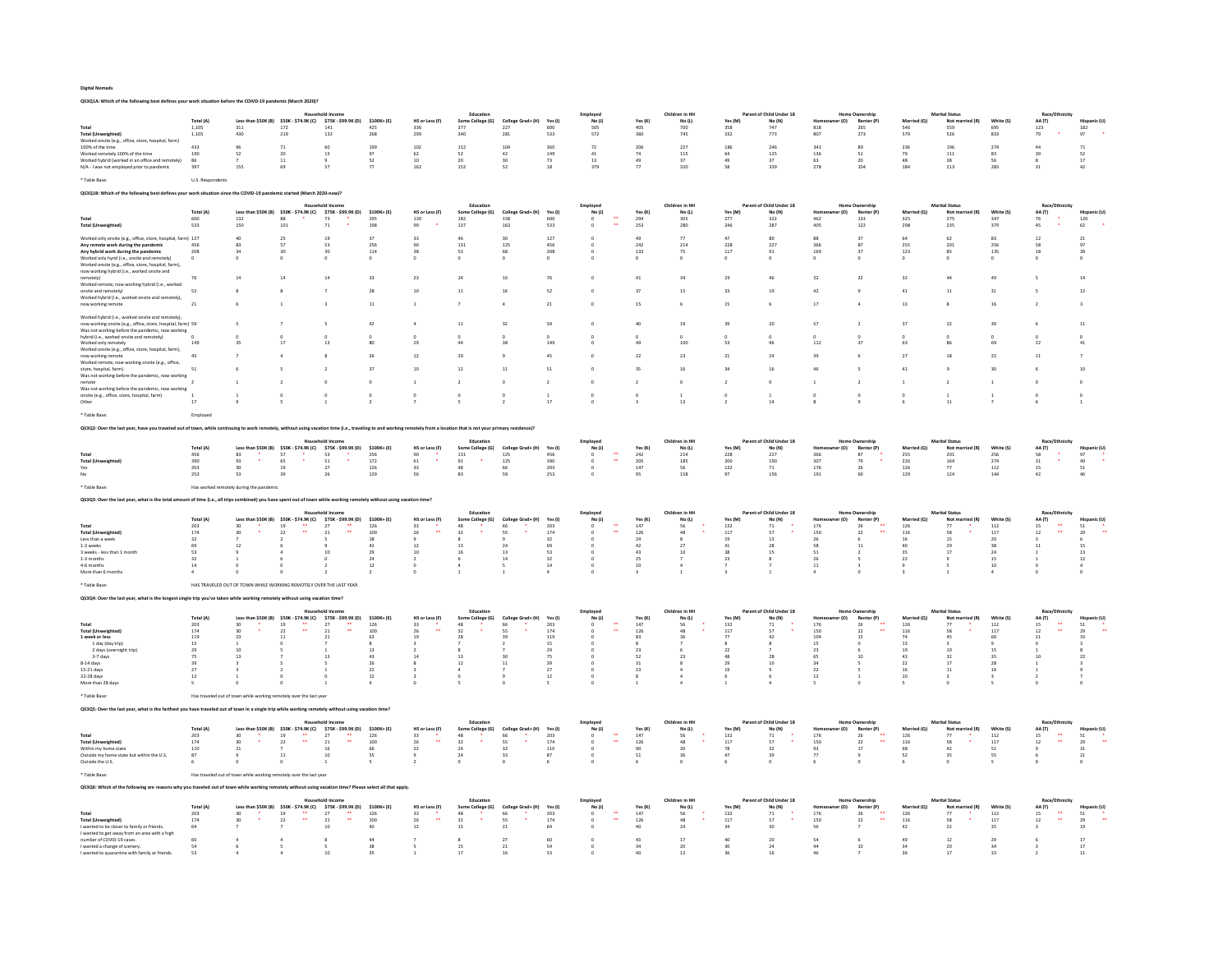**Digital Nomads**

**QS3Q1A: Which of the following best defines your work situation before the COIVD-19 pandemic (March 2020)?**

| | Total (A) | Less than $50K (B) | $50K - $74.9K (C) | $75K - $99.9K (D) | $100K+ (E) | HS or Less (F) | Some College (G) | College Grad+ (H) | Yes (I) | No (J) | Yes (K) | No (L) | Yes (M) | No (N) | Homeowner (O) | Renter (P) | Married (Q) | Not married (R) | White (S) | AA (T) | Hispanic (U) |
|---|---|---|---|---|---|---|---|---|---|---|---|---|---|---|---|---|---|---|---|---|---|
| | | Household Income | | | | Education | | | Employed | | Children in HH | | Parent of Child Under 18 | | Home Ownership | | Marital Status | | Race/Ethnicity | | |
| Total | 1,105 | 311 | 172 | 141 | 425 | 336 | 377 | 227 | 600 | 505 | 405 | 700 | 358 | 747 | 818 | 265 | 546 | 559 | 695 | 123 | 182 |
| Total (Unweighted) | 1,105 | 430 | 219 | 132 | 268 | 299 | 340 | 281 | 533 | 572 | 360 | 745 | 332 | 773 | 807 | 273 | 579 | 526 | 833 | 79 * | 97 * |
| Worked onsite (e.g., office, store, hospital, farm) 100% of the time | 433 | 96 | 71 | 60 | 199 | 102 | 152 | 104 | 360 | 72 | 206 | 227 | 186 | 246 | 341 | 89 | 236 | 196 | 274 | 44 | 71 |
| Worked remotely 100% of the time | 190 | 52 | 20 | 15 | 97 | 62 | 52 | 42 | 149 | 41 | 74 | 115 | 64 | 125 | 136 | 51 | 79 | 111 | 83 | 39 | 52 |
| Worked hybrid (worked in an office and remotely) | 86 | 7 | 11 | 9 | 52 | 10 | 20 | 30 | 73 | 13 | 49 | 37 | 49 | 37 | 63 | 20 | 48 | 38 | 56 | 8 | 17 |
| N/A - I was not employed prior to pandemic | 397 | 155 | 69 | 57 | 77 | 162 | 152 | 52 | 18 | 379 | 77 | 320 | 58 | 339 | 278 | 104 | 184 | 213 | 283 | 31 | 42 |

* Table Base: U.S. Respondents

**QS3Q1B: Which of the following best defines your work situation since the COVID-19 pandemic started (March 2020-now)?**

| | Total (A) | Less than $50K (B) | $50K - $74.9K (C) | $75K - $99.9K (D) | $100K+ (E) | HS or Less (F) | Some College (G) | College Grad+ (H) | Yes (I) | No (J) | Yes (K) | No (L) | Yes (M) | No (N) | Homeowner (O) | Renter (P) | Married (Q) | Not married (R) | White (S) | AA (T) | Hispanic (U) |
|---|---|---|---|---|---|---|---|---|---|---|---|---|---|---|---|---|---|---|---|---|---|
| Total | 600 | 132 | 88 * | 73 * | 295 | 130 | 182 | 158 | 600 | 0 ** | 294 | 305 | 277 | 322 | 462 | 133 | 325 | 275 | 347 | 76 * | 120 |
| Total (Unweighted) | 533 | 150 | 101 | 71 * | 198 | 99 * | 137 | 163 | 533 | 0 ** | 253 | 280 | 246 | 287 | 405 | 122 | 298 | 235 | 379 | 45 * | 62 * |
| Worked only onsite (e.g., office, store, hospital, farm) | 127 | 40 | 25 | 19 | 37 | 33 | 46 | 30 | 127 | 0 | 49 | 77 | 47 | 80 | 88 | 37 | 64 | 62 | 83 | 12 | 21 |
| **Any remote work during the pandemic** | 456 | 83 | 57 | 53 | 256 | 90 | 131 | 125 | 456 | 0 | 242 | 214 | 228 | 227 | 366 | 87 | 255 | 201 | 256 | 58 | 97 |
| **Any hybrid work during the pandemic** | 208 | 34 | 30 | 30 | 114 | 38 | 53 | 68 | 208 | 0 | 133 | 75 | 117 | 91 | 169 | 37 | 123 | 85 | 135 | 18 | 39 |
| Worked only hyrid (i.e., onsite and remotely) | 0 | 0 | 0 | 0 | 0 | 0 | 0 | 0 | 0 | 0 | 0 | 0 | 0 | 0 | 0 | 0 | 0 | 0 | 0 | 0 | 0 |
| Worked onsite (e.g., office, store, hospital, farm), now working hybrid (i.e., worked onsite and remotely) | 76 | 14 | 14 | 14 | 33 | 23 | 24 | 16 | 76 | 0 | 41 | 34 | 29 | 46 | 52 | 22 | 32 | 44 | 49 | 5 | 14 |
| Worked remote, now working hybrid (i.e., worked onsite and remotely) | 52 | 8 | 8 | 7 | 28 | 10 | 11 | 16 | 52 | 0 | 37 | 15 | 33 | 19 | 42 | 9 | 41 | 11 | 31 | 5 | 12 |
| Worked hybrid (i.e., worked onsite and remotely), now working remote | 21 | 6 | 1 | 3 | 11 | 1 | 7 | 4 | 21 | 0 | 15 | 6 | 15 | 6 | 17 | 4 | 13 | 8 | 16 | 2 | 3 |
| Worked hybrid (i.e., worked onsite and remotely), now working onsite (e.g., office, store, hospital, farm) | 59 | 5 | 7 | 5 | 42 | 4 | 11 | 32 | 59 | 0 | 40 | 19 | 39 | 20 | 57 | 2 | 37 | 22 | 39 | 6 | 11 |
| Was not working before the pandemic, now working hybrid (i.e., worked onsite and remotely) | 0 | 0 | 0 | 0 | 0 | 0 | 0 | 0 | 0 | 0 | 0 | 0 | 0 | 0 | 0 | 0 | 0 | 0 | 0 | 0 | 0 |
| Worked only remotely | 149 | 35 | 17 | 13 | 80 | 29 | 44 | 38 | 149 | 0 | 49 | 100 | 53 | 96 | 112 | 37 | 63 | 86 | 69 | 22 | 41 |
| Worked onsite (e.g., office, store, hospital, farm), now working remote | 45 | 7 | 4 | 8 | 26 | 12 | 20 | 9 | 45 | 0 | 22 | 23 | 21 | 24 | 39 | 6 | 27 | 18 | 22 | 11 | 7 |
| Worked remote, now working onsite (e.g., office, store, hospital, farm) | 51 | 6 | 5 | 2 | 37 | 10 | 12 | 11 | 51 | 0 | 35 | 16 | 34 | 16 | 46 | 5 | 41 | 9 | 30 | 6 | 10 |
| Was not working before the pandemic, now working remote | 2 | 1 | 2 | 0 | 0 | 1 | 2 | 0 | 2 | 0 | 2 | 0 | 2 | 0 | 1 | 2 | 1 | 2 | 1 | 0 | 0 |
| Was not working before the pandemic, now working onsite (e.g., office, store, hospital, farm) | 1 | 1 | 0 | 0 | 0 | 0 | 0 | 0 | 1 | 0 | 0 | 1 | 0 | 1 | 0 | 0 | 0 | 1 | 1 | 0 | 0 |
| Other | 17 | 9 | 5 | 1 | 2 | 7 | 5 | 2 | 17 | 0 | 3 | 13 | 2 | 14 | 8 | 9 | 6 | 11 | 7 | 6 | 1 |

* Table Base: Employed

**QS3Q2: Over the last year, have you traveled out of town, while continuing to work remotely, without using vacation time (i.e., traveling to and working remotely from a location that is not your primary residence)?**

| | Total (A) | Less than $50K (B) | $50K - $74.9K (C) | $75K - $99.9K (D) | $100K+ (E) | HS or Less (F) | Some College (G) | College Grad+ (H) | Yes (I) | No (J) | Yes (K) | No (L) | Yes (M) | No (N) | Homeowner (O) | Renter (P) | Married (Q) | Not married (R) | White (S) | AA (T) | Hispanic (U) |
|---|---|---|---|---|---|---|---|---|---|---|---|---|---|---|---|---|---|---|---|---|---|
| Total | 456 | 83 * | 57 * | 53 * | 256 | 90 * | 131 | 125 | 456 | 0 ** | 242 | 214 | 228 | 227 | 366 | 87 * | 255 | 201 | 256 | 58 * | 97 * |
| Total (Unweighted) | 390 | 93 * | 65 * | 51 * | 172 | 61 * | 92 * | 125 | 390 | 0 ** | 205 | 185 | 200 | 190 | 307 | 79 * | 226 | 164 | 274 | 31 * | 49 * |
| Yes | 203 | 30 | 19 | 27 | 126 | 33 | 48 | 66 | 203 | 0 | 147 | 56 | 132 | 71 | 176 | 26 | 126 | 77 | 112 | 15 | 51 |
| No | 253 | 53 | 39 | 26 | 129 | 56 | 83 | 59 | 253 | 0 | 95 | 158 | 97 | 156 | 191 | 60 | 129 | 124 | 144 | 42 | 46 |

* Table Base: Has worked remotely during the pandemic

**QS3Q3: Over the last year, what is the total amount of time (i.e., all trips combined) you have spent out of town while working remotely without using vacation time?**

| | Total (A) | Less than $50K (B) | $50K - $74.9K (C) | $75K - $99.9K (D) | $100K+ (E) | HS or Less (F) | Some College (G) | College Grad+ (H) | Yes (I) | No (J) | Yes (K) | No (L) | Yes (M) | No (N) | Homeowner (O) | Renter (P) | Married (Q) | Not married (R) | White (S) | AA (T) | Hispanic (U) |
|---|---|---|---|---|---|---|---|---|---|---|---|---|---|---|---|---|---|---|---|---|---|
| Total | 203 | 30 * | 19 ** | 27 ** | 126 | 33 * | 48 * | 66 * | 203 | 0 ** | 147 | 56 * | 132 | 71 * | 176 | 26 ** | 126 | 77 * | 112 | 15 ** | 51 * |
| Total (Unweighted) | 174 | 30 * | 22 ** | 21 ** | 100 | 26 ** | 32 * | 55 * | 174 | 0 ** | 126 | 48 * | 117 | 57 * | 150 | 22 ** | 116 | 58 * | 117 | 12 ** | 29 ** |
| Less than a week | 32 | 7 | 2 | 5 | 18 | 9 | 8 | 9 | 32 | 0 | 24 | 8 | 19 | 13 | 26 | 6 | 16 | 15 | 20 | 3 | 6 |
| 1-2 weeks | 69 | 12 | 6 | 9 | 42 | 12 | 13 | 24 | 69 | 0 | 42 | 27 | 41 | 28 | 58 | 11 | 40 | 29 | 38 | 11 | 15 |
| 3 weeks - less than 1 month | 53 | 9 | 4 | 10 | 29 | 10 | 16 | 13 | 53 | 0 | 43 | 10 | 38 | 15 | 51 | 2 | 35 | 17 | 24 | 1 | 13 |
| 1-3 months | 32 | 1 | 6 | 0 | 24 | 2 | 6 | 14 | 32 | 0 | 25 | 7 | 23 | 8 | 26 | 5 | 22 | 9 | 15 | 1 | 12 |
| 4-6 months | 14 | 0 | 0 | 2 | 12 | 0 | 4 | 5 | 14 | 0 | 10 | 4 | 7 | 7 | 11 | 3 | 9 | 5 | 10 | 0 | 4 |
| More than 6 months | 4 | 0 | 0 | 2 | 2 | 0 | 1 | 1 | 4 | 0 | 3 | 1 | 3 | 1 | 4 | 0 | 3 | 1 | 4 | 0 | 0 |

* Table Base: HAS TRAVELED OUT OF TOWN WHILE WORKING REMOTELY OVER THE LAST YEAR

**QS3Q4: Over the last year, what is the longest single trip you've taken while working remotely without using vacation time?**

| | Total (A) | Less than $50K (B) | $50K - $74.9K (C) | $75K - $99.9K (D) | $100K+ (E) | HS or Less (F) | Some College (G) | College Grad+ (H) | Yes (I) | No (J) | Yes (K) | No (L) | Yes (M) | No (N) | Homeowner (O) | Renter (P) | Married (Q) | Not married (R) | White (S) | AA (T) | Hispanic (U) |
|---|---|---|---|---|---|---|---|---|---|---|---|---|---|---|---|---|---|---|---|---|---|
| Total | 203 | 30 * | 19 ** | 27 ** | 126 | 33 * | 48 * | 66 * | 203 | 0 ** | 147 | 56 * | 132 | 71 * | 176 | 26 ** | 126 | 77 * | 112 | 15 ** | 51 * |
| Total (Unweighted) | 174 | 30 * | 22 ** | 21 ** | 100 | 26 ** | 32 * | 55 * | 174 | 0 ** | 126 | 48 * | 117 | 57 * | 150 | 22 ** | 116 | 58 * | 117 | 12 ** | 29 ** |
| **1 week or less** | 119 | 23 | 11 | 21 | 63 | 19 | 28 | 39 | 119 | 0 | 83 | 36 | 77 | 42 | 104 | 15 | 74 | 45 | 60 | 11 | 33 |
| 1 day (day trip) | 15 | 1 | 0 | 7 | 8 | 3 | 7 | 2 | 15 | 0 | 8 | 7 | 8 | 8 | 15 | 0 | 13 | 3 | 9 | 0 | 3 |
| 2 days (overnight trip) | 29 | 10 | 5 | 1 | 13 | 2 | 8 | 7 | 29 | 0 | 23 | 6 | 22 | 7 | 23 | 6 | 19 | 10 | 15 | 1 | 8 |
| 3-7 days | 75 | 13 | 7 | 13 | 43 | 14 | 13 | 30 | 75 | 0 | 52 | 23 | 48 | 28 | 65 | 10 | 43 | 32 | 35 | 10 | 22 |
| 8-14 days | 39 | 3 | 5 | 5 | 26 | 8 | 12 | 11 | 39 | 0 | 31 | 8 | 29 | 10 | 34 | 5 | 22 | 17 | 28 | 1 | 3 |
| 15-21 days | 27 | 3 | 2 | 1 | 22 | 3 | 4 | 7 | 27 | 0 | 23 | 4 | 19 | 9 | 22 | 5 | 16 | 11 | 16 | 1 | 9 |
| 22-28 days | 12 | 1 | 0 | 0 | 12 | 3 | 0 | 9 | 12 | 0 | 8 | 4 | 6 | 6 | 12 | 1 | 10 | 3 | 3 | 2 | 7 |
| More than 28 days | 5 | 0 | 0 | 1 | 4 | 0 | 5 | 0 | 5 | 0 | 1 | 4 | 1 | 4 | 5 | 0 | 5 | 0 | 5 | 0 | 0 |

* Table Base: Has traveled out of town while working remotely over the last year

**QS3Q5: Over the last year, what is the farthest you have traveled out of town in a single trip while working remotely without using vacation time?**

| | Total (A) | Less than $50K (B) | $50K - $74.9K (C) | $75K - $99.9K (D) | $100K+ (E) | HS or Less (F) | Some College (G) | College Grad+ (H) | Yes (I) | No (J) | Yes (K) | No (L) | Yes (M) | No (N) | Homeowner (O) | Renter (P) | Married (Q) | Not married (R) | White (S) | AA (T) | Hispanic (U) |
|---|---|---|---|---|---|---|---|---|---|---|---|---|---|---|---|---|---|---|---|---|---|
| Total | 203 | 30 * | 19 ** | 27 ** | 126 | 33 * | 48 * | 66 * | 203 | 0 ** | 147 | 56 * | 132 | 71 * | 176 | 26 ** | 126 | 77 * | 112 | 15 ** | 51 * |
| Total (Unweighted) | 174 | 30 * | 22 ** | 21 ** | 100 | 26 ** | 32 * | 55 * | 174 | 0 ** | 126 | 48 * | 117 | 57 * | 150 | 22 ** | 116 | 58 * | 117 | 12 ** | 29 ** |
| Within my home state | 110 | 21 | 7 | 16 | 66 | 22 | 24 | 32 | 110 | 0 | 90 | 20 | 78 | 32 | 93 | 17 | 68 | 42 | 51 | 9 | 31 |
| Outside my home state but within the U.S. | 87 | 9 | 11 | 10 | 55 | 9 | 24 | 33 | 87 | 0 | 51 | 36 | 47 | 39 | 77 | 9 | 52 | 35 | 55 | 6 | 21 |
| Outside the U.S. | 6 | 0 | 0 | 1 | 5 | 2 | 0 | 0 | 6 | 0 | 6 | 0 | 6 | 0 | 6 | 0 | 6 | 0 | 5 | 0 | 0 |

* Table Base: Has traveled out of town while working remotely over the last year

**QS3Q6: Which of the following are reasons why you traveled out of town while working remotely without using vacation time? Please select all that apply.**

| | Total (A) | Less than $50K (B) | $50K - $74.9K (C) | $75K - $99.9K (D) | $100K+ (E) | HS or Less (F) | Some College (G) | College Grad+ (H) | Yes (I) | No (J) | Yes (K) | No (L) | Yes (M) | No (N) | Homeowner (O) | Renter (P) | Married (Q) | Not married (R) | White (S) | AA (T) | Hispanic (U) |
|---|---|---|---|---|---|---|---|---|---|---|---|---|---|---|---|---|---|---|---|---|---|
| Total | 203 | 30 * | 19 ** | 27 ** | 126 | 33 * | 48 * | 66 * | 203 | 0 ** | 147 | 56 * | 132 | 71 * | 176 | 26 ** | 126 | 77 * | 112 | 15 ** | 51 * |
| Total (Unweighted) | 174 | 30 * | 22 ** | 21 ** | 100 | 26 ** | 32 * | 55 * | 174 | 0 ** | 126 | 48 * | 117 | 57 * | 150 | 22 ** | 116 | 58 * | 117 | 12 ** | 29 ** |
| I wanted to be closer to family or friends. | 64 | 7 | 7 | 10 | 40 | 12 | 15 | 21 | 64 | 0 | 40 | 24 | 34 | 30 | 56 | 7 | 42 | 22 | 35 | 3 | 19 |
| I wanted to get away from an area with a high number of COVID-19 cases. | 60 | 4 | 4 | 8 | 44 | 7 | 8 | 27 | 60 | 0 | 43 | 17 | 40 | 20 | 54 | 6 | 49 | 12 | 29 | 6 | 17 |
| I wanted a change of scenery. | 54 | 6 | 5 | 5 | 38 | 5 | 15 | 21 | 54 | 0 | 34 | 20 | 30 | 24 | 44 | 10 | 34 | 20 | 34 | 3 | 17 |
| I wanted to quarantine with family or friends. | 53 | 4 | 4 | 10 | 35 | 1 | 17 | 16 | 53 | 0 | 40 | 12 | 36 | 16 | 46 | 7 | 36 | 17 | 33 | 2 | 11 |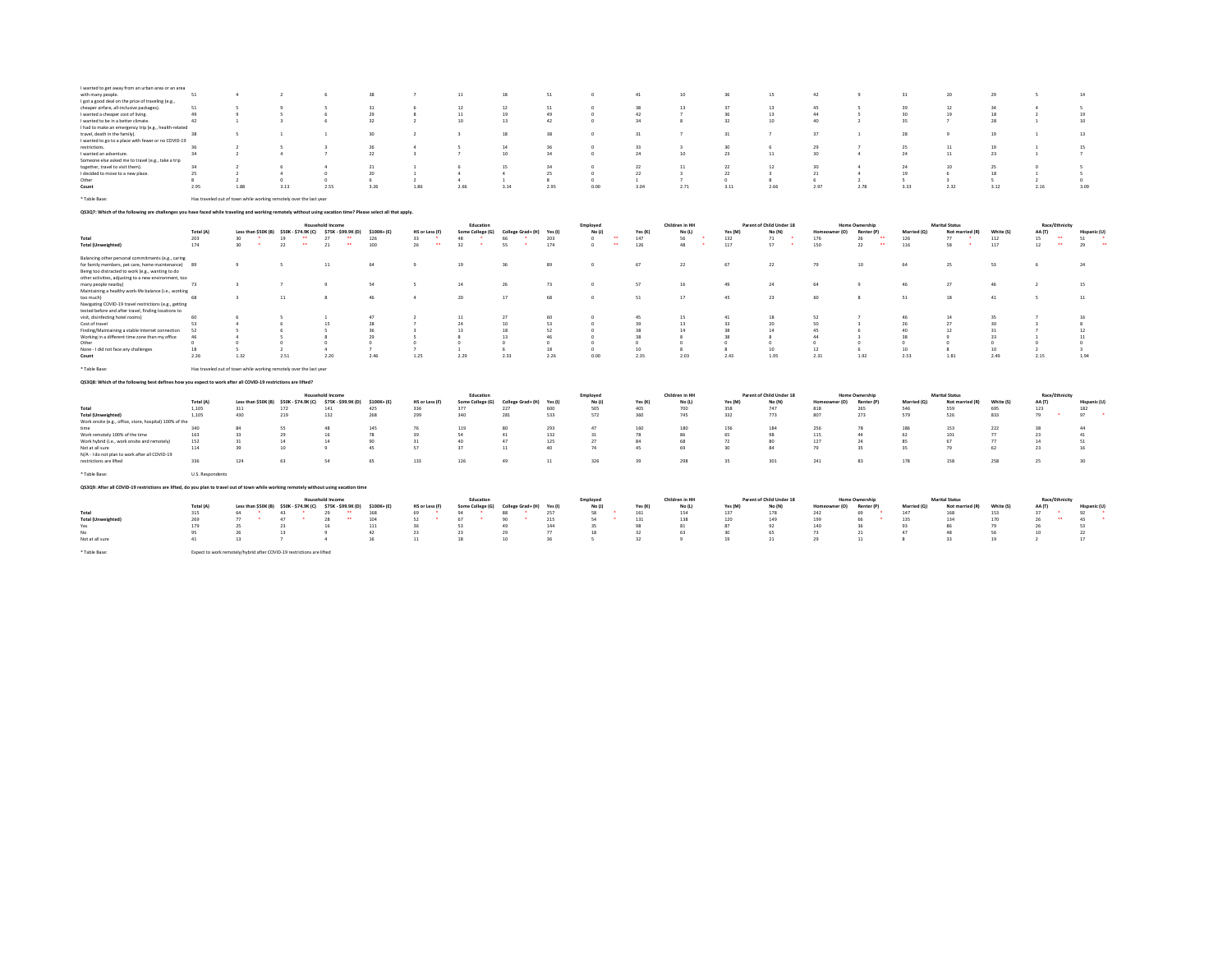| | Total (A) | Less than $50K (B) | $50K - $74.9K (C) | $75K - $99.9K (D) | $100K+ (E) | HS or Less (F) | Some College (G) | College Grad+ (H) | Yes (I) | No (J) | Yes (K) | No (L) | Yes (M) | No (N) | Homeowner (O) | Renter (P) | Married (Q) | Not married (R) | White (S) | AA (T) | Hispanic (U) |
|---|---|---|---|---|---|---|---|---|---|---|---|---|---|---|---|---|---|---|---|---|---|
| I wanted to get away from an urban area or an area with many people. | 51 | 4 | 2 | 6 | 38 | 7 | 11 | 18 | 51 | 0 | 41 | 10 | 36 | 15 | 42 | 9 | 31 | 20 | 29 | 5 | 14 |
| I got a good deal on the price of traveling (e.g., cheaper airfare, all-inclusive packages). | 51 | 5 | 9 | 5 | 31 | 6 | 12 | 12 | 51 | 0 | 38 | 13 | 37 | 13 | 45 | 5 | 39 | 12 | 34 | 4 | 5 |
| I wanted a cheaper cost of living. | 49 | 9 | 5 | 6 | 29 | 8 | 11 | 19 | 49 | 0 | 42 | 7 | 36 | 13 | 44 | 5 | 30 | 19 | 18 | 2 | 19 |
| I wanted to be in a better climate. | 42 | 1 | 3 | 6 | 32 | 2 | 10 | 13 | 42 | 0 | 34 | 8 | 32 | 10 | 40 | 2 | 35 | 7 | 28 | 1 | 10 |
| I had to make an emergency trip (e.g., health-related travel, death in the family). | 38 | 5 | 1 | 1 | 30 | 2 | 3 | 18 | 38 | 0 | 31 | 7 | 31 | 7 | 37 | 1 | 28 | 9 | 19 | 1 | 13 |
| I wanted to go to a place with fewer or no COVID-19 restrictions. | 36 | 2 | 5 | 3 | 26 | 4 | 5 | 14 | 36 | 0 | 33 | 3 | 30 | 6 | 29 | 7 | 25 | 11 | 19 | 1 | 15 |
| I wanted an adventure. | 34 | 2 | 4 | 7 | 22 | 3 | 7 | 10 | 34 | 0 | 24 | 10 | 23 | 11 | 30 | 4 | 24 | 11 | 23 | 1 | 7 |
| Someone else asked me to travel (e.g., take a trip together, travel to visit them). | 34 | 2 | 6 | 4 | 21 | 1 | 6 | 15 | 34 | 0 | 22 | 11 | 22 | 12 | 30 | 4 | 24 | 10 | 25 | 0 | 5 |
| I decided to move to a new place. | 25 | 2 | 4 | 0 | 20 | 1 | 4 | 4 | 25 | 0 | 22 | 3 | 22 | 3 | 21 | 4 | 19 | 6 | 18 | 1 | 5 |
| Other | 8 | 2 | 0 | 0 | 6 | 2 | 4 | 1 | 8 | 0 | 1 | 7 | 0 | 8 | 6 | 2 | 5 | 3 | 5 | 2 | 0 |
| **Count** | 2.95 | 1.88 | 3.13 | 2.55 | 3.26 | 1.86 | 2.66 | 3.14 | 2.95 | 0.00 | 3.04 | 2.71 | 3.11 | 2.66 | 2.97 | 2.78 | 3.33 | 2.32 | 3.12 | 2.16 | 3.09 |

* Table Base: Has traveled out of town while working remotely over the last year

**QS3Q7: Which of the following are challenges you have faced while traveling and working remotely without using vacation time? Please select all that apply.**

| | | Household Income | | | | Education | | | Employed | | Children in HH | | Parent of Child Under 18 | | Home Ownership | | Marital Status | | Race/Ethnicity | | |
|---|---|---|---|---|---|---|---|---|---|---|---|---|---|---|---|---|---|---|---|---|---|
| | Total (A) | Less than $50K (B) | $50K - $74.9K (C) | $75K - $99.9K (D) | $100K+ (E) | HS or Less (F) | Some College (G) | College Grad+ (H) | Yes (I) | No (J) | Yes (K) | No (L) | Yes (M) | No (N) | Homeowner (O) | Renter (P) | Married (Q) | Not married (R) | White (S) | AA (T) | Hispanic (U) |
| **Total** | 203 | 30 * | 19 ** | 27 ** | 126 | 33 * | 48 * | 66 * | 203 | 0 ** | 147 | 56 * | 132 | 71 * | 176 | 26 ** | 126 | 77 * | 112 | 15 ** | 51 * |
| **Total (Unweighted)** | 174 | 30 * | 22 ** | 21 ** | 100 | 26 ** | 32 * | 55 * | 174 | 0 ** | 126 | 48 * | 117 | 57 * | 150 | 22 ** | 116 | 58 * | 117 | 12 ** | 29 ** |
| Balancing other personal commitments (e.g., caring for family members, pet care, home maintenance) | 89 | 9 | 5 | 11 | 64 | 9 | 19 | 36 | 89 | 0 | 67 | 22 | 67 | 22 | 79 | 10 | 64 | 25 | 53 | 6 | 24 |
| Being too distracted to work (e.g., wanting to do other activities, adjusting to a new environment, too many people nearby) | 73 | 3 | 7 | 9 | 54 | 5 | 14 | 26 | 73 | 0 | 57 | 16 | 49 | 24 | 64 | 9 | 46 | 27 | 46 | 2 | 15 |
| Maintaining a healthy work-life balance (i.e., working too much) | 68 | 3 | 11 | 8 | 46 | 4 | 20 | 17 | 68 | 0 | 51 | 17 | 45 | 23 | 60 | 8 | 51 | 18 | 41 | 5 | 11 |
| Navigating COVID-19 travel restrictions (e.g., getting tested before and after travel, finding locations to visit, disinfecting hotel rooms) | 60 | 6 | 5 | 1 | 47 | 2 | 11 | 27 | 60 | 0 | 45 | 15 | 41 | 18 | 52 | 7 | 46 | 14 | 35 | 7 | 16 |
| Cost of travel | 53 | 4 | 6 | 15 | 28 | 7 | 24 | 10 | 53 | 0 | 39 | 13 | 33 | 20 | 50 | 3 | 26 | 27 | 30 | 3 | 8 |
| Finding/Maintaining a stable Internet connection | 52 | 5 | 6 | 5 | 36 | 3 | 13 | 18 | 52 | 0 | 38 | 14 | 38 | 14 | 45 | 6 | 40 | 12 | 31 | 7 | 12 |
| Working in a different time zone than my office | 46 | 4 | 5 | 8 | 29 | 5 | 8 | 13 | 46 | 0 | 38 | 8 | 38 | 8 | 44 | 3 | 38 | 9 | 33 | 1 | 11 |
| Other | 0 | 0 | 0 | 0 | 0 | 0 | 0 | 0 | 0 | 0 | 0 | 0 | 0 | 0 | 0 | 0 | 0 | 0 | 0 | 0 | 0 |
| None - I did not face any challenges | 18 | 5 | 2 | 4 | 7 | 7 | 1 | 6 | 18 | 0 | 10 | 8 | 8 | 10 | 12 | 6 | 10 | 8 | 10 | 2 | 3 |
| **Count** | 2.26 | 1.32 | 2.51 | 2.20 | 2.46 | 1.25 | 2.29 | 2.33 | 2.26 | 0.00 | 2.35 | 2.03 | 2.43 | 1.95 | 2.31 | 1.92 | 2.53 | 1.81 | 2.49 | 2.15 | 1.94 |

* Table Base: Has traveled out of town while working remotely over the last year

**QS3Q8: Which of the following best defines how you expect to work after all COVID-19 restrictions are lifted?**

| | | Household Income | | | | Education | | | Employed | | Children in HH | | Parent of Child Under 18 | | Home Ownership | | Marital Status | | Race/Ethnicity | | |
|---|---|---|---|---|---|---|---|---|---|---|---|---|---|---|---|---|---|---|---|---|---|
| | Total (A) | Less than $50K (B) | $50K - $74.9K (C) | $75K - $99.9K (D) | $100K+ (E) | HS or Less (F) | Some College (G) | College Grad+ (H) | Yes (I) | No (J) | Yes (K) | No (L) | Yes (M) | No (N) | Homeowner (O) | Renter (P) | Married (Q) | Not married (R) | White (S) | AA (T) | Hispanic (U) |
| **Total** | 1,105 | 311 | 172 | 141 | 425 | 336 | 377 | 227 | 600 | 505 | 405 | 700 | 358 | 747 | 818 | 265 | 546 | 559 | 695 | 123 | 182 |
| **Total (Unweighted)** | 1,105 | 430 | 219 | 132 | 268 | 299 | 340 | 281 | 533 | 572 | 360 | 745 | 332 | 773 | 807 | 273 | 579 | 526 | 833 | 79 * | 97 * |
| Work onsite (e.g., office, store, hospital) 100% of the time | 340 | 84 | 55 | 48 | 145 | 76 | 119 | 80 | 293 | 47 | 160 | 180 | 156 | 184 | 256 | 78 | 186 | 153 | 222 | 38 | 44 |
| Work remotely 100% of the time | 163 | 33 | 29 | 16 | 78 | 39 | 54 | 41 | 132 | 31 | 78 | 86 | 65 | 98 | 115 | 44 | 62 | 101 | 77 | 23 | 41 |
| Work hybrid (i.e., work onsite and remotely) | 152 | 31 | 14 | 14 | 90 | 31 | 40 | 47 | 125 | 27 | 84 | 68 | 72 | 80 | 127 | 24 | 85 | 67 | 77 | 14 | 51 |
| Not at all sure | 114 | 39 | 10 | 9 | 45 | 57 | 37 | 11 | 40 | 74 | 45 | 69 | 30 | 84 | 79 | 35 | 35 | 79 | 62 | 23 | 16 |
| N/A - I do not plan to work after all COVID-19 restrictions are lifted | 336 | 124 | 63 | 54 | 65 | 133 | 126 | 49 | 11 | 326 | 39 | 298 | 35 | 301 | 241 | 83 | 178 | 158 | 258 | 25 | 30 |

* Table Base: U.S. Respondents

**QS3Q9: After all COVID-19 restrictions are lifted, do you plan to travel out of town while working remotely without using vacation time**

| | | Household Income | | | | Education | | | Employed | | Children in HH | | Parent of Child Under 18 | | Home Ownership | | Marital Status | | Race/Ethnicity | | |
|---|---|---|---|---|---|---|---|---|---|---|---|---|---|---|---|---|---|---|---|---|---|
| | Total (A) | Less than $50K (B) | $50K - $74.9K (C) | $75K - $99.9K (D) | $100K+ (E) | HS or Less (F) | Some College (G) | College Grad+ (H) | Yes (I) | No (J) | Yes (K) | No (L) | Yes (M) | No (N) | Homeowner (O) | Renter (P) | Married (Q) | Not married (R) | White (S) | AA (T) | Hispanic (U) |
| **Total** | 315 | 64 * | 43 * | 29 ** | 168 | 69 * | 94 * | 88 * | 257 | 58 * | 161 | 154 | 137 | 178 | 242 | 69 * | 147 | 168 | 153 | 37 * | 92 * |
| **Total (Unweighted)** | 269 | 77 * | 47 * | 28 ** | 104 | 52 * | 67 * | 90 * | 215 | 54 * | 131 | 138 | 120 | 149 | 199 | 66 * | 135 | 134 | 170 | 26 ** | 43 * |
| Yes | 179 | 25 | 23 | 16 | 111 | 36 | 53 | 49 | 144 | 35 | 98 | 81 | 87 | 92 | 140 | 36 | 93 | 86 | 79 | 26 | 53 |
| No | 95 | 26 | 13 | 9 | 42 | 23 | 23 | 29 | 77 | 18 | 32 | 63 | 30 | 65 | 73 | 21 | 47 | 48 | 56 | 10 | 22 |
| Not at all sure | 41 | 13 | 7 | 4 | 16 | 11 | 18 | 10 | 36 | 5 | 32 | 9 | 19 | 21 | 29 | 11 | 8 | 33 | 19 | 2 | 17 |

* Table Base: Expect to work remotely/hybrid after COVID-19 restrictions are lifted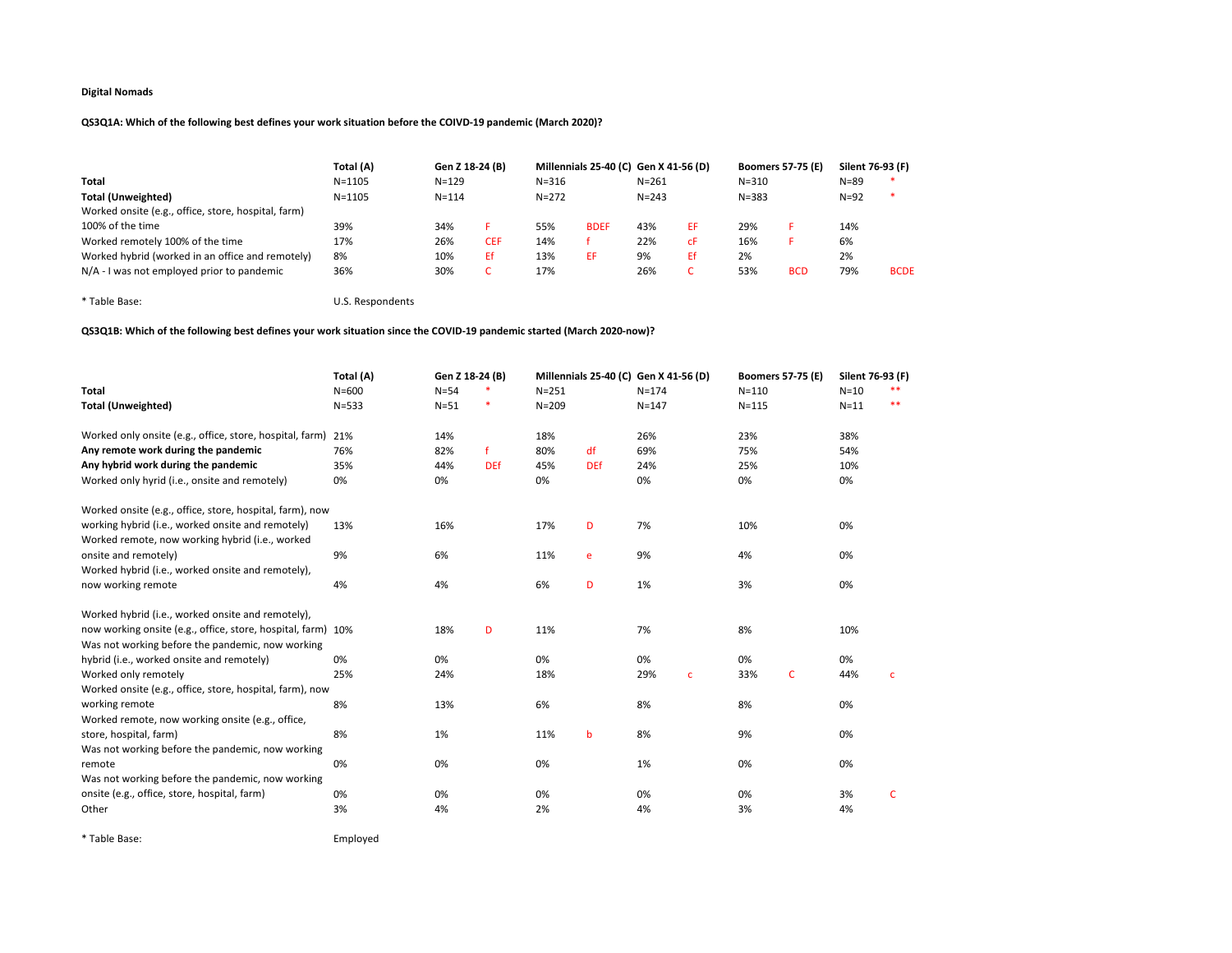**Digital Nomads**

**QS3Q1A: Which of the following best defines your work situation before the COIVD-19 pandemic (March 2020)?**

| | Total (A) | Gen Z 18-24 (B) | | Millennials 25-40 (C) | | Gen X 41-56 (D) | | Boomers 57-75 (E) | | Silent 76-93 (F) | |
|---|---|---|---|---|---|---|---|---|---|---|---|
| **Total** | N=1105 | N=129 | | N=316 | | N=261 | | N=310 | | N=89 | * |
| **Total (Unweighted)** | N=1105 | N=114 | | N=272 | | N=243 | | N=383 | | N=92 | * |
| Worked onsite (e.g., office, store, hospital, farm) 100% of the time | 39% | 34% | F | 55% | BDEF | 43% | EF | 29% | F | 14% | |
| Worked remotely 100% of the time | 17% | 26% | CEF | 14% | f | 22% | cF | 16% | F | 6% | |
| Worked hybrid (worked in an office and remotely) | 8% | 10% | Ef | 13% | EF | 9% | Ef | 2% | | 2% | |
| N/A - I was not employed prior to pandemic | 36% | 30% | C | 17% | | 26% | C | 53% | BCD | 79% | BCDE |

* Table Base: U.S. Respondents

**QS3Q1B: Which of the following best defines your work situation since the COVID-19 pandemic started (March 2020-now)?**

| | Total (A) | Gen Z 18-24 (B) | | Millennials 25-40 (C) | | Gen X 41-56 (D) | | Boomers 57-75 (E) | | Silent 76-93 (F) | |
|---|---|---|---|---|---|---|---|---|---|---|---|
| **Total** | N=600 | N=54 | * | N=251 | | N=174 | | N=110 | | N=10 | ** |
| **Total (Unweighted)** | N=533 | N=51 | * | N=209 | | N=147 | | N=115 | | N=11 | ** |
| Worked only onsite (e.g., office, store, hospital, farm) | 21% | 14% | | 18% | | 26% | | 23% | | 38% | |
| **Any remote work during the pandemic** | 76% | 82% | f | 80% | df | 69% | | 75% | | 54% | |
| **Any hybrid work during the pandemic** | 35% | 44% | DEf | 45% | DEf | 24% | | 25% | | 10% | |
| Worked only hyrid (i.e., onsite and remotely) | 0% | 0% | | 0% | | 0% | | 0% | | 0% | |
| Worked onsite (e.g., office, store, hospital, farm), now working hybrid (i.e., worked onsite and remotely) | 13% | 16% | | 17% | D | 7% | | 10% | | 0% | |
| Worked remote, now working hybrid (i.e., worked onsite and remotely) | 9% | 6% | | 11% | e | 9% | | 4% | | 0% | |
| Worked hybrid (i.e., worked onsite and remotely), now working remote | 4% | 4% | | 6% | D | 1% | | 3% | | 0% | |
| Worked hybrid (i.e., worked onsite and remotely), now working onsite (e.g., office, store, hospital, farm) | 10% | 18% | D | 11% | | 7% | | 8% | | 10% | |
| Was not working before the pandemic, now working hybrid (i.e., worked onsite and remotely) | 0% | 0% | | 0% | | 0% | | 0% | | 0% | |
| Worked only remotely | 25% | 24% | | 18% | | 29% | c | 33% | C | 44% | c |
| Worked onsite (e.g., office, store, hospital, farm), now working remote | 8% | 13% | | 6% | | 8% | | 8% | | 0% | |
| Worked remote, now working onsite (e.g., office, store, hospital, farm) | 8% | 1% | | 11% | b | 8% | | 9% | | 0% | |
| Was not working before the pandemic, now working remote | 0% | 0% | | 0% | | 1% | | 0% | | 0% | |
| Was not working before the pandemic, now working onsite (e.g., office, store, hospital, farm) | 0% | 0% | | 0% | | 0% | | 0% | | 3% | C |
| Other | 3% | 4% | | 2% | | 4% | | 3% | | 4% | |

* Table Base: Employed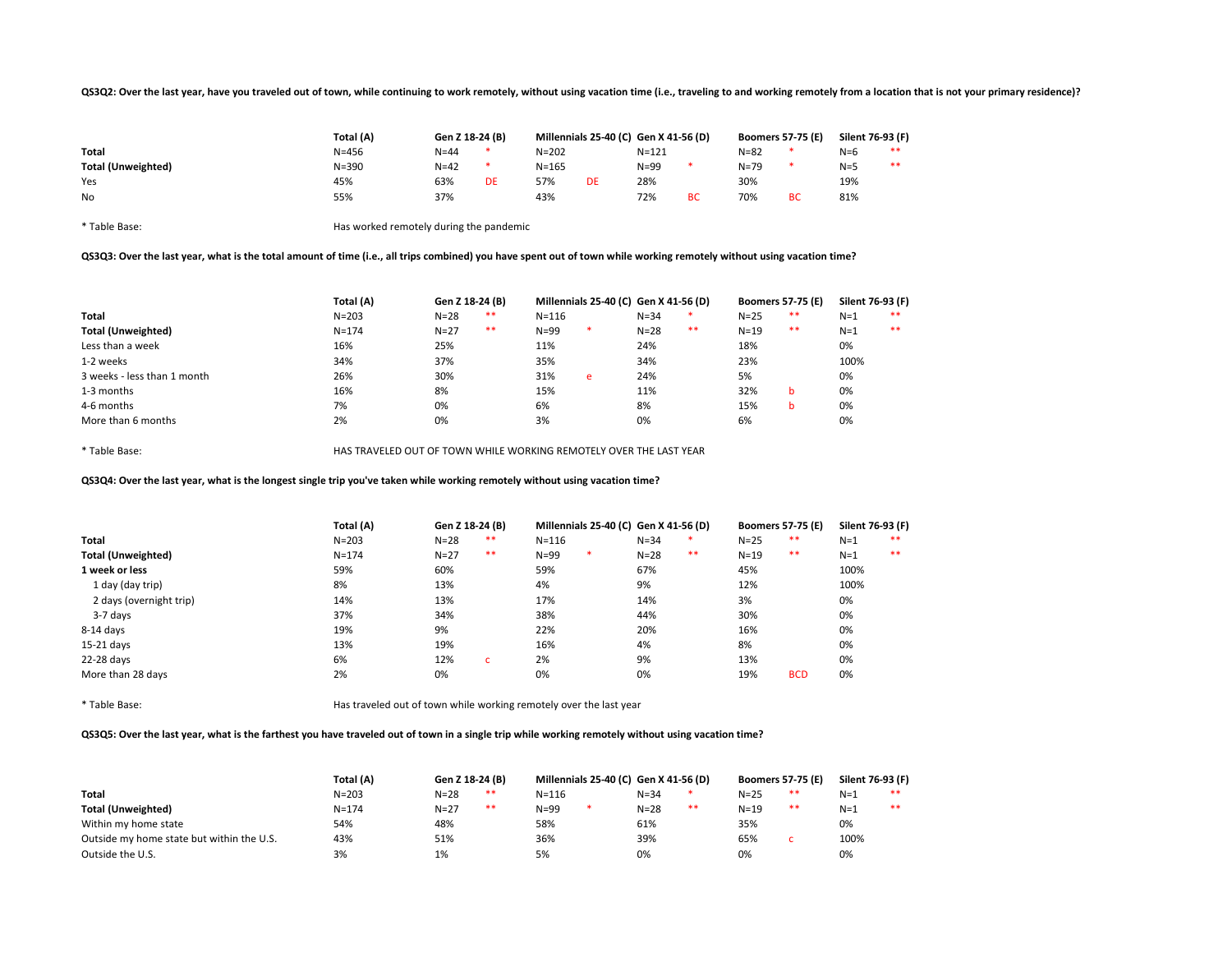**QS3Q2: Over the last year, have you traveled out of town, while continuing to work remotely, without using vacation time (i.e., traveling to and working remotely from a location that is not your primary residence)?**

| | Total (A) | Gen Z 18-24 (B) | | Millennials 25-40 (C) | | Gen X 41-56 (D) | | Boomers 57-75 (E) | | Silent 76-93 (F) | |
|---|---|---|---|---|---|---|---|---|---|---|---|
| **Total** | N=456 | N=44 | * | N=202 | | N=121 | | N=82 | * | N=6 | ** |
| **Total (Unweighted)** | N=390 | N=42 | * | N=165 | | N=99 | * | N=79 | * | N=5 | ** |
| Yes | 45% | 63% | DE | 57% | DE | 28% | | 30% | | 19% | |
| No | 55% | 37% | | 43% | | 72% | BC | 70% | BC | 81% | |

* Table Base: Has worked remotely during the pandemic

**QS3Q3: Over the last year, what is the total amount of time (i.e., all trips combined) you have spent out of town while working remotely without using vacation time?**

| | Total (A) | Gen Z 18-24 (B) | | Millennials 25-40 (C) | | Gen X 41-56 (D) | | Boomers 57-75 (E) | | Silent 76-93 (F) | |
|---|---|---|---|---|---|---|---|---|---|---|---|
| **Total** | N=203 | N=28 | ** | N=116 | | N=34 | * | N=25 | ** | N=1 | ** |
| **Total (Unweighted)** | N=174 | N=27 | ** | N=99 | * | N=28 | ** | N=19 | ** | N=1 | ** |
| Less than a week | 16% | 25% | | 11% | | 24% | | 18% | | 0% | |
| 1-2 weeks | 34% | 37% | | 35% | | 34% | | 23% | | 100% | |
| 3 weeks - less than 1 month | 26% | 30% | | 31% | e | 24% | | 5% | | 0% | |
| 1-3 months | 16% | 8% | | 15% | | 11% | | 32% | b | 0% | |
| 4-6 months | 7% | 0% | | 6% | | 8% | | 15% | b | 0% | |
| More than 6 months | 2% | 0% | | 3% | | 0% | | 6% | | 0% | |

* Table Base: HAS TRAVELED OUT OF TOWN WHILE WORKING REMOTELY OVER THE LAST YEAR

**QS3Q4: Over the last year, what is the longest single trip you've taken while working remotely without using vacation time?**

| | Total (A) | Gen Z 18-24 (B) | | Millennials 25-40 (C) | | Gen X 41-56 (D) | | Boomers 57-75 (E) | | Silent 76-93 (F) | |
|---|---|---|---|---|---|---|---|---|---|---|---|
| **Total** | N=203 | N=28 | ** | N=116 | | N=34 | * | N=25 | ** | N=1 | ** |
| **Total (Unweighted)** | N=174 | N=27 | ** | N=99 | * | N=28 | ** | N=19 | ** | N=1 | ** |
| **1 week or less** | 59% | 60% | | 59% | | 67% | | 45% | | 100% | |
| 1 day (day trip) | 8% | 13% | | 4% | | 9% | | 12% | | 100% | |
| 2 days (overnight trip) | 14% | 13% | | 17% | | 14% | | 3% | | 0% | |
| 3-7 days | 37% | 34% | | 38% | | 44% | | 30% | | 0% | |
| 8-14 days | 19% | 9% | | 22% | | 20% | | 16% | | 0% | |
| 15-21 days | 13% | 19% | | 16% | | 4% | | 8% | | 0% | |
| 22-28 days | 6% | 12% | c | 2% | | 9% | | 13% | | 0% | |
| More than 28 days | 2% | 0% | | 0% | | 0% | | 19% | BCD | 0% | |

* Table Base: Has traveled out of town while working remotely over the last year

**QS3Q5: Over the last year, what is the farthest you have traveled out of town in a single trip while working remotely without using vacation time?**

| | Total (A) | Gen Z 18-24 (B) | | Millennials 25-40 (C) | | Gen X 41-56 (D) | | Boomers 57-75 (E) | | Silent 76-93 (F) | |
|---|---|---|---|---|---|---|---|---|---|---|---|
| **Total** | N=203 | N=28 | ** | N=116 | | N=34 | * | N=25 | ** | N=1 | ** |
| **Total (Unweighted)** | N=174 | N=27 | ** | N=99 | * | N=28 | ** | N=19 | ** | N=1 | ** |
| Within my home state | 54% | 48% | | 58% | | 61% | | 35% | | 0% | |
| Outside my home state but within the U.S. | 43% | 51% | | 36% | | 39% | | 65% | c | 100% | |
| Outside the U.S. | 3% | 1% | | 5% | | 0% | | 0% | | 0% | |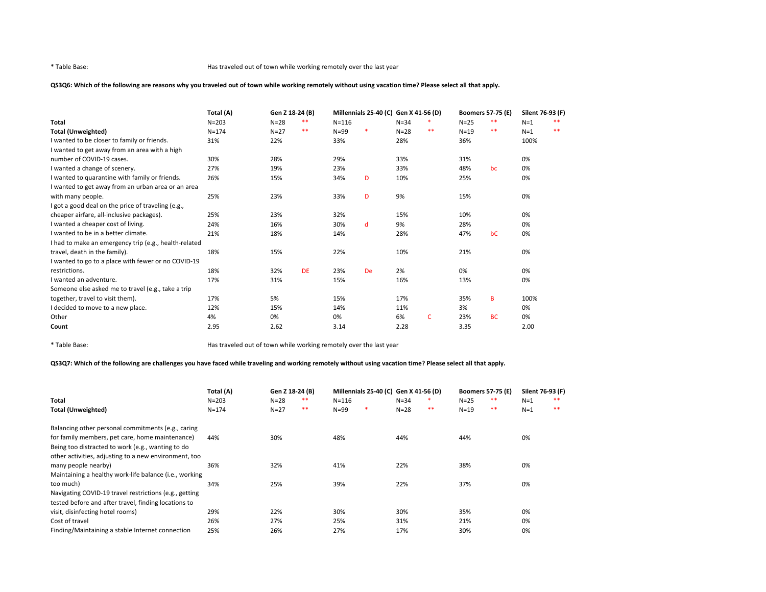* Table Base: Has traveled out of town while working remotely over the last year

**QS3Q6: Which of the following are reasons why you traveled out of town while working remotely without using vacation time? Please select all that apply.**

| | Total (A) | Gen Z 18-24 (B) | | Millennials 25-40 (C) | | Gen X 41-56 (D) | | Boomers 57-75 (E) | | Silent 76-93 (F) | |
|---|---|---|---|---|---|---|---|---|---|---|---|
| **Total** | N=203 | N=28 | ** | N=116 | | N=34 | * | N=25 | ** | N=1 | ** |
| **Total (Unweighted)** | N=174 | N=27 | ** | N=99 | * | N=28 | ** | N=19 | ** | N=1 | ** |
| I wanted to be closer to family or friends. | 31% | 22% | | 33% | | 28% | | 36% | | 100% | |
| I wanted to get away from an area with a high number of COVID-19 cases. | 30% | 28% | | 29% | | 33% | | 31% | | 0% | |
| I wanted a change of scenery. | 27% | 19% | | 23% | | 33% | | 48% | bc | 0% | |
| I wanted to quarantine with family or friends. | 26% | 15% | | 34% | D | 10% | | 25% | | 0% | |
| I wanted to get away from an urban area or an area with many people. | 25% | 23% | | 33% | D | 9% | | 15% | | 0% | |
| I got a good deal on the price of traveling (e.g., cheaper airfare, all-inclusive packages). | 25% | 23% | | 32% | | 15% | | 10% | | 0% | |
| I wanted a cheaper cost of living. | 24% | 16% | | 30% | d | 9% | | 28% | | 0% | |
| I wanted to be in a better climate. | 21% | 18% | | 14% | | 28% | | 47% | bC | 0% | |
| I had to make an emergency trip (e.g., health-related travel, death in the family). | 18% | 15% | | 22% | | 10% | | 21% | | 0% | |
| I wanted to go to a place with fewer or no COVID-19 restrictions. | 18% | 32% | DE | 23% | De | 2% | | 0% | | 0% | |
| I wanted an adventure. | 17% | 31% | | 15% | | 16% | | 13% | | 0% | |
| Someone else asked me to travel (e.g., take a trip together, travel to visit them). | 17% | 5% | | 15% | | 17% | | 35% | B | 100% | |
| I decided to move to a new place. | 12% | 15% | | 14% | | 11% | | 3% | | 0% | |
| Other | 4% | 0% | | 0% | | 6% | C | 23% | BC | 0% | |
| **Count** | 2.95 | 2.62 | | 3.14 | | 2.28 | | 3.35 | | 2.00 | |

* Table Base: Has traveled out of town while working remotely over the last year

**QS3Q7: Which of the following are challenges you have faced while traveling and working remotely without using vacation time? Please select all that apply.**

| | Total (A) | Gen Z 18-24 (B) | | Millennials 25-40 (C) | | Gen X 41-56 (D) | | Boomers 57-75 (E) | | Silent 76-93 (F) | |
|---|---|---|---|---|---|---|---|---|---|---|---|
| **Total** | N=203 | N=28 | ** | N=116 | | N=34 | * | N=25 | ** | N=1 | ** |
| **Total (Unweighted)** | N=174 | N=27 | ** | N=99 | * | N=28 | ** | N=19 | ** | N=1 | ** |
| Balancing other personal commitments (e.g., caring for family members, pet care, home maintenance) | 44% | 30% | | 48% | | 44% | | 44% | | 0% | |
| Being too distracted to work (e.g., wanting to do other activities, adjusting to a new environment, too many people nearby) | 36% | 32% | | 41% | | 22% | | 38% | | 0% | |
| Maintaining a healthy work-life balance (i.e., working too much) | 34% | 25% | | 39% | | 22% | | 37% | | 0% | |
| Navigating COVID-19 travel restrictions (e.g., getting tested before and after travel, finding locations to visit, disinfecting hotel rooms) | 29% | 22% | | 30% | | 30% | | 35% | | 0% | |
| Cost of travel | 26% | 27% | | 25% | | 31% | | 21% | | 0% | |
| Finding/Maintaining a stable Internet connection | 25% | 26% | | 27% | | 17% | | 30% | | 0% | |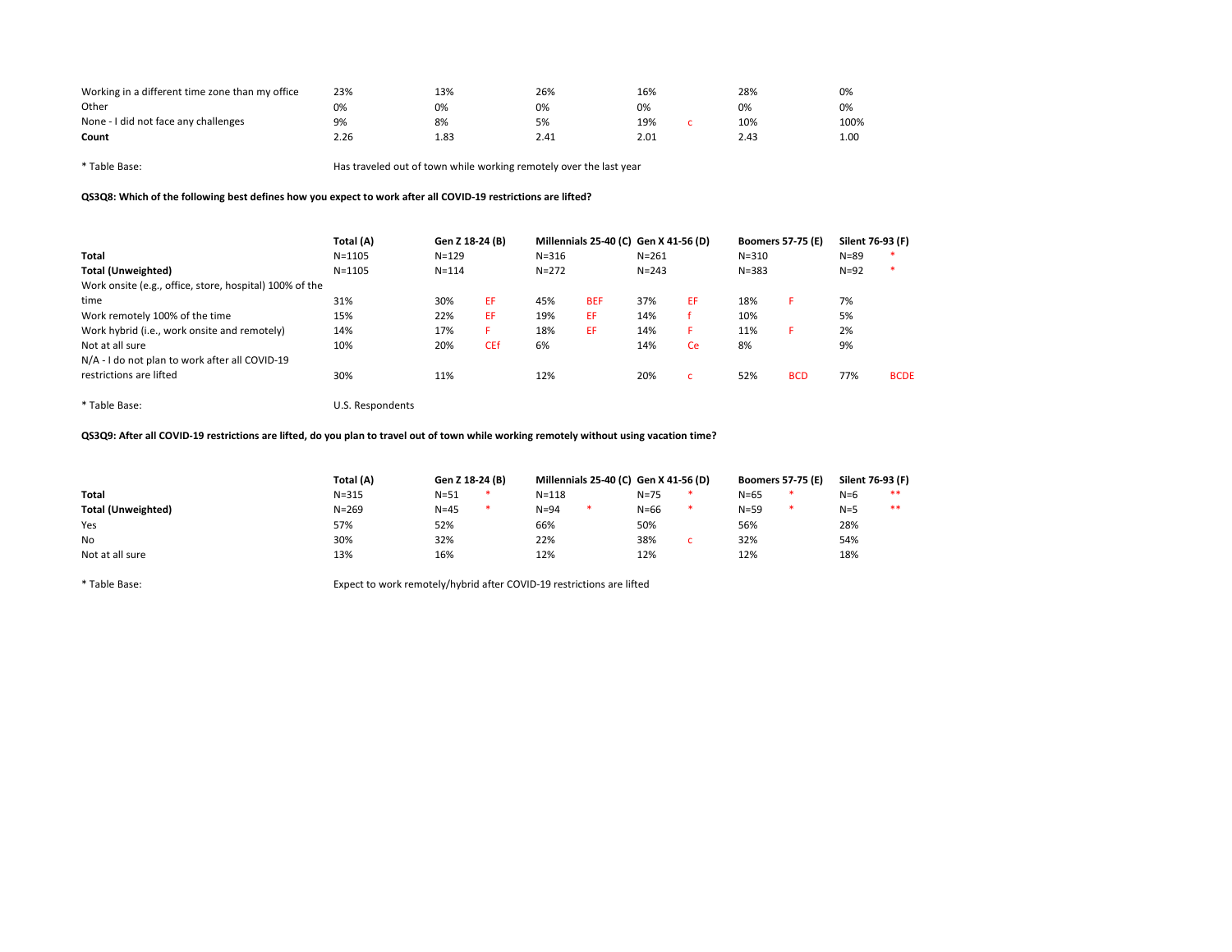| | Total (A) | Gen Z 18-24 (B) | | Millennials 25-40 (C) | | Gen X 41-56 (D) | | Boomers 57-75 (E) | | Silent 76-93 (F) | |
|---|---|---|---|---|---|---|---|---|---|---|---|
| Working in a different time zone than my office | 23% | 13% | | 26% | | 16% | | 28% | | 0% | |
| Other | 0% | 0% | | 0% | | 0% | | 0% | | 0% | |
| None - I did not face any challenges | 9% | 8% | | 5% | | 19% | c | 10% | | 100% | |
| **Count** | 2.26 | 1.83 | | 2.41 | | 2.01 | | 2.43 | | 1.00 | |

* Table Base: Has traveled out of town while working remotely over the last year

**QS3Q8: Which of the following best defines how you expect to work after all COVID-19 restrictions are lifted?**

| | Total (A) | Gen Z 18-24 (B) | | Millennials 25-40 (C) | | Gen X 41-56 (D) | | Boomers 57-75 (E) | | Silent 76-93 (F) | |
|---|---|---|---|---|---|---|---|---|---|---|---|
| **Total** | N=1105 | N=129 | | N=316 | | N=261 | | N=310 | | N=89 | * |
| **Total (Unweighted)** | N=1105 | N=114 | | N=272 | | N=243 | | N=383 | | N=92 | * |
| Work onsite (e.g., office, store, hospital) 100% of the time | 31% | 30% | EF | 45% | BEF | 37% | EF | 18% | F | 7% | |
| Work remotely 100% of the time | 15% | 22% | EF | 19% | EF | 14% | f | 10% | | 5% | |
| Work hybrid (i.e., work onsite and remotely) | 14% | 17% | F | 18% | EF | 14% | F | 11% | F | 2% | |
| Not at all sure | 10% | 20% | CEf | 6% | | 14% | Ce | 8% | | 9% | |
| N/A - I do not plan to work after all COVID-19 restrictions are lifted | 30% | 11% | | 12% | | 20% | c | 52% | BCD | 77% | BCDE |

* Table Base: U.S. Respondents

**QS3Q9: After all COVID-19 restrictions are lifted, do you plan to travel out of town while working remotely without using vacation time?**

| | Total (A) | Gen Z 18-24 (B) | | Millennials 25-40 (C) | | Gen X 41-56 (D) | | Boomers 57-75 (E) | | Silent 76-93 (F) | |
|---|---|---|---|---|---|---|---|---|---|---|---|
| **Total** | N=315 | N=51 | * | N=118 | | N=75 | * | N=65 | * | N=6 | ** |
| **Total (Unweighted)** | N=269 | N=45 | * | N=94 | * | N=66 | * | N=59 | * | N=5 | ** |
| Yes | 57% | 52% | | 66% | | 50% | | 56% | | 28% | |
| No | 30% | 32% | | 22% | | 38% | c | 32% | | 54% | |
| Not at all sure | 13% | 16% | | 12% | | 12% | | 12% | | 18% | |

* Table Base: Expect to work remotely/hybrid after COVID-19 restrictions are lifted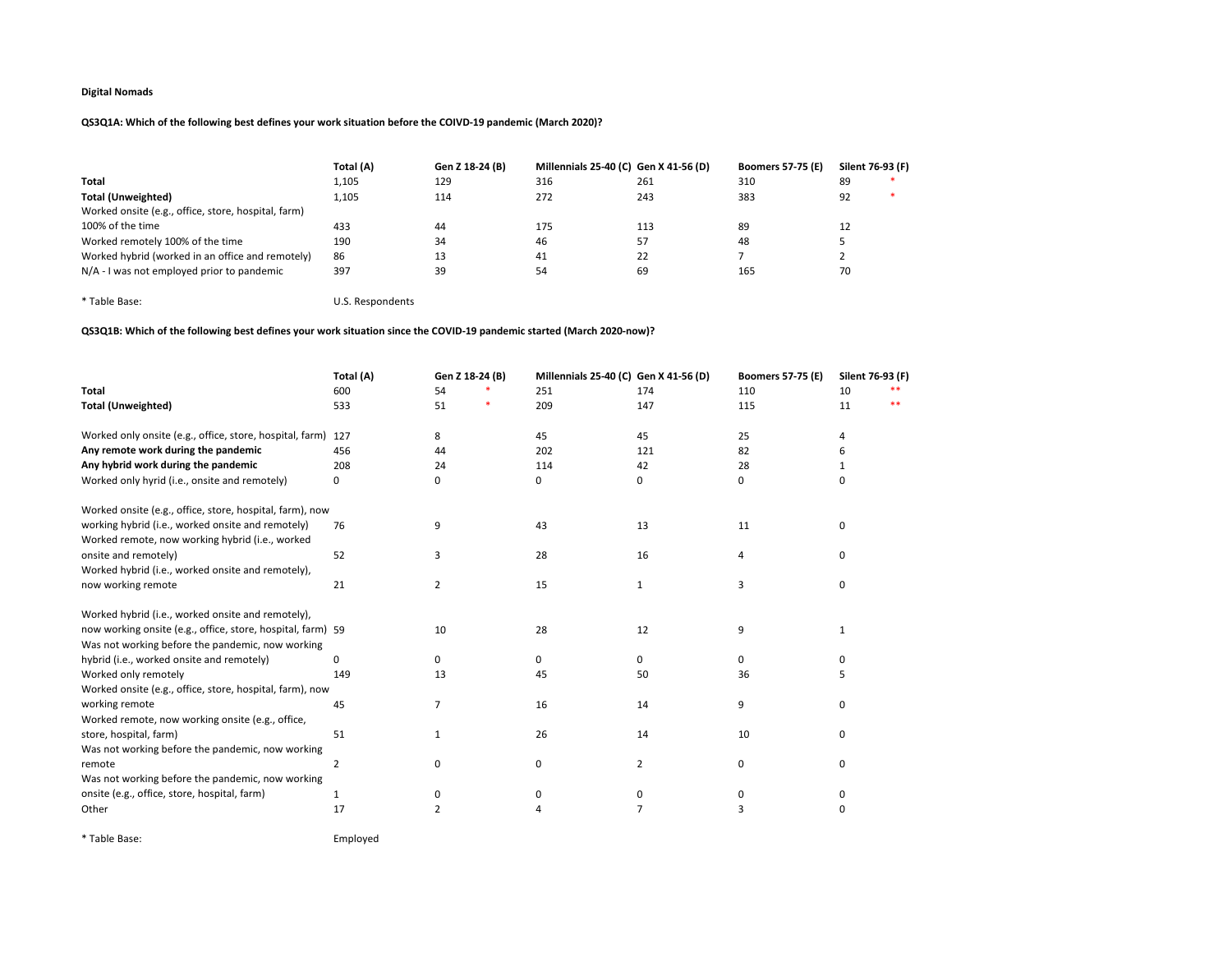**Digital Nomads**

**QS3Q1A: Which of the following best defines your work situation before the COIVD-19 pandemic (March 2020)?**

| | Total (A) | Gen Z 18-24 (B) | Millennials 25-40 (C) | Gen X 41-56 (D) | Boomers 57-75 (E) | Silent 76-93 (F) |
|---|---|---|---|---|---|---|
| **Total** | 1,105 | 129 | 316 | 261 | 310 | 89 * |
| **Total (Unweighted)** | 1,105 | 114 | 272 | 243 | 383 | 92 * |
| Worked onsite (e.g., office, store, hospital, farm) 100% of the time | 433 | 44 | 175 | 113 | 89 | 12 |
| Worked remotely 100% of the time | 190 | 34 | 46 | 57 | 48 | 5 |
| Worked hybrid (worked in an office and remotely) | 86 | 13 | 41 | 22 | 7 | 2 |
| N/A - I was not employed prior to pandemic | 397 | 39 | 54 | 69 | 165 | 70 |

\* Table Base: U.S. Respondents

**QS3Q1B: Which of the following best defines your work situation since the COVID-19 pandemic started (March 2020-now)?**

| | Total (A) | Gen Z 18-24 (B) | Millennials 25-40 (C) | Gen X 41-56 (D) | Boomers 57-75 (E) | Silent 76-93 (F) |
|---|---|---|---|---|---|---|
| **Total** | 600 | 54 * | 251 | 174 | 110 | 10 ** |
| **Total (Unweighted)** | 533 | 51 * | 209 | 147 | 115 | 11 ** |
| Worked only onsite (e.g., office, store, hospital, farm) | 127 | 8 | 45 | 45 | 25 | 4 |
| **Any remote work during the pandemic** | 456 | 44 | 202 | 121 | 82 | 6 |
| **Any hybrid work during the pandemic** | 208 | 24 | 114 | 42 | 28 | 1 |
| Worked only hyrid (i.e., onsite and remotely) | 0 | 0 | 0 | 0 | 0 | 0 |
| Worked onsite (e.g., office, store, hospital, farm), now working hybrid (i.e., worked onsite and remotely) | 76 | 9 | 43 | 13 | 11 | 0 |
| Worked remote, now working hybrid (i.e., worked onsite and remotely) | 52 | 3 | 28 | 16 | 4 | 0 |
| Worked hybrid (i.e., worked onsite and remotely), now working remote | 21 | 2 | 15 | 1 | 3 | 0 |
| Worked hybrid (i.e., worked onsite and remotely), now working onsite (e.g., office, store, hospital, farm) | 59 | 10 | 28 | 12 | 9 | 1 |
| Was not working before the pandemic, now working hybrid (i.e., worked onsite and remotely) | 0 | 0 | 0 | 0 | 0 | 0 |
| Worked only remotely | 149 | 13 | 45 | 50 | 36 | 5 |
| Worked onsite (e.g., office, store, hospital, farm), now working remote | 45 | 7 | 16 | 14 | 9 | 0 |
| Worked remote, now working onsite (e.g., office, store, hospital, farm) | 51 | 1 | 26 | 14 | 10 | 0 |
| Was not working before the pandemic, now working remote | 2 | 0 | 0 | 2 | 0 | 0 |
| Was not working before the pandemic, now working onsite (e.g., office, store, hospital, farm) | 1 | 0 | 0 | 0 | 0 | 0 |
| Other | 17 | 2 | 4 | 7 | 3 | 0 |

\* Table Base: Employed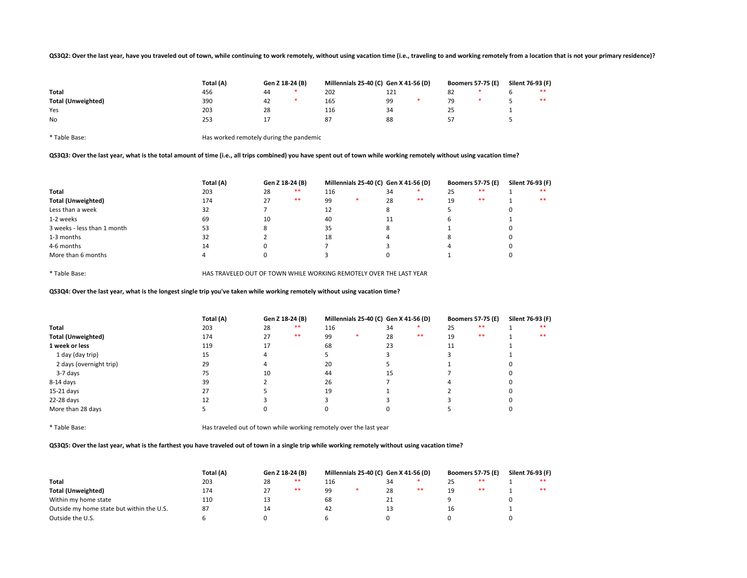**QS3Q2: Over the last year, have you traveled out of town, while continuing to work remotely, without using vacation time (i.e., traveling to and working remotely from a location that is not your primary residence)?**

| | Total (A) | Gen Z 18-24 (B) | | Millennials 25-40 (C) | | Gen X 41-56 (D) | | Boomers 57-75 (E) | | Silent 76-93 (F) | |
|---|---|---|---|---|---|---|---|---|---|---|---|
| **Total** | 456 | 44 | * | 202 | | 121 | | 82 | * | 6 | ** |
| **Total (Unweighted)** | 390 | 42 | * | 165 | | 99 | * | 79 | * | 5 | ** |
| Yes | 203 | 28 | | 116 | | 34 | | 25 | | 1 | |
| No | 253 | 17 | | 87 | | 88 | | 57 | | 5 | |

\* Table Base: Has worked remotely during the pandemic

**QS3Q3: Over the last year, what is the total amount of time (i.e., all trips combined) you have spent out of town while working remotely without using vacation time?**

| | Total (A) | Gen Z 18-24 (B) | | Millennials 25-40 (C) | | Gen X 41-56 (D) | | Boomers 57-75 (E) | | Silent 76-93 (F) | |
|---|---|---|---|---|---|---|---|---|---|---|---|
| **Total** | 203 | 28 | ** | 116 | | 34 | * | 25 | ** | 1 | ** |
| **Total (Unweighted)** | 174 | 27 | ** | 99 | * | 28 | ** | 19 | ** | 1 | ** |
| Less than a week | 32 | 7 | | 12 | | 8 | | 5 | | 0 | |
| 1-2 weeks | 69 | 10 | | 40 | | 11 | | 6 | | 1 | |
| 3 weeks - less than 1 month | 53 | 8 | | 35 | | 8 | | 1 | | 0 | |
| 1-3 months | 32 | 2 | | 18 | | 4 | | 8 | | 0 | |
| 4-6 months | 14 | 0 | | 7 | | 3 | | 4 | | 0 | |
| More than 6 months | 4 | 0 | | 3 | | 0 | | 1 | | 0 | |

\* Table Base: HAS TRAVELED OUT OF TOWN WHILE WORKING REMOTELY OVER THE LAST YEAR

**QS3Q4: Over the last year, what is the longest single trip you've taken while working remotely without using vacation time?**

| | Total (A) | Gen Z 18-24 (B) | | Millennials 25-40 (C) | | Gen X 41-56 (D) | | Boomers 57-75 (E) | | Silent 76-93 (F) | |
|---|---|---|---|---|---|---|---|---|---|---|---|
| **Total** | 203 | 28 | ** | 116 | | 34 | * | 25 | ** | 1 | ** |
| **Total (Unweighted)** | 174 | 27 | ** | 99 | * | 28 | ** | 19 | ** | 1 | ** |
| **1 week or less** | 119 | 17 | | 68 | | 23 | | 11 | | 1 | |
| 1 day (day trip) | 15 | 4 | | 5 | | 3 | | 3 | | 1 | |
| 2 days (overnight trip) | 29 | 4 | | 20 | | 5 | | 1 | | 0 | |
| 3-7 days | 75 | 10 | | 44 | | 15 | | 7 | | 0 | |
| 8-14 days | 39 | 2 | | 26 | | 7 | | 4 | | 0 | |
| 15-21 days | 27 | 5 | | 19 | | 1 | | 2 | | 0 | |
| 22-28 days | 12 | 3 | | 3 | | 3 | | 3 | | 0 | |
| More than 28 days | 5 | 0 | | 0 | | 0 | | 5 | | 0 | |

\* Table Base: Has traveled out of town while working remotely over the last year

**QS3Q5: Over the last year, what is the farthest you have traveled out of town in a single trip while working remotely without using vacation time?**

| | Total (A) | Gen Z 18-24 (B) | | Millennials 25-40 (C) | | Gen X 41-56 (D) | | Boomers 57-75 (E) | | Silent 76-93 (F) | |
|---|---|---|---|---|---|---|---|---|---|---|---|
| **Total** | 203 | 28 | ** | 116 | | 34 | * | 25 | ** | 1 | ** |
| **Total (Unweighted)** | 174 | 27 | ** | 99 | * | 28 | ** | 19 | ** | 1 | ** |
| Within my home state | 110 | 13 | | 68 | | 21 | | 9 | | 0 | |
| Outside my home state but within the U.S. | 87 | 14 | | 42 | | 13 | | 16 | | 1 | |
| Outside the U.S. | 6 | 0 | | 6 | | 0 | | 0 | | 0 | |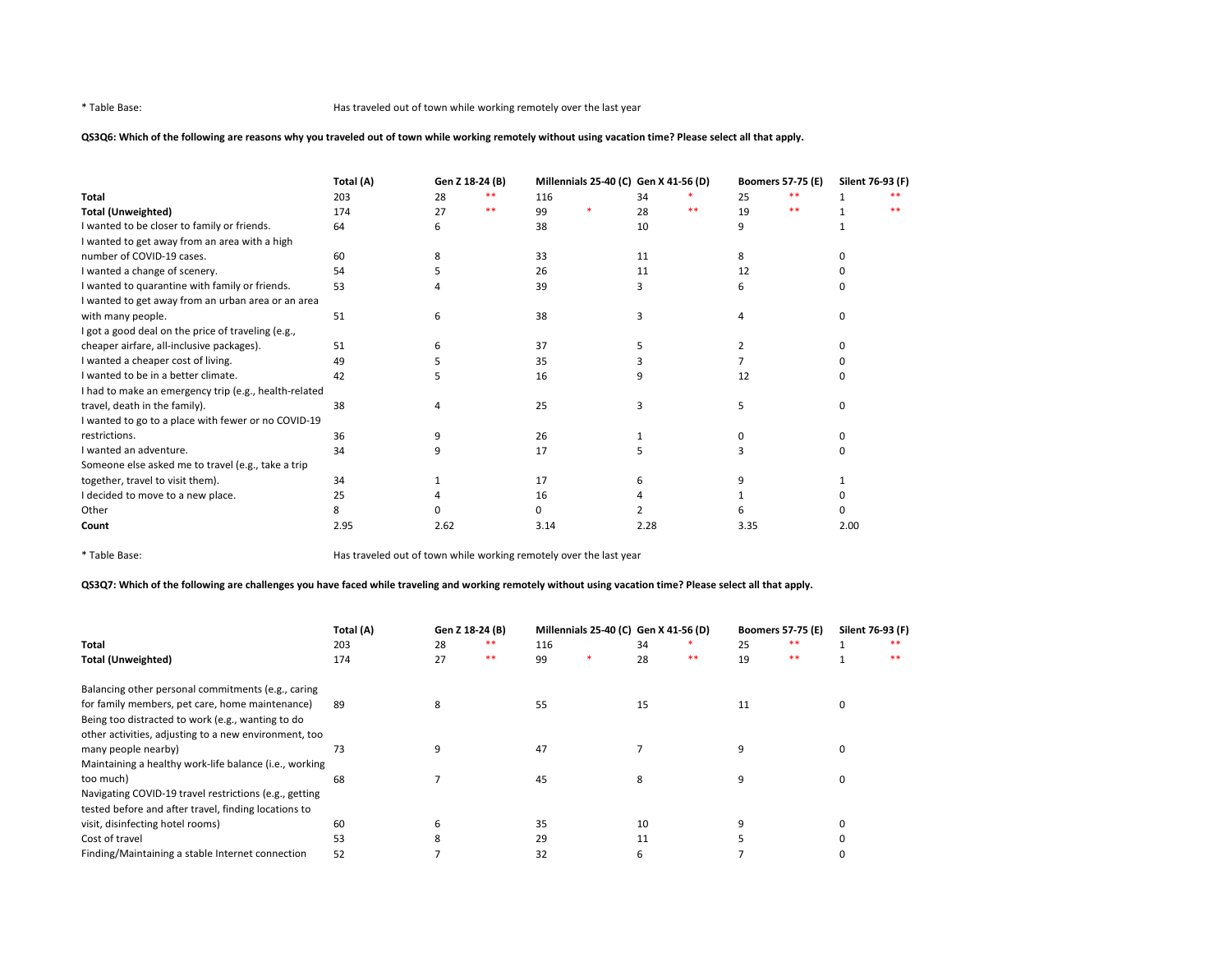* Table Base: Has traveled out of town while working remotely over the last year

**QS3Q6: Which of the following are reasons why you traveled out of town while working remotely without using vacation time? Please select all that apply.**

| | Total (A) | Gen Z 18-24 (B) | | Millennials 25-40 (C) | | Gen X 41-56 (D) | | Boomers 57-75 (E) | | Silent 76-93 (F) | |
|---|---|---|---|---|---|---|---|---|---|---|---|
| **Total** | 203 | 28 | ** | 116 | | 34 | * | 25 | ** | 1 | ** |
| **Total (Unweighted)** | 174 | 27 | ** | 99 | * | 28 | ** | 19 | ** | 1 | ** |
| I wanted to be closer to family or friends. | 64 | 6 | | 38 | | 10 | | 9 | | 1 | |
| I wanted to get away from an area with a high number of COVID-19 cases. | 60 | 8 | | 33 | | 11 | | 8 | | 0 | |
| I wanted a change of scenery. | 54 | 5 | | 26 | | 11 | | 12 | | 0 | |
| I wanted to quarantine with family or friends. | 53 | 4 | | 39 | | 3 | | 6 | | 0 | |
| I wanted to get away from an urban area or an area with many people. | 51 | 6 | | 38 | | 3 | | 4 | | 0 | |
| I got a good deal on the price of traveling (e.g., cheaper airfare, all-inclusive packages). | 51 | 6 | | 37 | | 5 | | 2 | | 0 | |
| I wanted a cheaper cost of living. | 49 | 5 | | 35 | | 3 | | 7 | | 0 | |
| I wanted to be in a better climate. | 42 | 5 | | 16 | | 9 | | 12 | | 0 | |
| I had to make an emergency trip (e.g., health-related travel, death in the family). | 38 | 4 | | 25 | | 3 | | 5 | | 0 | |
| I wanted to go to a place with fewer or no COVID-19 restrictions. | 36 | 9 | | 26 | | 1 | | 0 | | 0 | |
| I wanted an adventure. | 34 | 9 | | 17 | | 5 | | 3 | | 0 | |
| Someone else asked me to travel (e.g., take a trip together, travel to visit them). | 34 | 1 | | 17 | | 6 | | 9 | | 1 | |
| I decided to move to a new place. | 25 | 4 | | 16 | | 4 | | 1 | | 0 | |
| Other | 8 | 0 | | 0 | | 2 | | 6 | | 0 | |
| **Count** | 2.95 | 2.62 | | 3.14 | | 2.28 | | 3.35 | | 2.00 | |

* Table Base: Has traveled out of town while working remotely over the last year

**QS3Q7: Which of the following are challenges you have faced while traveling and working remotely without using vacation time? Please select all that apply.**

| | Total (A) | Gen Z 18-24 (B) | | Millennials 25-40 (C) | | Gen X 41-56 (D) | | Boomers 57-75 (E) | | Silent 76-93 (F) | |
|---|---|---|---|---|---|---|---|---|---|---|---|
| **Total** | 203 | 28 | ** | 116 | | 34 | * | 25 | ** | 1 | ** |
| **Total (Unweighted)** | 174 | 27 | ** | 99 | * | 28 | ** | 19 | ** | 1 | ** |
| Balancing other personal commitments (e.g., caring for family members, pet care, home maintenance) | 89 | 8 | | 55 | | 15 | | 11 | | 0 | |
| Being too distracted to work (e.g., wanting to do other activities, adjusting to a new environment, too many people nearby) | 73 | 9 | | 47 | | 7 | | 9 | | 0 | |
| Maintaining a healthy work-life balance (i.e., working too much) | 68 | 7 | | 45 | | 8 | | 9 | | 0 | |
| Navigating COVID-19 travel restrictions (e.g., getting tested before and after travel, finding locations to visit, disinfecting hotel rooms) | 60 | 6 | | 35 | | 10 | | 9 | | 0 | |
| Cost of travel | 53 | 8 | | 29 | | 11 | | 5 | | 0 | |
| Finding/Maintaining a stable Internet connection | 52 | 7 | | 32 | | 6 | | 7 | | 0 | |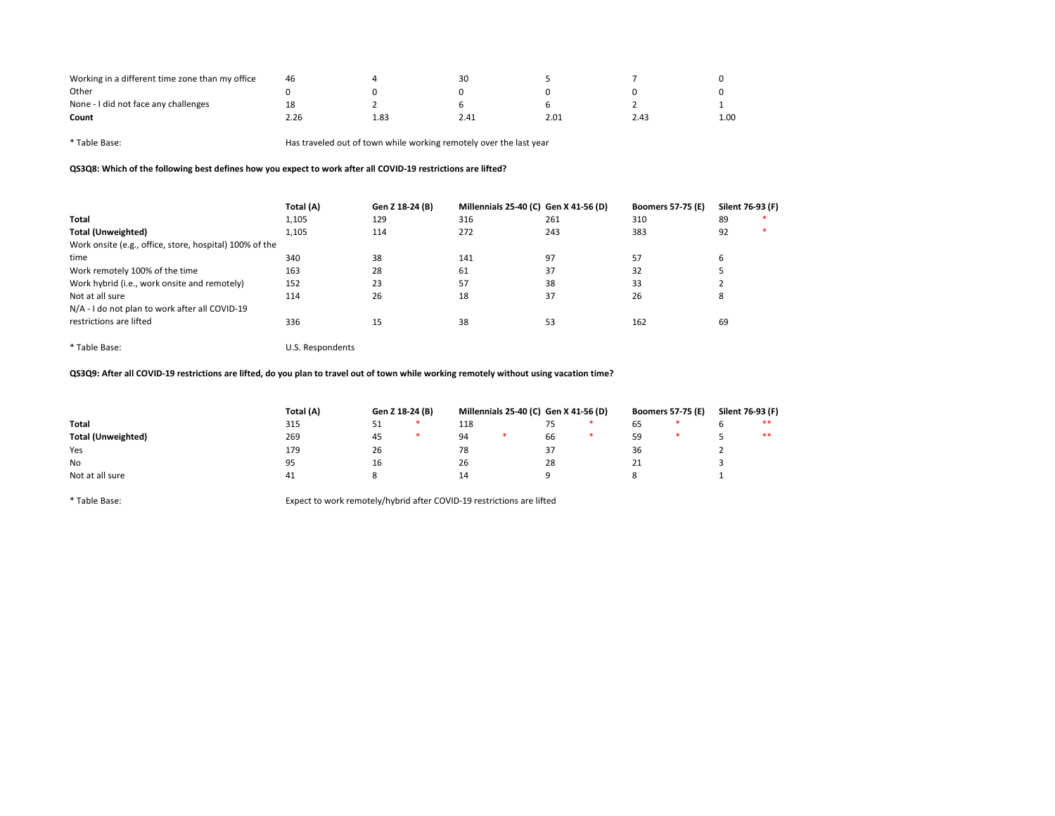| | | | | | | |
|---|---|---|---|---|---|---|
| Working in a different time zone than my office | 46 | 4 | 30 | 5 | 7 | 0 |
| Other | 0 | 0 | 0 | 0 | 0 | 0 |
| None - I did not face any challenges | 18 | 2 | 6 | 6 | 2 | 1 |
| **Count** | 2.26 | 1.83 | 2.41 | 2.01 | 2.43 | 1.00 |

* Table Base: Has traveled out of town while working remotely over the last year

**QS3Q8: Which of the following best defines how you expect to work after all COVID-19 restrictions are lifted?**

| | Total (A) | Gen Z 18-24 (B) | Millennials 25-40 (C) | Gen X 41-56 (D) | Boomers 57-75 (E) | Silent 76-93 (F) |
|---|---|---|---|---|---|---|
| **Total** | 1,105 | 129 | 316 | 261 | 310 | 89 * |
| **Total (Unweighted)** | 1,105 | 114 | 272 | 243 | 383 | 92 * |
| Work onsite (e.g., office, store, hospital) 100% of the time | 340 | 38 | 141 | 97 | 57 | 6 |
| Work remotely 100% of the time | 163 | 28 | 61 | 37 | 32 | 5 |
| Work hybrid (i.e., work onsite and remotely) | 152 | 23 | 57 | 38 | 33 | 2 |
| Not at all sure | 114 | 26 | 18 | 37 | 26 | 8 |
| N/A - I do not plan to work after all COVID-19 restrictions are lifted | 336 | 15 | 38 | 53 | 162 | 69 |

* Table Base: U.S. Respondents

**QS3Q9: After all COVID-19 restrictions are lifted, do you plan to travel out of town while working remotely without using vacation time?**

| | Total (A) | Gen Z 18-24 (B) | Millennials 25-40 (C) | Gen X 41-56 (D) | Boomers 57-75 (E) | Silent 76-93 (F) |
|---|---|---|---|---|---|---|
| **Total** | 315 | 51 * | 118 | 75 * | 65 * | 6 ** |
| **Total (Unweighted)** | 269 | 45 * | 94 * | 66 * | 59 * | 5 ** |
| Yes | 179 | 26 | 78 | 37 | 36 | 2 |
| No | 95 | 16 | 26 | 28 | 21 | 3 |
| Not at all sure | 41 | 8 | 14 | 9 | 8 | 1 |

* Table Base: Expect to work remotely/hybrid after COVID-19 restrictions are lifted